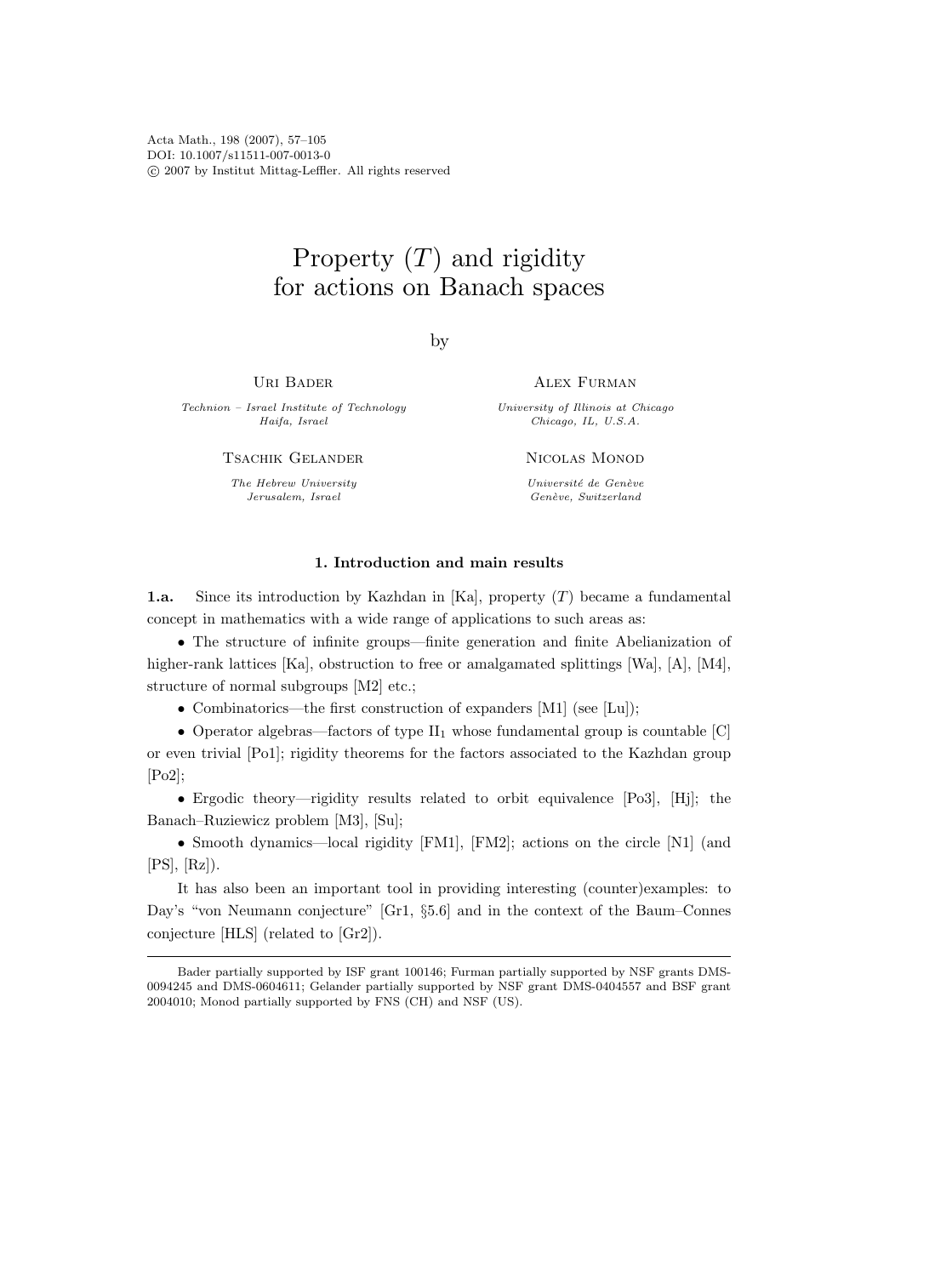# Property $(T)$ and rigidity for actions on Banach spaces

by

Uri Bader

*Technion – Israel Institute of Technology*
*Haifa, Israel*

Alex Furman

*University of Illinois at Chicago*
*Chicago, IL, U.S.A.*

Tsachik Gelander

*The Hebrew University*
*Jerusalem, Israel*

Nicolas Monod

*Université de Genève*
*Genève, Switzerland*

## 1. Introduction and main results

**1.a.** Since its introduction by Kazhdan in [Ka], property $(T)$ became a fundamental concept in mathematics with a wide range of applications to such areas as:

- The structure of infinite groups—finite generation and finite Abelianization of higher-rank lattices [Ka], obstruction to free or amalgamated splittings [Wa], [A], [M4], structure of normal subgroups [M2] etc.;
- Combinatorics—the first construction of expanders [M1] (see [Lu]);
- Operator algebras—factors of type $\mathrm{II}_1$ whose fundamental group is countable [C] or even trivial [Po1]; rigidity theorems for the factors associated to the Kazhdan group [Po2];
- Ergodic theory—rigidity results related to orbit equivalence [Po3], [Hj]; the Banach–Ruziewicz problem [M3], [Su];
- Smooth dynamics—local rigidity [FM1], [FM2]; actions on the circle [N1] (and [PS], [Rz]).

It has also been an important tool in providing interesting (counter)examples: to Day's "von Neumann conjecture" [Gr1, §5.6] and in the context of the Baum–Connes conjecture [HLS] (related to [Gr2]).

---

Bader partially supported by ISF grant 100146; Furman partially supported by NSF grants DMS-0094245 and DMS-0604611; Gelander partially supported by NSF grant DMS-0404557 and BSF grant 2004010; Monod partially supported by FNS (CH) and NSF (US).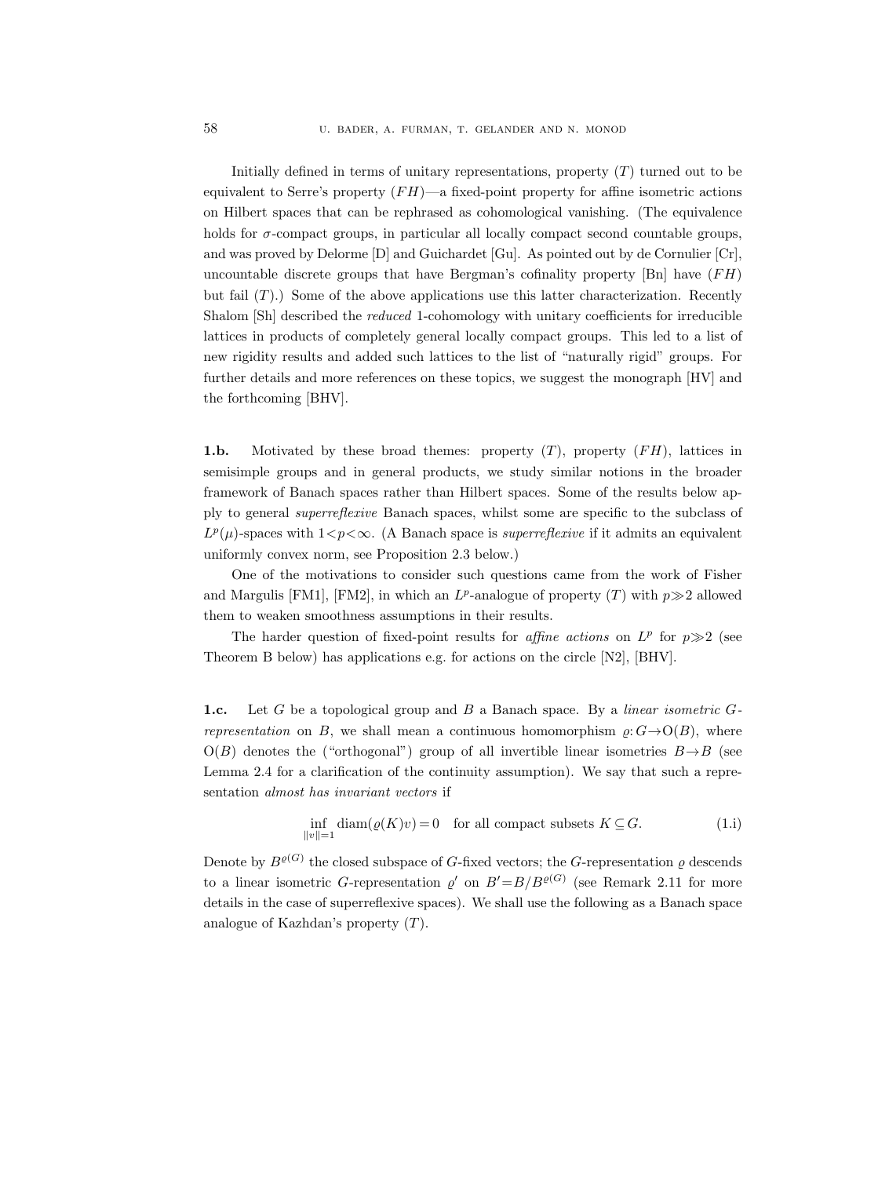Initially defined in terms of unitary representations, property $(T)$ turned out to be equivalent to Serre's property $(FH)$—a fixed-point property for affine isometric actions on Hilbert spaces that can be rephrased as cohomological vanishing. (The equivalence holds for $\sigma$-compact groups, in particular all locally compact second countable groups, and was proved by Delorme [D] and Guichardet [Gu]. As pointed out by de Cornulier [Cr], uncountable discrete groups that have Bergman's cofinality property [Bn] have $(FH)$ but fail $(T)$.) Some of the above applications use this latter characterization. Recently Shalom [Sh] described the *reduced* 1-cohomology with unitary coefficients for irreducible lattices in products of completely general locally compact groups. This led to a list of new rigidity results and added such lattices to the list of "naturally rigid" groups. For further details and more references on these topics, we suggest the monograph [HV] and the forthcoming [BHV].

**1.b.** Motivated by these broad themes: property $(T)$, property $(FH)$, lattices in semisimple groups and in general products, we study similar notions in the broader framework of Banach spaces rather than Hilbert spaces. Some of the results below apply to general *superreflexive* Banach spaces, whilst some are specific to the subclass of $L^p(\mu)$-spaces with $1<p<\infty$. (A Banach space is *superreflexive* if it admits an equivalent uniformly convex norm, see Proposition 2.3 below.)

One of the motivations to consider such questions came from the work of Fisher and Margulis [FM1], [FM2], in which an $L^p$-analogue of property $(T)$ with $p\gg 2$ allowed them to weaken smoothness assumptions in their results.

The harder question of fixed-point results for *affine actions* on $L^p$ for $p\gg 2$ (see Theorem B below) has applications e.g. for actions on the circle [N2], [BHV].

**1.c.** Let $G$ be a topological group and $B$ a Banach space. By a *linear isometric $G$-representation* on $B$, we shall mean a continuous homomorphism $\varrho: G\to \mathrm{O}(B)$, where $\mathrm{O}(B)$ denotes the ("orthogonal") group of all invertible linear isometries $B\to B$ (see Lemma 2.4 for a clarification of the continuity assumption). We say that such a representation *almost has invariant vectors* if

$$\inf_{\|v\|=1} \operatorname{diam}(\varrho(K)v)=0 \quad \text{for all compact subsets } K\subseteq G. \tag{1.i}$$

Denote by $B^{\varrho(G)}$ the closed subspace of $G$-fixed vectors; the $G$-representation $\varrho$ descends to a linear isometric $G$-representation $\varrho'$ on $B'=B/B^{\varrho(G)}$ (see Remark 2.11 for more details in the case of superreflexive spaces). We shall use the following as a Banach space analogue of Kazhdan's property $(T)$.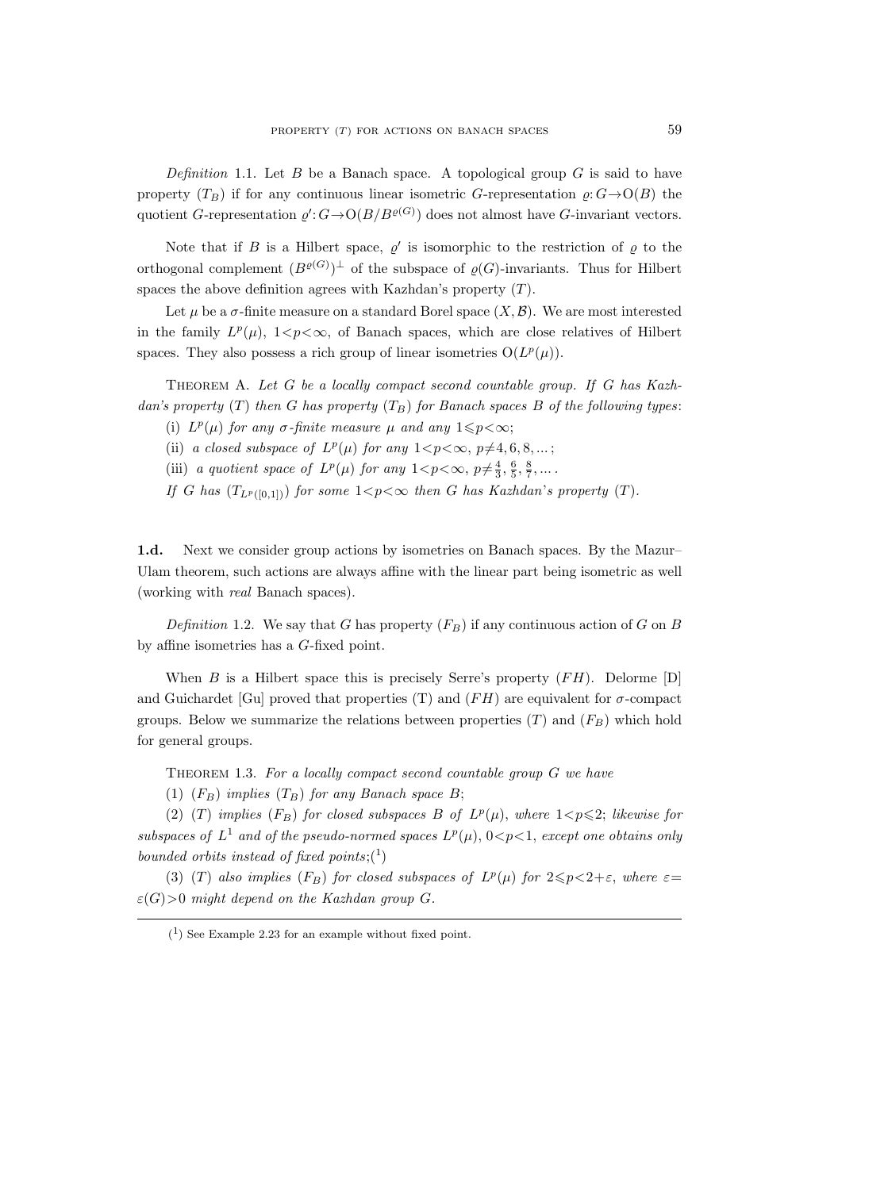*Definition* 1.1. Let $B$ be a Banach space. A topological group $G$ is said to have property $(T_B)$ if for any continuous linear isometric $G$-representation $\varrho: G \to \mathrm{O}(B)$ the quotient $G$-representation $\varrho': G \to \mathrm{O}(B/B^{\varrho(G)})$ does not almost have $G$-invariant vectors.

Note that if $B$ is a Hilbert space, $\varrho'$ is isomorphic to the restriction of $\varrho$ to the orthogonal complement $(B^{\varrho(G)})^{\perp}$ of the subspace of $\varrho(G)$-invariants. Thus for Hilbert spaces the above definition agrees with Kazhdan's property $(T)$.

Let $\mu$ be a $\sigma$-finite measure on a standard Borel space $(X, \mathcal{B})$. We are most interested in the family $L^p(\mu)$, $1<p<\infty$, of Banach spaces, which are close relatives of Hilbert spaces. They also possess a rich group of linear isometries $\mathrm{O}(L^p(\mu))$.

Theorem A. *Let $G$ be a locally compact second countable group. If $G$ has Kazhdan's property $(T)$ then $G$ has property $(T_B)$ for Banach spaces $B$ of the following types*:

(i) *$L^p(\mu)$ for any $\sigma$-finite measure $\mu$ and any $1 \leqslant p < \infty$;*

(ii) *a closed subspace of $L^p(\mu)$ for any $1<p<\infty$, $p \neq 4, 6, 8, \ldots$;*

(iii) *a quotient space of $L^p(\mu)$ for any $1<p<\infty$, $p \neq \frac{4}{3}, \frac{6}{5}, \frac{8}{7}, \ldots$.*

*If $G$ has $(T_{L^p([0,1])})$ for some $1<p<\infty$ then $G$ has Kazhdan's property $(T)$.*

**1.d.** Next we consider group actions by isometries on Banach spaces. By the Mazur–Ulam theorem, such actions are always affine with the linear part being isometric as well (working with *real* Banach spaces).

*Definition* 1.2. We say that $G$ has property $(F_B)$ if any continuous action of $G$ on $B$ by affine isometries has a $G$-fixed point.

When $B$ is a Hilbert space this is precisely Serre's property $(FH)$. Delorme [D] and Guichardet [Gu] proved that properties (T) and $(FH)$ are equivalent for $\sigma$-compact groups. Below we summarize the relations between properties $(T)$ and $(F_B)$ which hold for general groups.

Theorem 1.3. *For a locally compact second countable group $G$ we have*

(1) *$(F_B)$ implies $(T_B)$ for any Banach space $B$;*

(2) *$(T)$ implies $(F_B)$ for closed subspaces $B$ of $L^p(\mu)$, where $1<p\leqslant 2$; likewise for subspaces of $L^1$ and of the pseudo-normed spaces $L^p(\mu)$, $0<p<1$, except one obtains only bounded orbits instead of fixed points;*[1]

(3) *$(T)$ also implies $(F_B)$ for closed subspaces of $L^p(\mu)$ for $2 \leqslant p < 2+\varepsilon$, where $\varepsilon = \varepsilon(G) > 0$ might depend on the Kazhdan group $G$.*

---

[1] See Example 2.23 for an example without fixed point.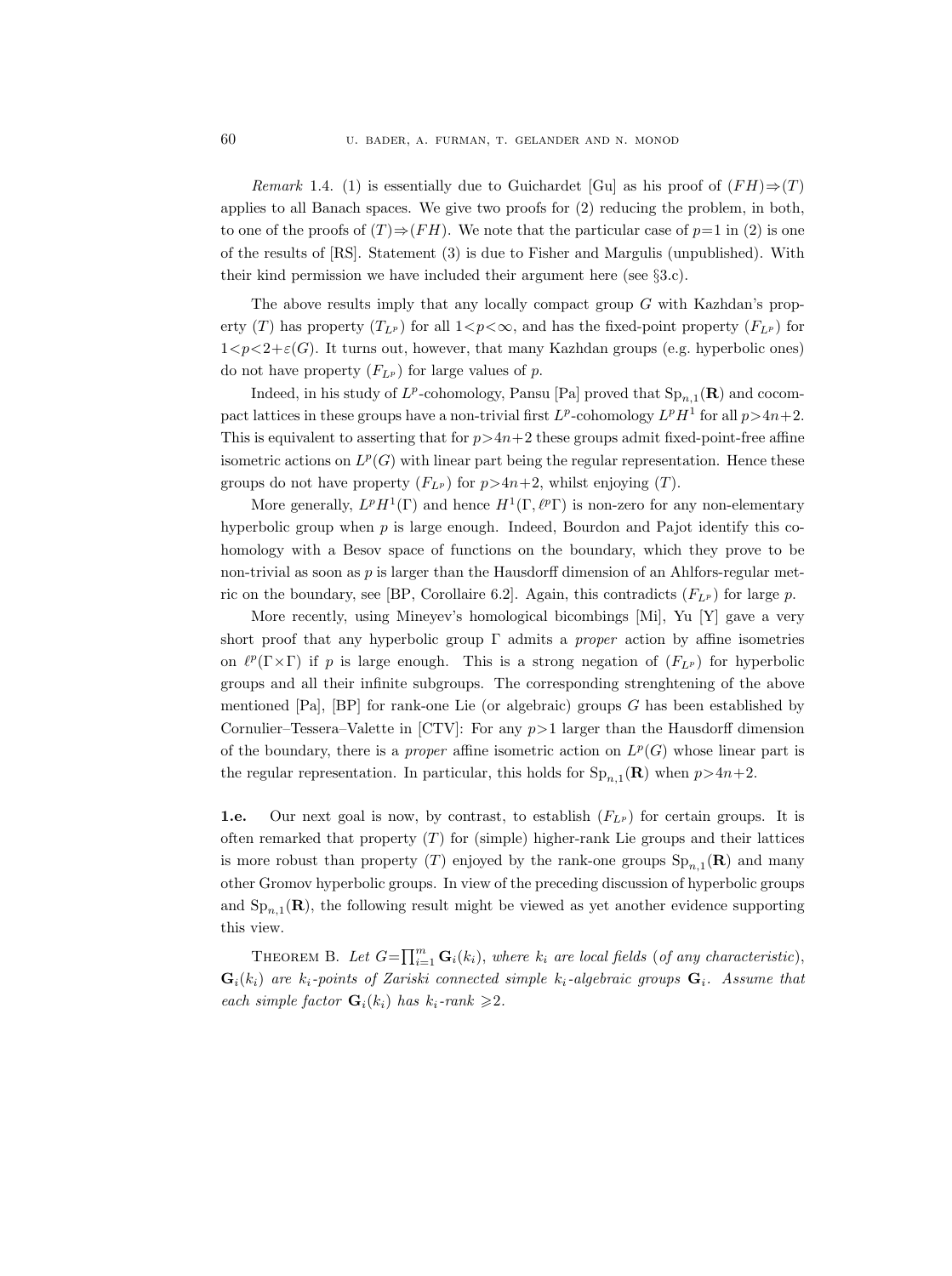*Remark* 1.4. (1) is essentially due to Guichardet [Gu] as his proof of $(FH)\Rightarrow(T)$ applies to all Banach spaces. We give two proofs for (2) reducing the problem, in both, to one of the proofs of $(T)\Rightarrow(FH)$. We note that the particular case of $p=1$ in (2) is one of the results of [RS]. Statement (3) is due to Fisher and Margulis (unpublished). With their kind permission we have included their argument here (see §3.c).

The above results imply that any locally compact group $G$ with Kazhdan's property $(T)$ has property $(T_{L^p})$ for all $1<p<\infty$, and has the fixed-point property $(F_{L^p})$ for $1<p<2+\varepsilon(G)$. It turns out, however, that many Kazhdan groups (e.g. hyperbolic ones) do not have property $(F_{L^p})$ for large values of $p$.

Indeed, in his study of $L^p$-cohomology, Pansu [Pa] proved that $\mathrm{Sp}_{n,1}(\mathbf{R})$ and cocompact lattices in these groups have a non-trivial first $L^p$-cohomology $L^pH^1$ for all $p>4n+2$. This is equivalent to asserting that for $p>4n+2$ these groups admit fixed-point-free affine isometric actions on $L^p(G)$ with linear part being the regular representation. Hence these groups do not have property $(F_{L^p})$ for $p>4n+2$, whilst enjoying $(T)$.

More generally, $L^pH^1(\Gamma)$ and hence $H^1(\Gamma,\ell^p\Gamma)$ is non-zero for any non-elementary hyperbolic group when $p$ is large enough. Indeed, Bourdon and Pajot identify this cohomology with a Besov space of functions on the boundary, which they prove to be non-trivial as soon as $p$ is larger than the Hausdorff dimension of an Ahlfors-regular metric on the boundary, see [BP, Corollaire 6.2]. Again, this contradicts $(F_{L^p})$ for large $p$.

More recently, using Mineyev's homological bicombings [Mi], Yu [Y] gave a very short proof that any hyperbolic group $\Gamma$ admits a *proper* action by affine isometries on $\ell^p(\Gamma\times\Gamma)$ if $p$ is large enough. This is a strong negation of $(F_{L^p})$ for hyperbolic groups and all their infinite subgroups. The corresponding strenghtening of the above mentioned [Pa], [BP] for rank-one Lie (or algebraic) groups $G$ has been established by Cornulier–Tessera–Valette in [CTV]: For any $p>1$ larger than the Hausdorff dimension of the boundary, there is a *proper* affine isometric action on $L^p(G)$ whose linear part is the regular representation. In particular, this holds for $\mathrm{Sp}_{n,1}(\mathbf{R})$ when $p>4n+2$.

**1.e.** Our next goal is now, by contrast, to establish $(F_{L^p})$ for certain groups. It is often remarked that property $(T)$ for (simple) higher-rank Lie groups and their lattices is more robust than property $(T)$ enjoyed by the rank-one groups $\mathrm{Sp}_{n,1}(\mathbf{R})$ and many other Gromov hyperbolic groups. In view of the preceding discussion of hyperbolic groups and $\mathrm{Sp}_{n,1}(\mathbf{R})$, the following result might be viewed as yet another evidence supporting this view.

Theorem B. *Let* $G=\prod_{i=1}^m \mathbf{G}_i(k_i)$, *where* $k_i$ *are local fields* (*of any characteristic*), $\mathbf{G}_i(k_i)$ *are* $k_i$*-points of Zariski connected simple* $k_i$*-algebraic groups* $\mathbf{G}_i$. *Assume that each simple factor* $\mathbf{G}_i(k_i)$ *has* $k_i$*-rank* $\geqslant 2$.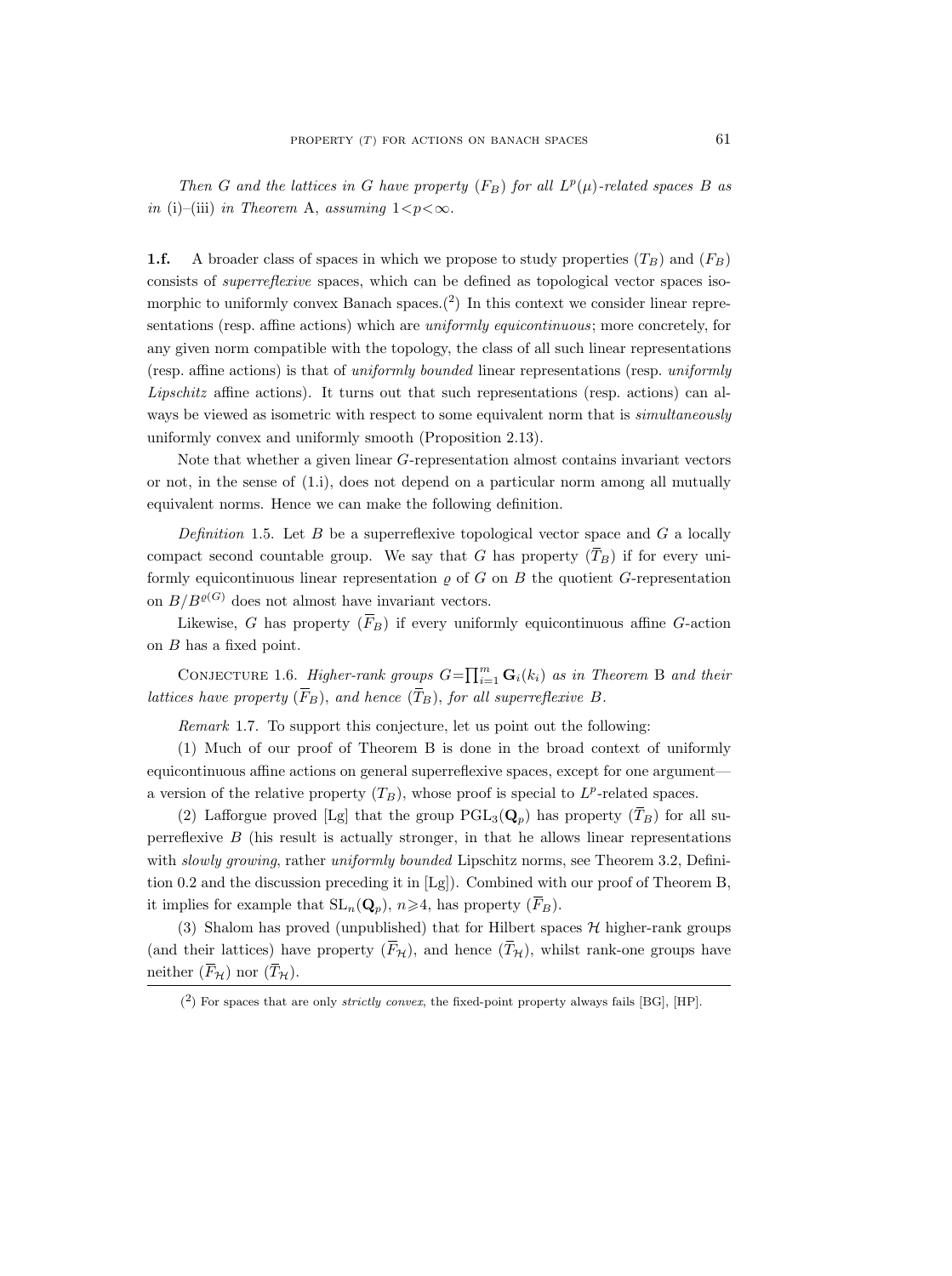*Then $G$ and the lattices in $G$ have property $(F_B)$ for all $L^p(\mu)$-related spaces $B$ as in* (i)–(iii) *in Theorem* A, *assuming* $1<p<\infty$.

**1.f.** A broader class of spaces in which we propose to study properties $(T_B)$ and $(F_B)$ consists of *superreflexive* spaces, which can be defined as topological vector spaces isomorphic to uniformly convex Banach spaces.(2) In this context we consider linear representations (resp. affine actions) which are *uniformly equicontinuous*; more concretely, for any given norm compatible with the topology, the class of all such linear representations (resp. affine actions) is that of *uniformly bounded* linear representations (resp. *uniformly Lipschitz* affine actions). It turns out that such representations (resp. actions) can always be viewed as isometric with respect to some equivalent norm that is *simultaneously* uniformly convex and uniformly smooth (Proposition 2.13).

Note that whether a given linear $G$-representation almost contains invariant vectors or not, in the sense of (1.i), does not depend on a particular norm among all mutually equivalent norms. Hence we can make the following definition.

*Definition* 1.5. Let $B$ be a superreflexive topological vector space and $G$ a locally compact second countable group. We say that $G$ has property $(\overline{T}_B)$ if for every uniformly equicontinuous linear representation $\varrho$ of $G$ on $B$ the quotient $G$-representation on $B/B^{\varrho(G)}$ does not almost have invariant vectors.

Likewise, $G$ has property $(\overline{F}_B)$ if every uniformly equicontinuous affine $G$-action on $B$ has a fixed point.

Conjecture 1.6. *Higher-rank groups $G=\prod_{i=1}^m \mathbf{G}_i(k_i)$ as in Theorem* B *and their lattices have property $(\overline{F}_B)$, and hence $(\overline{T}_B)$, for all superreflexive $B$.*

*Remark* 1.7. To support this conjecture, let us point out the following:

(1) Much of our proof of Theorem B is done in the broad context of uniformly equicontinuous affine actions on general superreflexive spaces, except for one argument—a version of the relative property $(T_B)$, whose proof is special to $L^p$-related spaces.

(2) Lafforgue proved [Lg] that the group $\mathrm{PGL}_3(\mathbf{Q}_p)$ has property $(\overline{T}_B)$ for all superreflexive $B$ (his result is actually stronger, in that he allows linear representations with *slowly growing*, rather *uniformly bounded* Lipschitz norms, see Theorem 3.2, Definition 0.2 and the discussion preceding it in [Lg]). Combined with our proof of Theorem B, it implies for example that $\mathrm{SL}_n(\mathbf{Q}_p)$, $n\geqslant 4$, has property $(\overline{F}_B)$.

(3) Shalom has proved (unpublished) that for Hilbert spaces $\mathcal{H}$ higher-rank groups (and their lattices) have property $(\overline{F}_{\mathcal{H}})$, and hence $(\overline{T}_{\mathcal{H}})$, whilst rank-one groups have neither $(\overline{F}_{\mathcal{H}})$ nor $(\overline{T}_{\mathcal{H}})$.

(2) For spaces that are only *strictly convex*, the fixed-point property always fails [BG], [HP].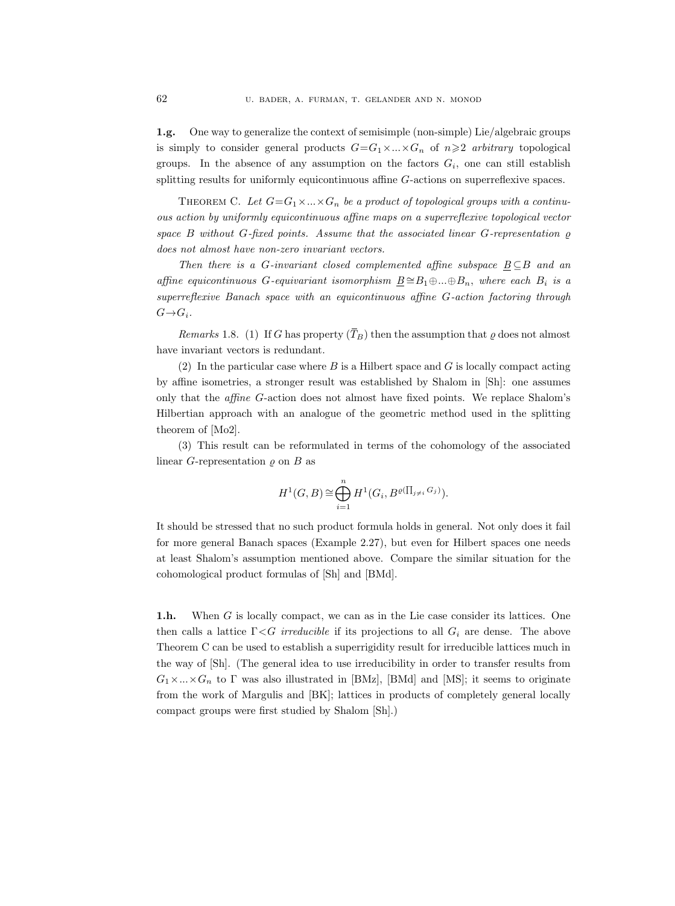**1.g.** One way to generalize the context of semisimple (non-simple) Lie/algebraic groups is simply to consider general products $G=G_1\times\ldots\times G_n$ of $n\geqslant 2$ *arbitrary* topological groups. In the absence of any assumption on the factors $G_i$, one can still establish splitting results for uniformly equicontinuous affine $G$-actions on superreflexive spaces.

THEOREM C. *Let $G=G_1\times\ldots\times G_n$ be a product of topological groups with a continuous action by uniformly equicontinuous affine maps on a superreflexive topological vector space $B$ without $G$-fixed points. Assume that the associated linear $G$-representation $\varrho$ does not almost have non-zero invariant vectors.*

*Then there is a $G$-invariant closed complemented affine subspace $\underline{B}\subseteq B$ and an affine equicontinuous $G$-equivariant isomorphism $\underline{B}\cong B_1\oplus\ldots\oplus B_n$, where each $B_i$ is a superreflexive Banach space with an equicontinuous affine $G$-action factoring through $G\to G_i$.*

*Remarks* 1.8. (1) If $G$ has property $(\overline{T}_B)$ then the assumption that $\varrho$ does not almost have invariant vectors is redundant.

(2) In the particular case where $B$ is a Hilbert space and $G$ is locally compact acting by affine isometries, a stronger result was established by Shalom in [Sh]: one assumes only that the *affine* $G$-action does not almost have fixed points. We replace Shalom's Hilbertian approach with an analogue of the geometric method used in the splitting theorem of [Mo2].

(3) This result can be reformulated in terms of the cohomology of the associated linear $G$-representation $\varrho$ on $B$ as

$$H^1(G,B)\cong\bigoplus_{i=1}^{n}H^1(G_i,B^{\varrho(\prod_{j\neq i}G_j)}).$$

It should be stressed that no such product formula holds in general. Not only does it fail for more general Banach spaces (Example 2.27), but even for Hilbert spaces one needs at least Shalom's assumption mentioned above. Compare the similar situation for the cohomological product formulas of [Sh] and [BMd].

**1.h.** When $G$ is locally compact, we can as in the Lie case consider its lattices. One then calls a lattice $\Gamma<G$ *irreducible* if its projections to all $G_i$ are dense. The above Theorem C can be used to establish a superrigidity result for irreducible lattices much in the way of [Sh]. (The general idea to use irreducibility in order to transfer results from $G_1\times\ldots\times G_n$ to $\Gamma$ was also illustrated in [BMz], [BMd] and [MS]; it seems to originate from the work of Margulis and [BK]; lattices in products of completely general locally compact groups were first studied by Shalom [Sh].)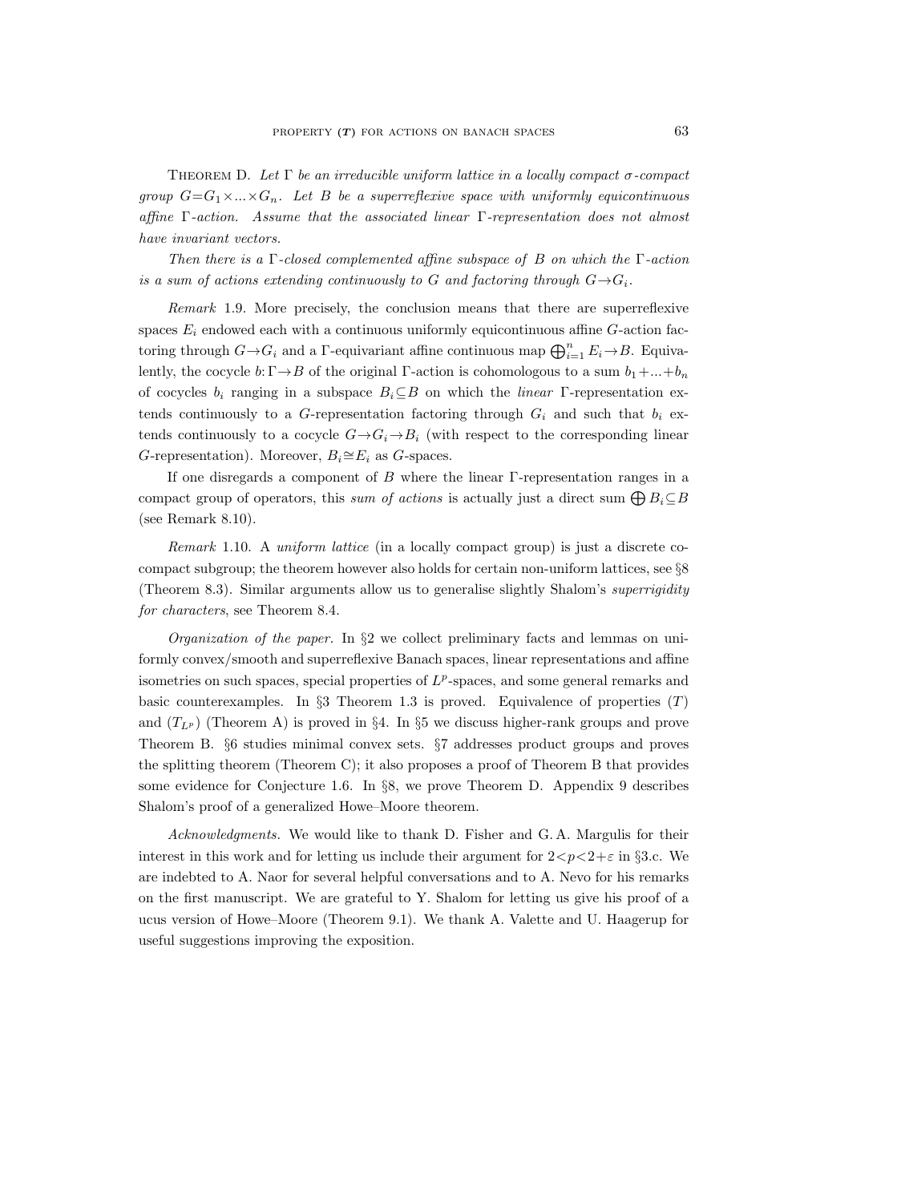THEOREM D. *Let $\Gamma$ be an irreducible uniform lattice in a locally compact $\sigma$-compact group $G=G_1\times...\times G_n$. Let $B$ be a superreflexive space with uniformly equicontinuous affine $\Gamma$-action. Assume that the associated linear $\Gamma$-representation does not almost have invariant vectors.*

*Then there is a $\Gamma$-closed complemented affine subspace of $B$ on which the $\Gamma$-action is a sum of actions extending continuously to $G$ and factoring through $G\to G_i$.*

*Remark* 1.9. More precisely, the conclusion means that there are superreflexive spaces $E_i$ endowed each with a continuous uniformly equicontinuous affine $G$-action factoring through $G\to G_i$ and a $\Gamma$-equivariant affine continuous map $\bigoplus_{i=1}^n E_i\to B$. Equivalently, the cocycle $b:\Gamma\to B$ of the original $\Gamma$-action is cohomologous to a sum $b_1+...+b_n$ of cocycles $b_i$ ranging in a subspace $B_i\subseteq B$ on which the *linear* $\Gamma$-representation extends continuously to a $G$-representation factoring through $G_i$ and such that $b_i$ extends continuously to a cocycle $G\to G_i\to B_i$ (with respect to the corresponding linear $G$-representation). Moreover, $B_i\cong E_i$ as $G$-spaces.

If one disregards a component of $B$ where the linear $\Gamma$-representation ranges in a compact group of operators, this *sum of actions* is actually just a direct sum $\bigoplus B_i\subseteq B$ (see Remark 8.10).

*Remark* 1.10. A *uniform lattice* (in a locally compact group) is just a discrete cocompact subgroup; the theorem however also holds for certain non-uniform lattices, see §8 (Theorem 8.3). Similar arguments allow us to generalise slightly Shalom's *superrigidity for characters*, see Theorem 8.4.

*Organization of the paper.* In §2 we collect preliminary facts and lemmas on uniformly convex/smooth and superreflexive Banach spaces, linear representations and affine isometries on such spaces, special properties of $L^p$-spaces, and some general remarks and basic counterexamples. In §3 Theorem 1.3 is proved. Equivalence of properties $(T)$ and $(T_{L^p})$ (Theorem A) is proved in §4. In §5 we discuss higher-rank groups and prove Theorem B. §6 studies minimal convex sets. §7 addresses product groups and proves the splitting theorem (Theorem C); it also proposes a proof of Theorem B that provides some evidence for Conjecture 1.6. In §8, we prove Theorem D. Appendix 9 describes Shalom's proof of a generalized Howe–Moore theorem.

*Acknowledgments.* We would like to thank D. Fisher and G. A. Margulis for their interest in this work and for letting us include their argument for $2<p<2+\varepsilon$ in §3.c. We are indebted to A. Naor for several helpful conversations and to A. Nevo for his remarks on the first manuscript. We are grateful to Y. Shalom for letting us give his proof of a ucus version of Howe–Moore (Theorem 9.1). We thank A. Valette and U. Haagerup for useful suggestions improving the exposition.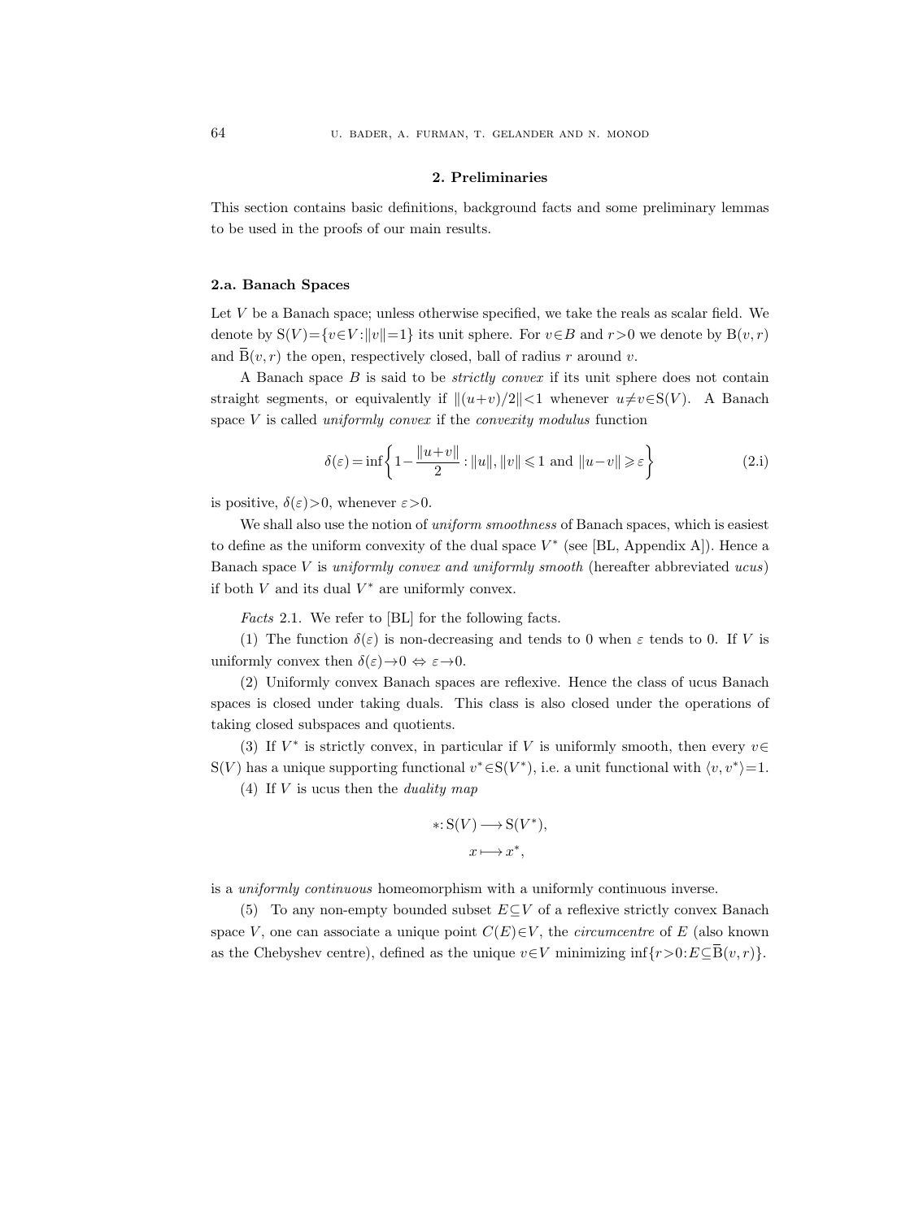## 2. Preliminaries

This section contains basic definitions, background facts and some preliminary lemmas to be used in the proofs of our main results.

### 2.a. Banach Spaces

Let $V$ be a Banach space; unless otherwise specified, we take the reals as scalar field. We denote by $\mathrm{S}(V)=\{v\in V:\|v\|=1\}$ its unit sphere. For $v\in B$ and $r>0$ we denote by $\mathrm{B}(v,r)$ and $\overline{\mathrm{B}}(v,r)$ the open, respectively closed, ball of radius $r$ around $v$.

A Banach space $B$ is said to be *strictly convex* if its unit sphere does not contain straight segments, or equivalently if $\|(u+v)/2\|<1$ whenever $u\neq v\in \mathrm{S}(V)$. A Banach space $V$ is called *uniformly convex* if the *convexity modulus* function

$$\delta(\varepsilon)=\inf\left\{1-\frac{\|u+v\|}{2}:\|u\|,\|v\|\leqslant 1 \text{ and } \|u-v\|\geqslant\varepsilon\right\} \tag{2.i}$$

is positive, $\delta(\varepsilon)>0$, whenever $\varepsilon>0$.

We shall also use the notion of *uniform smoothness* of Banach spaces, which is easiest to define as the uniform convexity of the dual space $V^*$ (see [BL, Appendix A]). Hence a Banach space $V$ is *uniformly convex and uniformly smooth* (hereafter abbreviated *ucus*) if both $V$ and its dual $V^*$ are uniformly convex.

*Facts* 2.1. We refer to [BL] for the following facts.

(1) The function $\delta(\varepsilon)$ is non-decreasing and tends to 0 when $\varepsilon$ tends to 0. If $V$ is uniformly convex then $\delta(\varepsilon)\to 0 \Leftrightarrow \varepsilon\to 0$.

(2) Uniformly convex Banach spaces are reflexive. Hence the class of ucus Banach spaces is closed under taking duals. This class is also closed under the operations of taking closed subspaces and quotients.

(3) If $V^*$ is strictly convex, in particular if $V$ is uniformly smooth, then every $v\in \mathrm{S}(V)$ has a unique supporting functional $v^*\in\mathrm{S}(V^*)$, i.e. a unit functional with $\langle v,v^*\rangle=1$.

(4) If $V$ is ucus then the *duality map*

$$\begin{aligned} *\colon \mathrm{S}(V)&\longrightarrow \mathrm{S}(V^*),\\ x&\longmapsto x^*, \end{aligned}$$

is a *uniformly continuous* homeomorphism with a uniformly continuous inverse.

(5) To any non-empty bounded subset $E\subseteq V$ of a reflexive strictly convex Banach space $V$, one can associate a unique point $C(E)\in V$, the *circumcentre* of $E$ (also known as the Chebyshev centre), defined as the unique $v\in V$ minimizing $\inf\{r>0:E\subseteq\overline{\mathrm{B}}(v,r)\}$.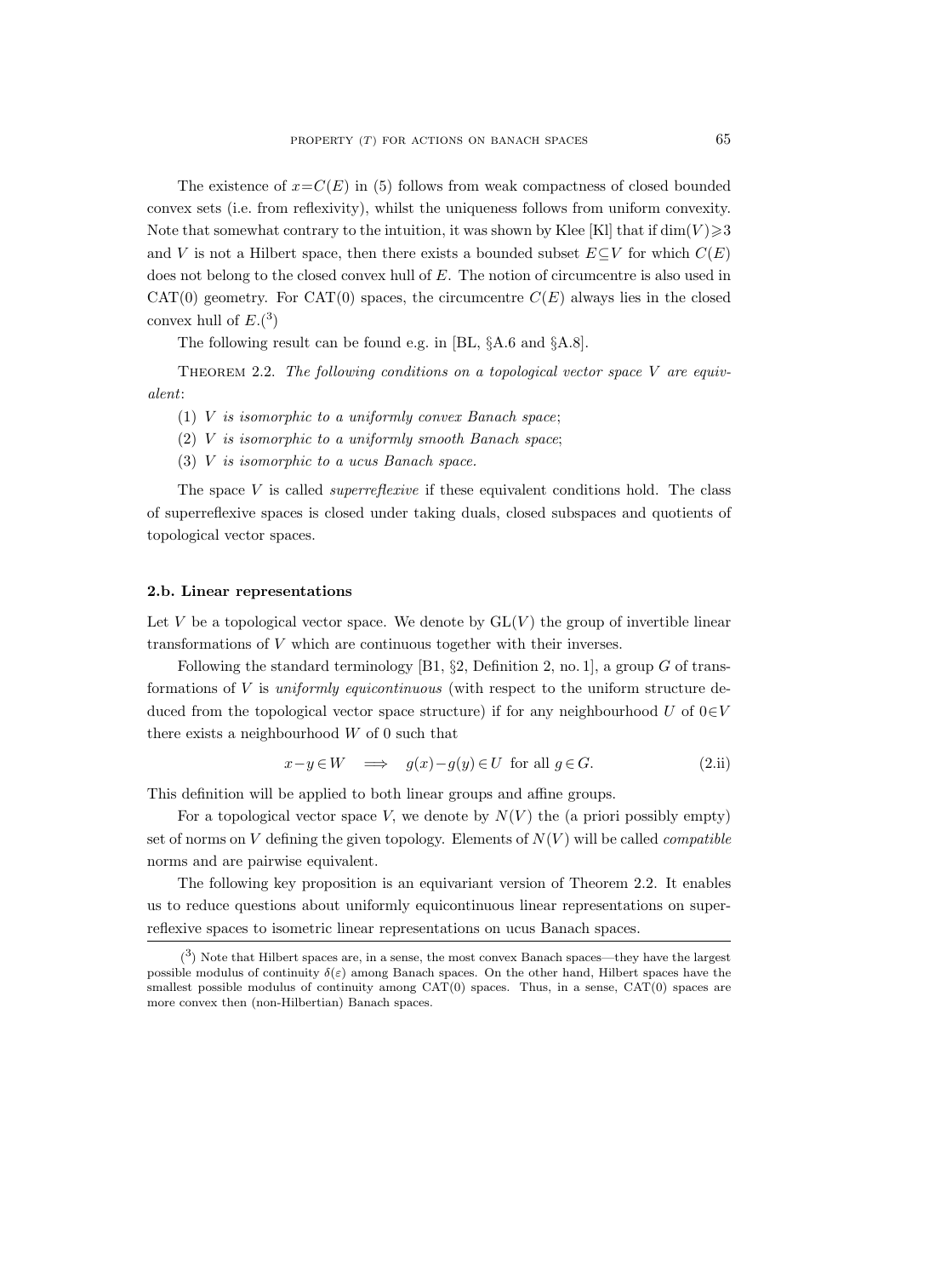The existence of $x=C(E)$ in (5) follows from weak compactness of closed bounded convex sets (i.e. from reflexivity), whilst the uniqueness follows from uniform convexity. Note that somewhat contrary to the intuition, it was shown by Klee [Kl] that if $\dim(V)\geqslant 3$ and $V$ is not a Hilbert space, then there exists a bounded subset $E\subseteq V$ for which $C(E)$ does not belong to the closed convex hull of $E$. The notion of circumcentre is also used in CAT(0) geometry. For CAT(0) spaces, the circumcentre $C(E)$ always lies in the closed convex hull of $E$.(3)

The following result can be found e.g. in [BL, §A.6 and §A.8].

Theorem 2.2. *The following conditions on a topological vector space $V$ are equivalent*:

(1) *$V$ is isomorphic to a uniformly convex Banach space*;

(2) *$V$ is isomorphic to a uniformly smooth Banach space*;

(3) *$V$ is isomorphic to a ucus Banach space.*

The space $V$ is called *superreflexive* if these equivalent conditions hold. The class of superreflexive spaces is closed under taking duals, closed subspaces and quotients of topological vector spaces.

#### 2.b. Linear representations

Let $V$ be a topological vector space. We denote by $\mathrm{GL}(V)$ the group of invertible linear transformations of $V$ which are continuous together with their inverses.

Following the standard terminology [B1, §2, Definition 2, no. 1], a group $G$ of transformations of $V$ is *uniformly equicontinuous* (with respect to the uniform structure deduced from the topological vector space structure) if for any neighbourhood $U$ of $0\in V$ there exists a neighbourhood $W$ of 0 such that

$$x-y\in W \quad\Longrightarrow\quad g(x)-g(y)\in U \text{ for all } g\in G. \tag{2.ii}$$

This definition will be applied to both linear groups and affine groups.

For a topological vector space $V$, we denote by $N(V)$ the (a priori possibly empty) set of norms on $V$ defining the given topology. Elements of $N(V)$ will be called *compatible* norms and are pairwise equivalent.

The following key proposition is an equivariant version of Theorem 2.2. It enables us to reduce questions about uniformly equicontinuous linear representations on superreflexive spaces to isometric linear representations on ucus Banach spaces.

(3) Note that Hilbert spaces are, in a sense, the most convex Banach spaces—they have the largest possible modulus of continuity $\delta(\varepsilon)$ among Banach spaces. On the other hand, Hilbert spaces have the smallest possible modulus of continuity among CAT(0) spaces. Thus, in a sense, CAT(0) spaces are more convex then (non-Hilbertian) Banach spaces.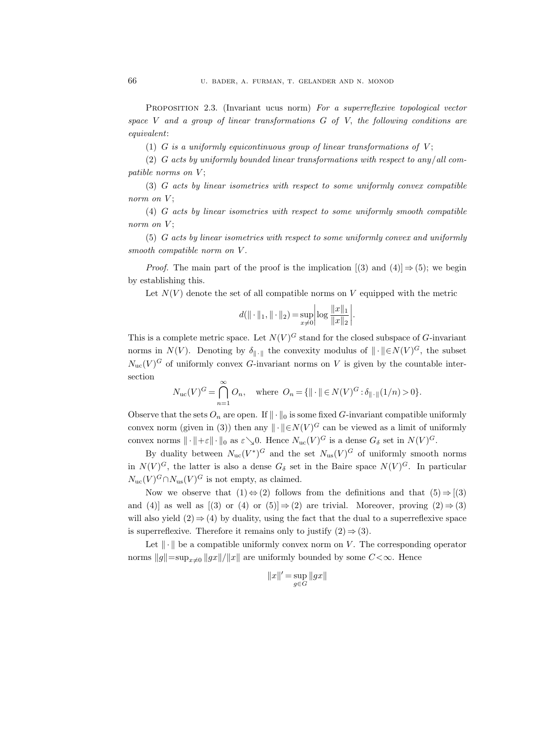**Proposition 2.3.** (Invariant ucus norm) *For a superreflexive topological vector space $V$ and a group of linear transformations $G$ of $V$, the following conditions are equivalent*:

(1) *$G$ is a uniformly equicontinuous group of linear transformations of $V$*;

(2) *$G$ acts by uniformly bounded linear transformations with respect to any/all compatible norms on $V$*;

(3) *$G$ acts by linear isometries with respect to some uniformly convex compatible norm on $V$*;

(4) *$G$ acts by linear isometries with respect to some uniformly smooth compatible norm on $V$*;

(5) *$G$ acts by linear isometries with respect to some uniformly convex and uniformly smooth compatible norm on $V$.*

*Proof.* The main part of the proof is the implication [(3) and (4)] ⇒ (5); we begin by establishing this.

Let $N(V)$ denote the set of all compatible norms on $V$ equipped with the metric

$$d(\|\cdot\|_1, \|\cdot\|_2) = \sup_{x\neq 0}\left|\log \frac{\|x\|_1}{\|x\|_2}\right|.$$

This is a complete metric space. Let $N(V)^G$ stand for the closed subspace of $G$-invariant norms in $N(V)$. Denoting by $\delta_{\|\cdot\|}$ the convexity modulus of $\|\cdot\|\in N(V)^G$, the subset $N_{\mathrm{uc}}(V)^G$ of uniformly convex $G$-invariant norms on $V$ is given by the countable intersection

$$N_{\mathrm{uc}}(V)^G = \bigcap_{n=1}^{\infty} O_n, \quad \text{where } O_n = \{\|\cdot\| \in N(V)^G : \delta_{\|\cdot\|}(1/n) > 0\}.$$

Observe that the sets $O_n$ are open. If $\|\cdot\|_0$ is some fixed $G$-invariant compatible uniformly convex norm (given in (3)) then any $\|\cdot\|\in N(V)^G$ can be viewed as a limit of uniformly convex norms $\|\cdot\|+\varepsilon\|\cdot\|_0$ as $\varepsilon\searrow 0$. Hence $N_{\mathrm{uc}}(V)^G$ is a dense $G_\delta$ set in $N(V)^G$.

By duality between $N_{\mathrm{uc}}(V^*)^G$ and the set $N_{\mathrm{us}}(V)^G$ of uniformly smooth norms in $N(V)^G$, the latter is also a dense $G_\delta$ set in the Baire space $N(V)^G$. In particular $N_{\mathrm{uc}}(V)^G\cap N_{\mathrm{us}}(V)^G$ is not empty, as claimed.

Now we observe that (1) ⇔ (2) follows from the definitions and that (5) ⇒ [(3) and (4)] as well as [(3) or (4) or (5)] ⇒ (2) are trivial. Moreover, proving (2) ⇒ (3) will also yield (2) ⇒ (4) by duality, using the fact that the dual to a superreflexive space is superreflexive. Therefore it remains only to justify (2) ⇒ (3).

Let $\|\cdot\|$ be a compatible uniformly convex norm on $V$. The corresponding operator norms $\|g\|=\sup_{x\neq 0}\|gx\|/\|x\|$ are uniformly bounded by some $C<\infty$. Hence

$$\|x\|' = \sup_{g\in G} \|gx\|$$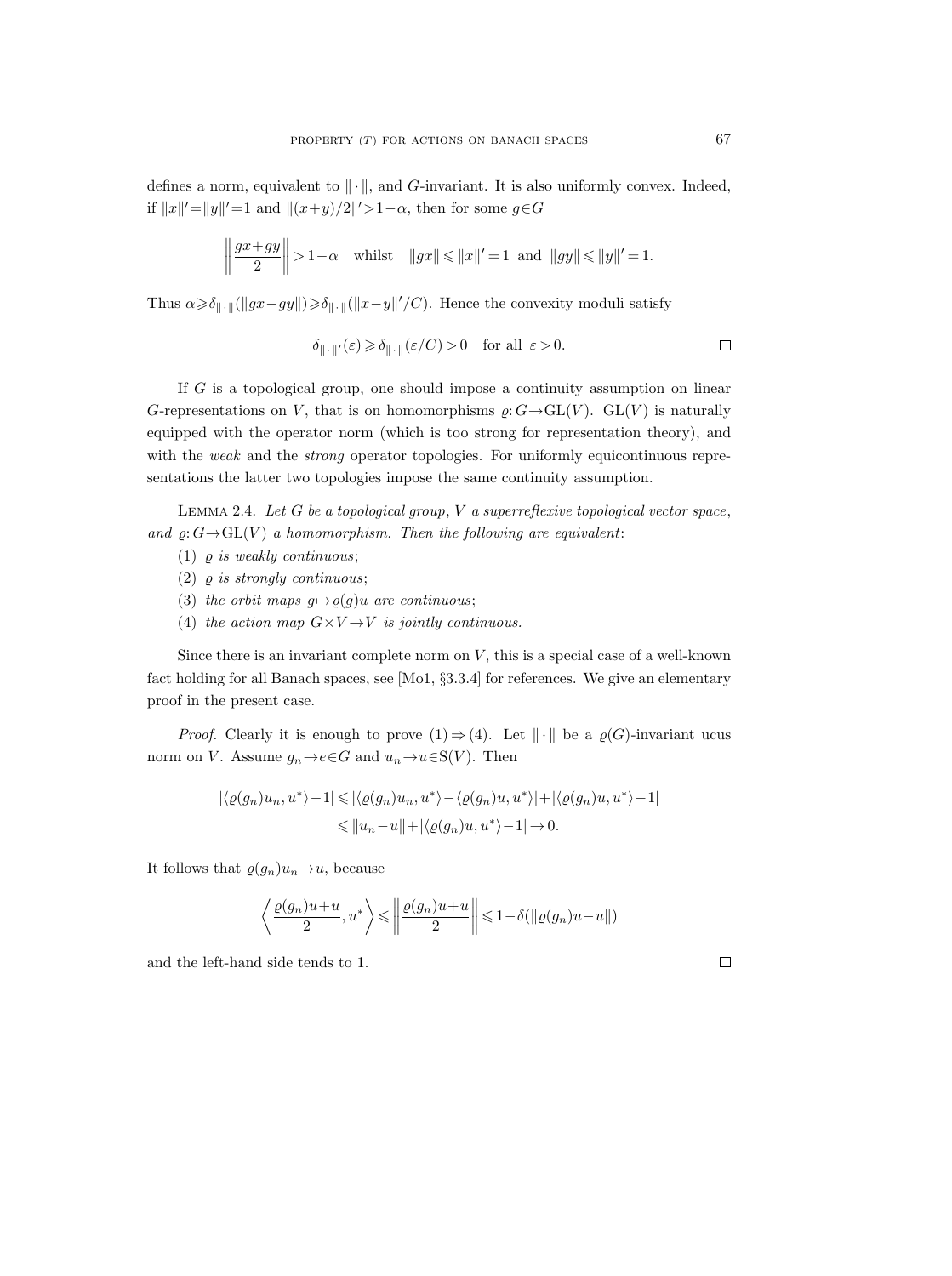defines a norm, equivalent to $\|\cdot\|$, and $G$-invariant. It is also uniformly convex. Indeed, if $\|x\|'=\|y\|'=1$ and $\|(x+y)/2\|'>1-\alpha$, then for some $g\in G$

$$\left\|\frac{gx+gy}{2}\right\|>1-\alpha \quad \text{whilst} \quad \|gx\|\leqslant\|x\|'=1 \text{ and } \|gy\|\leqslant\|y\|'=1.$$

Thus $\alpha\geqslant\delta_{\|\cdot\|}(\|gx-gy\|)\geqslant\delta_{\|\cdot\|}(\|x-y\|'/C)$. Hence the convexity moduli satisfy

$$\delta_{\|\cdot\|'}(\varepsilon)\geqslant\delta_{\|\cdot\|}(\varepsilon/C)>0 \quad \text{for all } \varepsilon>0.$$

□

If $G$ is a topological group, one should impose a continuity assumption on linear $G$-representations on $V$, that is on homomorphisms $\varrho: G\to \mathrm{GL}(V)$. $\mathrm{GL}(V)$ is naturally equipped with the operator norm (which is too strong for representation theory), and with the *weak* and the *strong* operator topologies. For uniformly equicontinuous representations the latter two topologies impose the same continuity assumption.

Lemma 2.4. *Let $G$ be a topological group, $V$ a superreflexive topological vector space, and $\varrho: G\to\mathrm{GL}(V)$ a homomorphism. Then the following are equivalent*:

(1) *$\varrho$ is weakly continuous*;

(2) *$\varrho$ is strongly continuous*;

(3) *the orbit maps $g\mapsto\varrho(g)u$ are continuous*;

(4) *the action map $G\times V\to V$ is jointly continuous.*

Since there is an invariant complete norm on $V$, this is a special case of a well-known fact holding for all Banach spaces, see [Mo1, §3.3.4] for references. We give an elementary proof in the present case.

*Proof.* Clearly it is enough to prove (1) ⇒ (4). Let $\|\cdot\|$ be a $\varrho(G)$-invariant ucus norm on $V$. Assume $g_n\to e\in G$ and $u_n\to u\in \mathrm{S}(V)$. Then

$$\begin{aligned}|\langle\varrho(g_n)u_n,u^*\rangle-1| &\leqslant |\langle\varrho(g_n)u_n,u^*\rangle-\langle\varrho(g_n)u,u^*\rangle|+|\langle\varrho(g_n)u,u^*\rangle-1| \\ &\leqslant \|u_n-u\|+|\langle\varrho(g_n)u,u^*\rangle-1|\to 0.\end{aligned}$$

It follows that $\varrho(g_n)u_n\to u$, because

$$\left\langle\frac{\varrho(g_n)u+u}{2},u^*\right\rangle\leqslant\left\|\frac{\varrho(g_n)u+u}{2}\right\|\leqslant 1-\delta(\|\varrho(g_n)u-u\|)$$

and the left-hand side tends to 1.

□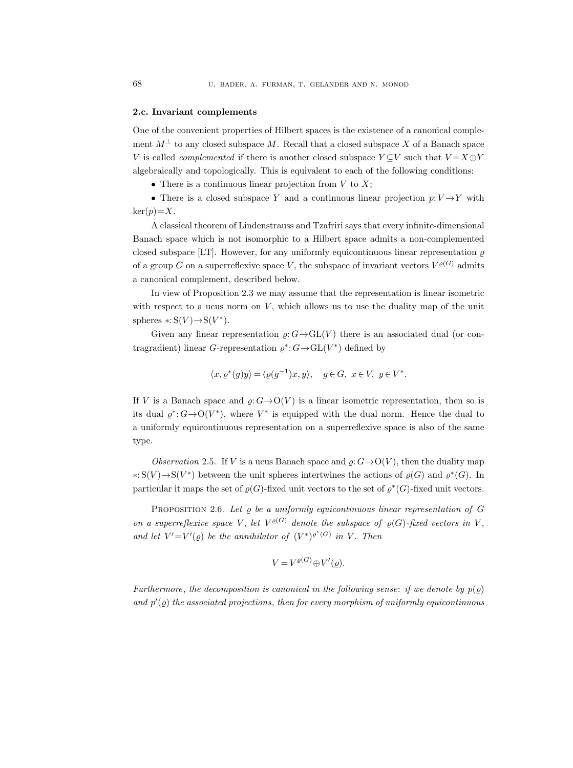### 2.c. Invariant complements

One of the convenient properties of Hilbert spaces is the existence of a canonical complement $M^{\perp}$ to any closed subspace $M$. Recall that a closed subspace $X$ of a Banach space $V$ is called *complemented* if there is another closed subspace $Y\subseteq V$ such that $V=X\oplus Y$ algebraically and topologically. This is equivalent to each of the following conditions:

- There is a continuous linear projection from $V$ to $X$;
- There is a closed subspace $Y$ and a continuous linear projection $p: V\to Y$ with $\ker(p)=X$.

A classical theorem of Lindenstrauss and Tzafriri says that every infinite-dimensional Banach space which is not isomorphic to a Hilbert space admits a non-complemented closed subspace [LT]. However, for any uniformly equicontinuous linear representation $\varrho$ of a group $G$ on a superreflexive space $V$, the subspace of invariant vectors $V^{\varrho(G)}$ admits a canonical complement, described below.

In view of Proposition 2.3 we may assume that the representation is linear isometric with respect to a ucus norm on $V$, which allows us to use the duality map of the unit spheres $*: \mathrm{S}(V)\to \mathrm{S}(V^*)$.

Given any linear representation $\varrho: G\to \mathrm{GL}(V)$ there is an associated dual (or contragradient) linear $G$-representation $\varrho^*: G\to \mathrm{GL}(V^*)$ defined by

$$\langle x, \varrho^*(g)y\rangle = \langle \varrho(g^{-1})x, y\rangle, \quad g\in G,\ x\in V,\ y\in V^*.$$

If $V$ is a Banach space and $\varrho: G\to \mathrm{O}(V)$ is a linear isometric representation, then so is its dual $\varrho^*: G\to \mathrm{O}(V^*)$, where $V^*$ is equipped with the dual norm. Hence the dual to a uniformly equicontinuous representation on a superreflexive space is also of the same type.

*Observation* 2.5. If $V$ is a ucus Banach space and $\varrho: G\to \mathrm{O}(V)$, then the duality map $*: \mathrm{S}(V)\to \mathrm{S}(V^*)$ between the unit spheres intertwines the actions of $\varrho(G)$ and $\varrho^*(G)$. In particular it maps the set of $\varrho(G)$-fixed unit vectors to the set of $\varrho^*(G)$-fixed unit vectors.

PROPOSITION 2.6. *Let $\varrho$ be a uniformly equicontinuous linear representation of $G$ on a superreflexive space $V$, let $V^{\varrho(G)}$ denote the subspace of $\varrho(G)$-fixed vectors in $V$, and let $V'=V'(\varrho)$ be the annihilator of $(V^*)^{\varrho^*(G)}$ in $V$. Then*

$$V = V^{\varrho(G)} \oplus V'(\varrho).$$

*Furthermore, the decomposition is canonical in the following sense: if we denote by $p(\varrho)$ and $p'(\varrho)$ the associated projections, then for every morphism of uniformly equicontinuous*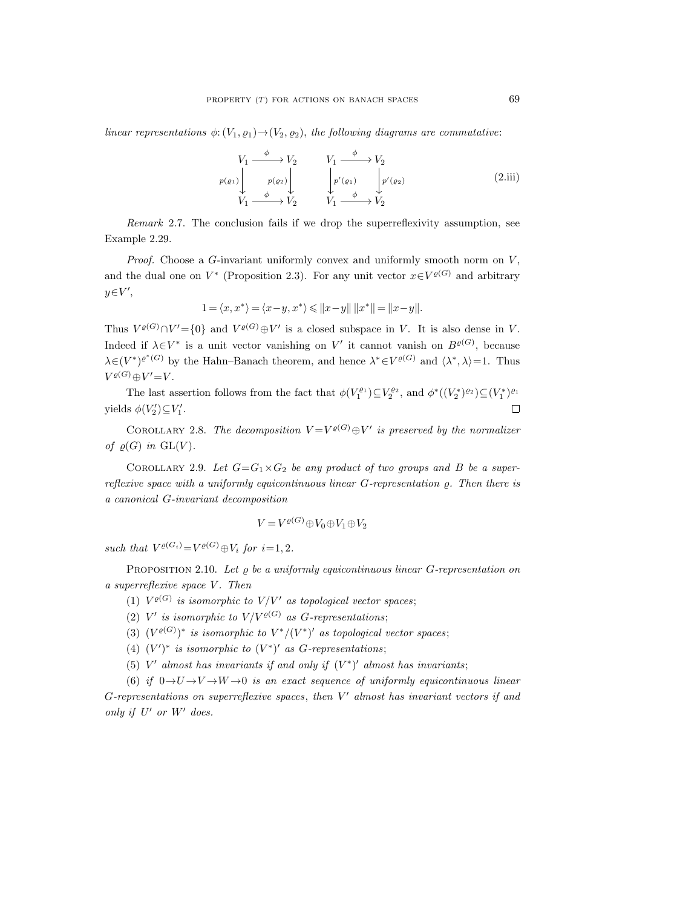*linear representations* $\phi\colon (V_1,\varrho_1)\to(V_2,\varrho_2)$, *the following diagrams are commutative*:

$$\begin{array}{ccc} V_1 & \xrightarrow{\phi} & V_2 \\ {\scriptstyle p(\varrho_1)}\downarrow & & \downarrow{\scriptstyle p(\varrho_2)} \\ V_1 & \xrightarrow{\phi} & V_2 \end{array} \qquad \begin{array}{ccc} V_1 & \xrightarrow{\phi} & V_2 \\ \downarrow{\scriptstyle p'(\varrho_1)} & & \downarrow{\scriptstyle p'(\varrho_2)} \\ V_1 & \xrightarrow{\phi} & V_2 \end{array} \tag{2.iii}$$

*Remark* 2.7. The conclusion fails if we drop the superreflexivity assumption, see Example 2.29.

*Proof.* Choose a $G$-invariant uniformly convex and uniformly smooth norm on $V$, and the dual one on $V^*$ (Proposition 2.3). For any unit vector $x\in V^{\varrho(G)}$ and arbitrary $y\in V'$,

$$1=\langle x,x^*\rangle=\langle x-y,x^*\rangle\leqslant\|x-y\|\,\|x^*\|=\|x-y\|.$$

Thus $V^{\varrho(G)}\cap V'=\{0\}$ and $V^{\varrho(G)}\oplus V'$ is a closed subspace in $V$. It is also dense in $V$. Indeed if $\lambda\in V^*$ is a unit vector vanishing on $V'$ it cannot vanish on $B^{\varrho(G)}$, because $\lambda\in(V^*)^{\varrho^*(G)}$ by the Hahn–Banach theorem, and hence $\lambda^*\in V^{\varrho(G)}$ and $\langle\lambda^*,\lambda\rangle=1$. Thus $V^{\varrho(G)}\oplus V'=V$.

The last assertion follows from the fact that $\phi(V_1^{\varrho_1})\subseteq V_2^{\varrho_2}$, and $\phi^*((V_2^*)^{\varrho_2})\subseteq(V_1^*)^{\varrho_1}$ yields $\phi(V_2')\subseteq V_1'$. □

Corollary 2.8. *The decomposition* $V=V^{\varrho(G)}\oplus V'$ *is preserved by the normalizer of* $\varrho(G)$ *in* $\mathrm{GL}(V)$.

Corollary 2.9. *Let* $G=G_1\times G_2$ *be any product of two groups and* $B$ *be a superreflexive space with a uniformly equicontinuous linear* $G$*-representation* $\varrho$. *Then there is a canonical* $G$*-invariant decomposition*

$$V=V^{\varrho(G)}\oplus V_0\oplus V_1\oplus V_2$$

*such that* $V^{\varrho(G_i)}=V^{\varrho(G)}\oplus V_i$ *for* $i=1,2$.

Proposition 2.10. *Let* $\varrho$ *be a uniformly equicontinuous linear* $G$*-representation on a superreflexive space* $V$. *Then*

(1) $V^{\varrho(G)}$ *is isomorphic to* $V/V'$ *as topological vector spaces*;

(2) $V'$ *is isomorphic to* $V/V^{\varrho(G)}$ *as* $G$*-representations*;

(3) $(V^{\varrho(G)})^*$ *is isomorphic to* $V^*/(V^*)'$ *as topological vector spaces*;

(4) $(V')^*$ *is isomorphic to* $(V^*)'$ *as* $G$*-representations*;

(5) $V'$ *almost has invariants if and only if* $(V^*)'$ *almost has invariants*;

(6) *if* $0\to U\to V\to W\to 0$ *is an exact sequence of uniformly equicontinuous linear* $G$*-representations on superreflexive spaces*, *then* $V'$ *almost has invariant vectors if and only if* $U'$ *or* $W'$ *does.*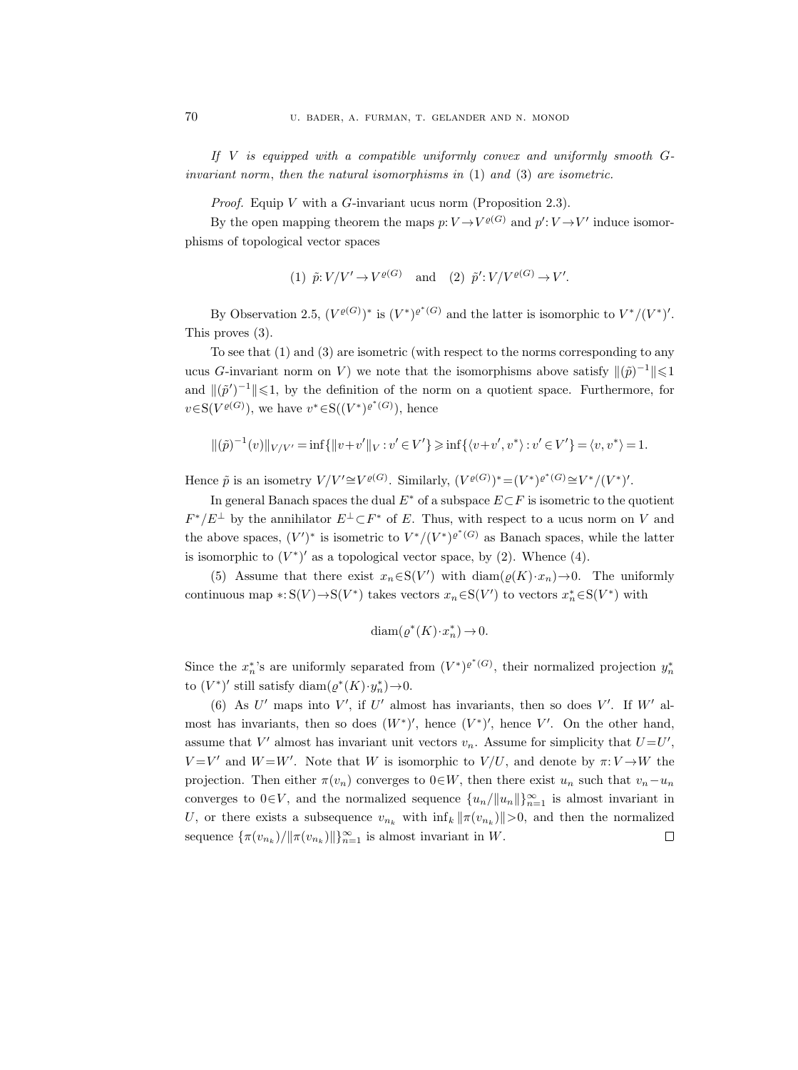*If $V$ is equipped with a compatible uniformly convex and uniformly smooth $G$-invariant norm, then the natural isomorphisms in* (1) *and* (3) *are isometric.*

*Proof.* Equip $V$ with a $G$-invariant ucus norm (Proposition 2.3).

By the open mapping theorem the maps $p: V \to V^{\varrho(G)}$ and $p': V \to V'$ induce isomorphisms of topological vector spaces

$$(1)\ \tilde{p}: V/V' \to V^{\varrho(G)} \quad \text{and} \quad (2)\ \tilde{p}': V/V^{\varrho(G)} \to V'.$$

By Observation 2.5, $(V^{\varrho(G)})^*$ is $(V^*)^{\varrho^*(G)}$ and the latter is isomorphic to $V^*/(V^*)'$. This proves (3).

To see that (1) and (3) are isometric (with respect to the norms corresponding to any ucus $G$-invariant norm on $V$) we note that the isomorphisms above satisfy $\|(\tilde{p})^{-1}\| \leqslant 1$ and $\|(\tilde{p}')^{-1}\| \leqslant 1$, by the definition of the norm on a quotient space. Furthermore, for $v \in \mathrm{S}(V^{\varrho(G)})$, we have $v^* \in \mathrm{S}((V^*)^{\varrho^*(G)})$, hence

$$\|(\tilde{p})^{-1}(v)\|_{V/V'} = \inf\{\|v+v'\|_V : v' \in V'\} \geqslant \inf\{\langle v+v', v^*\rangle : v' \in V'\} = \langle v, v^*\rangle = 1.$$

Hence $\tilde{p}$ is an isometry $V/V' \cong V^{\varrho(G)}$. Similarly, $(V^{\varrho(G)})^* = (V^*)^{\varrho^*(G)} \cong V^*/(V^*)'$.

In general Banach spaces the dual $E^*$ of a subspace $E \subset F$ is isometric to the quotient $F^*/E^\perp$ by the annihilator $E^\perp \subset F^*$ of $E$. Thus, with respect to a ucus norm on $V$ and the above spaces, $(V')^*$ is isometric to $V^*/(V^*)^{\varrho^*(G)}$ as Banach spaces, while the latter is isomorphic to $(V^*)'$ as a topological vector space, by (2). Whence (4).

(5) Assume that there exist $x_n \in \mathrm{S}(V')$ with $\mathrm{diam}(\varrho(K) \cdot x_n) \to 0$. The uniformly continuous map $*: \mathrm{S}(V) \to \mathrm{S}(V^*)$ takes vectors $x_n \in \mathrm{S}(V')$ to vectors $x_n^* \in \mathrm{S}(V^*)$ with

$$\mathrm{diam}(\varrho^*(K) \cdot x_n^*) \to 0.$$

Since the $x_n^*$'s are uniformly separated from $(V^*)^{\varrho^*(G)}$, their normalized projection $y_n^*$ to $(V^*)'$ still satisfy $\mathrm{diam}(\varrho^*(K) \cdot y_n^*) \to 0$.

(6) As $U'$ maps into $V'$, if $U'$ almost has invariants, then so does $V'$. If $W'$ almost has invariants, then so does $(W^*)'$, hence $(V^*)'$, hence $V'$. On the other hand, assume that $V'$ almost has invariant unit vectors $v_n$. Assume for simplicity that $U = U'$, $V = V'$ and $W = W'$. Note that $W$ is isomorphic to $V/U$, and denote by $\pi: V \to W$ the projection. Then either $\pi(v_n)$ converges to $0 \in W$, then there exist $u_n$ such that $v_n - u_n$ converges to $0 \in V$, and the normalized sequence $\{u_n/\|u_n\|\}_{n=1}^\infty$ is almost invariant in $U$, or there exists a subsequence $v_{n_k}$ with $\inf_k \|\pi(v_{n_k})\| > 0$, and then the normalized sequence $\{\pi(v_{n_k})/\|\pi(v_{n_k})\|\}_{n=1}^\infty$ is almost invariant in $W$. $\square$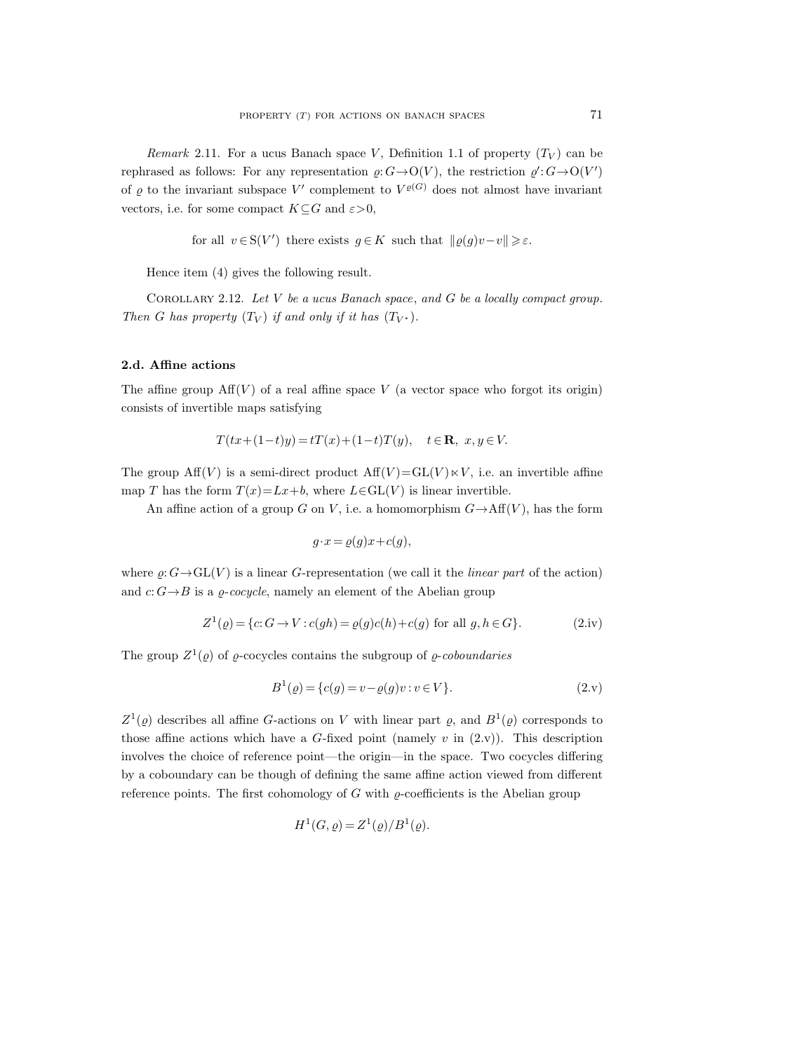*Remark* 2.11. For a ucus Banach space $V$, Definition 1.1 of property $(T_V)$ can be rephrased as follows: For any representation $\varrho: G \to \mathrm{O}(V)$, the restriction $\varrho': G \to \mathrm{O}(V')$ of $\varrho$ to the invariant subspace $V'$ complement to $V^{\varrho(G)}$ does not almost have invariant vectors, i.e. for some compact $K \subseteq G$ and $\varepsilon > 0$,

$$\text{for all } v \in \mathrm{S}(V') \text{ there exists } g \in K \text{ such that } \|\varrho(g)v - v\| \geqslant \varepsilon.$$

Hence item (4) gives the following result.

Corollary 2.12. *Let $V$ be a ucus Banach space, and $G$ be a locally compact group. Then $G$ has property $(T_V)$ if and only if it has $(T_{V^*})$.*

### 2.d. Affine actions

The affine group $\mathrm{Aff}(V)$ of a real affine space $V$ (a vector space who forgot its origin) consists of invertible maps satisfying

$$T(tx + (1-t)y) = tT(x) + (1-t)T(y), \quad t \in \mathbf{R}, \ x, y \in V.$$

The group $\mathrm{Aff}(V)$ is a semi-direct product $\mathrm{Aff}(V) = \mathrm{GL}(V) \ltimes V$, i.e. an invertible affine map $T$ has the form $T(x) = Lx + b$, where $L \in \mathrm{GL}(V)$ is linear invertible.

An affine action of a group $G$ on $V$, i.e. a homomorphism $G \to \mathrm{Aff}(V)$, has the form

$$g \cdot x = \varrho(g)x + c(g),$$

where $\varrho: G \to \mathrm{GL}(V)$ is a linear $G$-representation (we call it the *linear part* of the action) and $c: G \to B$ is a $\varrho$-*cocycle*, namely an element of the Abelian group

$$Z^1(\varrho) = \{c: G \to V : c(gh) = \varrho(g)c(h) + c(g) \text{ for all } g, h \in G\}. \tag{2.iv}$$

The group $Z^1(\varrho)$ of $\varrho$-cocycles contains the subgroup of $\varrho$-*coboundaries*

$$B^1(\varrho) = \{c(g) = v - \varrho(g)v : v \in V\}. \tag{2.v}$$

$Z^1(\varrho)$ describes all affine $G$-actions on $V$ with linear part $\varrho$, and $B^1(\varrho)$ corresponds to those affine actions which have a $G$-fixed point (namely $v$ in (2.v)). This description involves the choice of reference point—the origin—in the space. Two cocycles differing by a coboundary can be though of defining the same affine action viewed from different reference points. The first cohomology of $G$ with $\varrho$-coefficients is the Abelian group

$$H^1(G, \varrho) = Z^1(\varrho)/B^1(\varrho).$$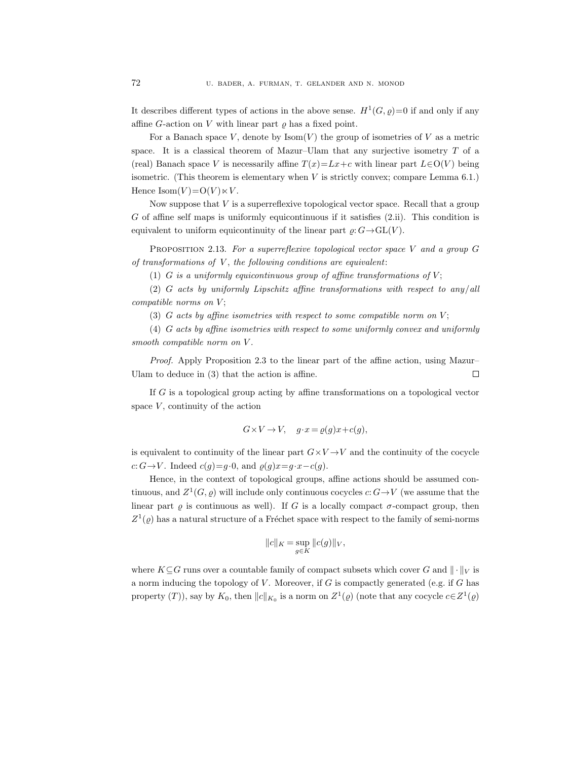It describes different types of actions in the above sense. $H^1(G,\varrho)=0$ if and only if any affine $G$-action on $V$ with linear part $\varrho$ has a fixed point.

For a Banach space $V$, denote by $\mathrm{Isom}(V)$ the group of isometries of $V$ as a metric space. It is a classical theorem of Mazur–Ulam that any surjective isometry $T$ of a (real) Banach space $V$ is necessarily affine $T(x)=Lx+c$ with linear part $L\in\mathrm{O}(V)$ being isometric. (This theorem is elementary when $V$ is strictly convex; compare Lemma 6.1.) Hence $\mathrm{Isom}(V)=\mathrm{O}(V)\ltimes V$.

Now suppose that $V$ is a superreflexive topological vector space. Recall that a group $G$ of affine self maps is uniformly equicontinuous if it satisfies (2.ii). This condition is equivalent to uniform equicontinuity of the linear part $\varrho: G\to\mathrm{GL}(V)$.

Proposition 2.13. *For a superreflexive topological vector space $V$ and a group $G$ of transformations of $V$, the following conditions are equivalent*:

(1) *$G$ is a uniformly equicontinuous group of affine transformations of $V$*;

(2) *$G$ acts by uniformly Lipschitz affine transformations with respect to any/all compatible norms on $V$*;

(3) *$G$ acts by affine isometries with respect to some compatible norm on $V$*;

(4) *$G$ acts by affine isometries with respect to some uniformly convex and uniformly smooth compatible norm on $V$.*

*Proof.* Apply Proposition 2.3 to the linear part of the affine action, using Mazur–Ulam to deduce in (3) that the action is affine. □

If $G$ is a topological group acting by affine transformations on a topological vector space $V$, continuity of the action

$$G\times V\to V,\quad g\cdot x=\varrho(g)x+c(g),$$

is equivalent to continuity of the linear part $G\times V\to V$ and the continuity of the cocycle $c: G\to V$. Indeed $c(g)=g\cdot 0$, and $\varrho(g)x=g\cdot x-c(g)$.

Hence, in the context of topological groups, affine actions should be assumed continuous, and $Z^1(G,\varrho)$ will include only continuous cocycles $c: G\to V$ (we assume that the linear part $\varrho$ is continuous as well). If $G$ is a locally compact $\sigma$-compact group, then $Z^1(\varrho)$ has a natural structure of a Fréchet space with respect to the family of semi-norms

$$\|c\|_K=\sup_{g\in K}\|c(g)\|_V,$$

where $K\subseteq G$ runs over a countable family of compact subsets which cover $G$ and $\|\cdot\|_V$ is a norm inducing the topology of $V$. Moreover, if $G$ is compactly generated (e.g. if $G$ has property $(T)$), say by $K_0$, then $\|c\|_{K_0}$ is a norm on $Z^1(\varrho)$ (note that any cocycle $c\in Z^1(\varrho)$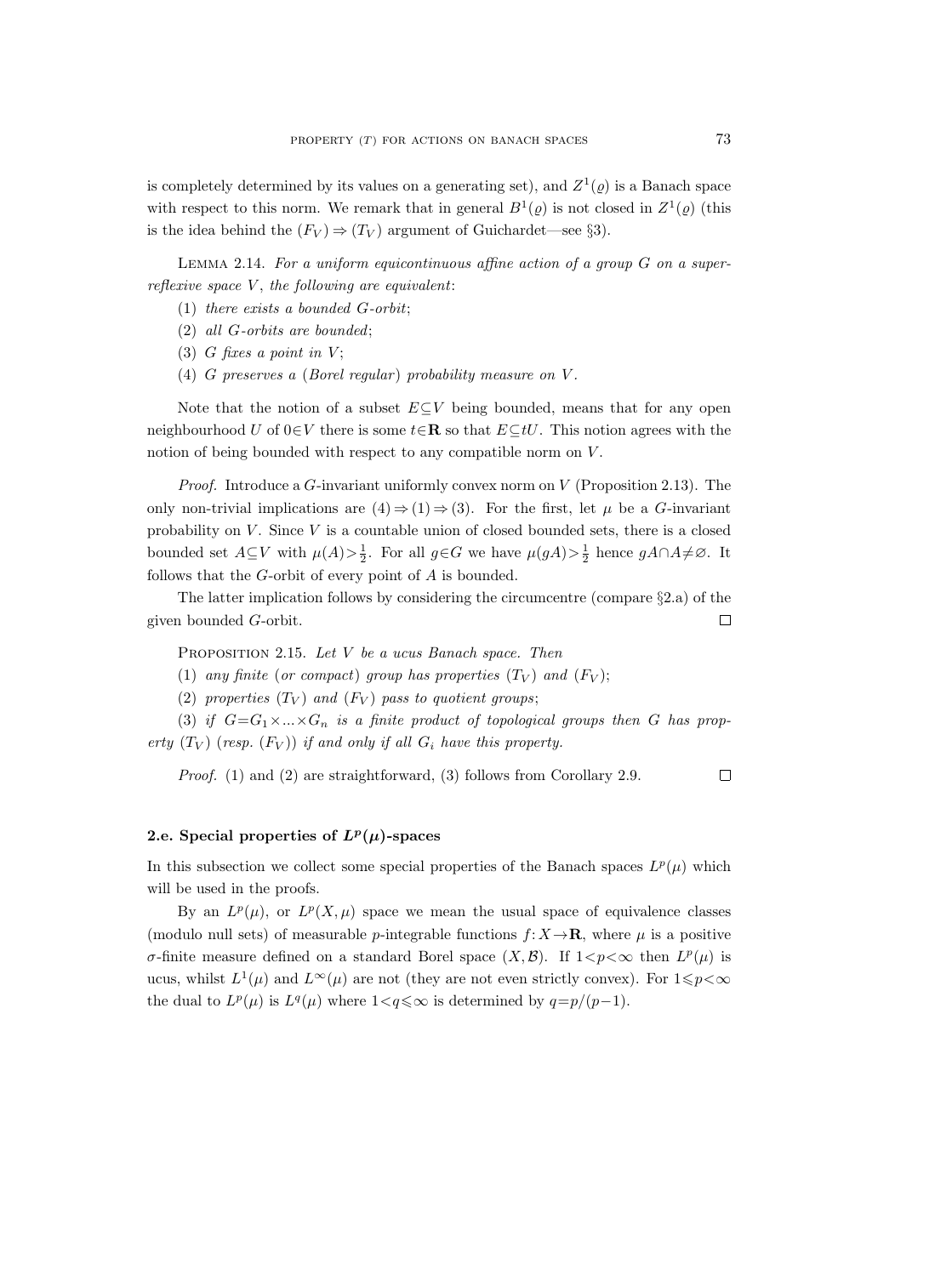is completely determined by its values on a generating set), and $Z^1(\varrho)$ is a Banach space with respect to this norm. We remark that in general $B^1(\varrho)$ is not closed in $Z^1(\varrho)$ (this is the idea behind the $(F_V) \Rightarrow (T_V)$ argument of Guichardet—see §3).

LEMMA 2.14. *For a uniform equicontinuous affine action of a group $G$ on a superreflexive space $V$, the following are equivalent*:

(1) *there exists a bounded $G$-orbit*;

(2) *all $G$-orbits are bounded*;

(3) *$G$ fixes a point in $V$*;

(4) *$G$ preserves a* (*Borel regular*) *probability measure on $V$.*

Note that the notion of a subset $E \subseteq V$ being bounded, means that for any open neighbourhood $U$ of $0 \in V$ there is some $t \in \mathbf{R}$ so that $E \subseteq tU$. This notion agrees with the notion of being bounded with respect to any compatible norm on $V$.

*Proof.* Introduce a $G$-invariant uniformly convex norm on $V$ (Proposition 2.13). The only non-trivial implications are $(4) \Rightarrow (1) \Rightarrow (3)$. For the first, let $\mu$ be a $G$-invariant probability on $V$. Since $V$ is a countable union of closed bounded sets, there is a closed bounded set $A \subseteq V$ with $\mu(A) > \frac{1}{2}$. For all $g \in G$ we have $\mu(gA) > \frac{1}{2}$ hence $gA \cap A \neq \varnothing$. It follows that the $G$-orbit of every point of $A$ is bounded.

The latter implication follows by considering the circumcentre (compare §2.a) of the given bounded $G$-orbit. ∎

PROPOSITION 2.15. *Let $V$ be a ucus Banach space. Then*

(1) *any finite* (*or compact*) *group has properties $(T_V)$ and $(F_V)$*;

(2) *properties $(T_V)$ and $(F_V)$ pass to quotient groups*;

(3) *if $G = G_1 \times ... \times G_n$ is a finite product of topological groups then $G$ has property $(T_V)$* (*resp. $(F_V)$*) *if and only if all $G_i$ have this property.*

*Proof.* (1) and (2) are straightforward, (3) follows from Corollary 2.9. ∎

### 2.e. Special properties of $L^p(\mu)$-spaces

In this subsection we collect some special properties of the Banach spaces $L^p(\mu)$ which will be used in the proofs.

By an $L^p(\mu)$, or $L^p(X, \mu)$ space we mean the usual space of equivalence classes (modulo null sets) of measurable $p$-integrable functions $f : X \to \mathbf{R}$, where $\mu$ is a positive $\sigma$-finite measure defined on a standard Borel space $(X, \mathcal{B})$. If $1 < p < \infty$ then $L^p(\mu)$ is ucus, whilst $L^1(\mu)$ and $L^\infty(\mu)$ are not (they are not even strictly convex). For $1 \leqslant p < \infty$ the dual to $L^p(\mu)$ is $L^q(\mu)$ where $1 < q \leqslant \infty$ is determined by $q = p/(p-1)$.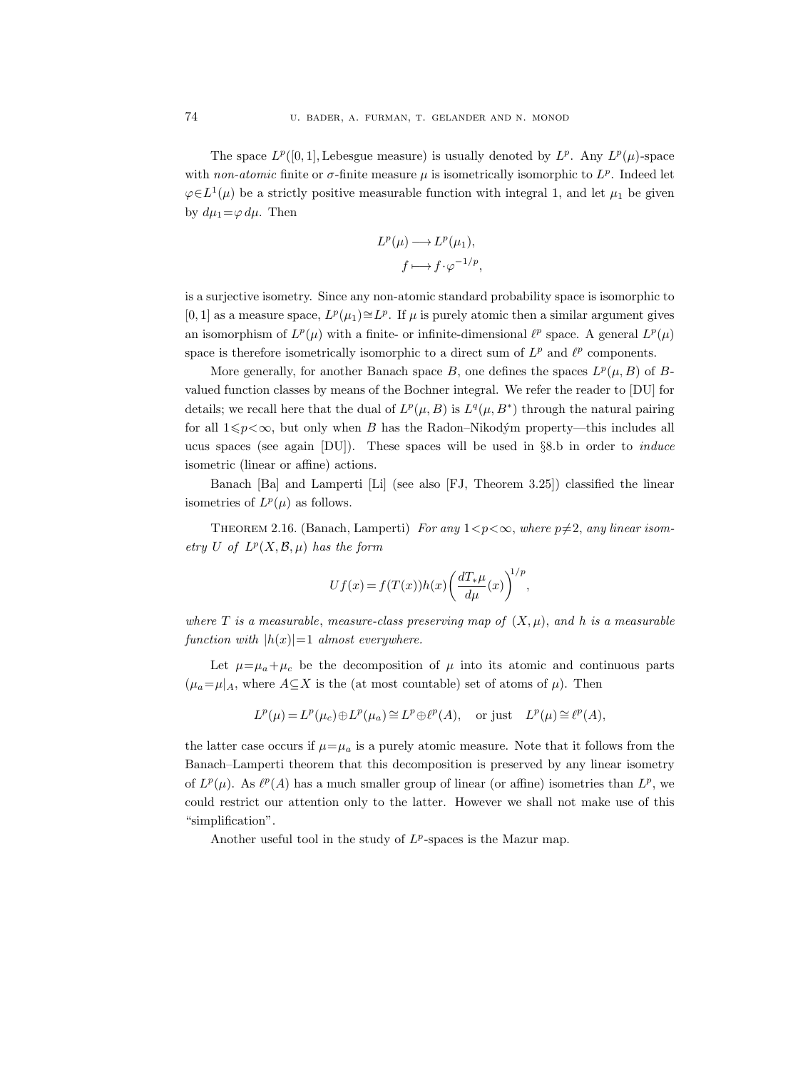The space $L^p([0,1], \text{Lebesgue measure})$ is usually denoted by $L^p$. Any $L^p(\mu)$-space with *non-atomic* finite or $\sigma$-finite measure $\mu$ is isometrically isomorphic to $L^p$. Indeed let $\varphi \in L^1(\mu)$ be a strictly positive measurable function with integral 1, and let $\mu_1$ be given by $d\mu_1 = \varphi\, d\mu$. Then

$$
\begin{aligned}
L^p(\mu) &\longrightarrow L^p(\mu_1), \\
f &\longmapsto f \cdot \varphi^{-1/p},
\end{aligned}
$$

is a surjective isometry. Since any non-atomic standard probability space is isomorphic to $[0,1]$ as a measure space, $L^p(\mu_1) \cong L^p$. If $\mu$ is purely atomic then a similar argument gives an isomorphism of $L^p(\mu)$ with a finite- or infinite-dimensional $\ell^p$ space. A general $L^p(\mu)$ space is therefore isometrically isomorphic to a direct sum of $L^p$ and $\ell^p$ components.

More generally, for another Banach space $B$, one defines the spaces $L^p(\mu, B)$ of $B$-valued function classes by means of the Bochner integral. We refer the reader to [DU] for details; we recall here that the dual of $L^p(\mu, B)$ is $L^q(\mu, B^*)$ through the natural pairing for all $1 \leqslant p < \infty$, but only when $B$ has the Radon–Nikodým property—this includes all ucus spaces (see again [DU]). These spaces will be used in §8.b in order to *induce* isometric (linear or affine) actions.

Banach [Ba] and Lamperti [Li] (see also [FJ, Theorem 3.25]) classified the linear isometries of $L^p(\mu)$ as follows.

THEOREM 2.16. (Banach, Lamperti) *For any $1 < p < \infty$, where $p \neq 2$, any linear isometry $U$ of $L^p(X, \mathcal{B}, \mu)$ has the form*

$$
Uf(x) = f(T(x))h(x)\left(\frac{dT_*\mu}{d\mu}(x)\right)^{1/p},
$$

*where $T$ is a measurable, measure-class preserving map of $(X, \mu)$, and $h$ is a measurable function with $|h(x)| = 1$ almost everywhere.*

Let $\mu = \mu_a + \mu_c$ be the decomposition of $\mu$ into its atomic and continuous parts ($\mu_a = \mu|_A$, where $A \subseteq X$ is the (at most countable) set of atoms of $\mu$). Then

$$
L^p(\mu) = L^p(\mu_c) \oplus L^p(\mu_a) \cong L^p \oplus \ell^p(A), \quad \text{or just} \quad L^p(\mu) \cong \ell^p(A),
$$

the latter case occurs if $\mu = \mu_a$ is a purely atomic measure. Note that it follows from the Banach–Lamperti theorem that this decomposition is preserved by any linear isometry of $L^p(\mu)$. As $\ell^p(A)$ has a much smaller group of linear (or affine) isometries than $L^p$, we could restrict our attention only to the latter. However we shall not make use of this "simplification".

Another useful tool in the study of $L^p$-spaces is the Mazur map.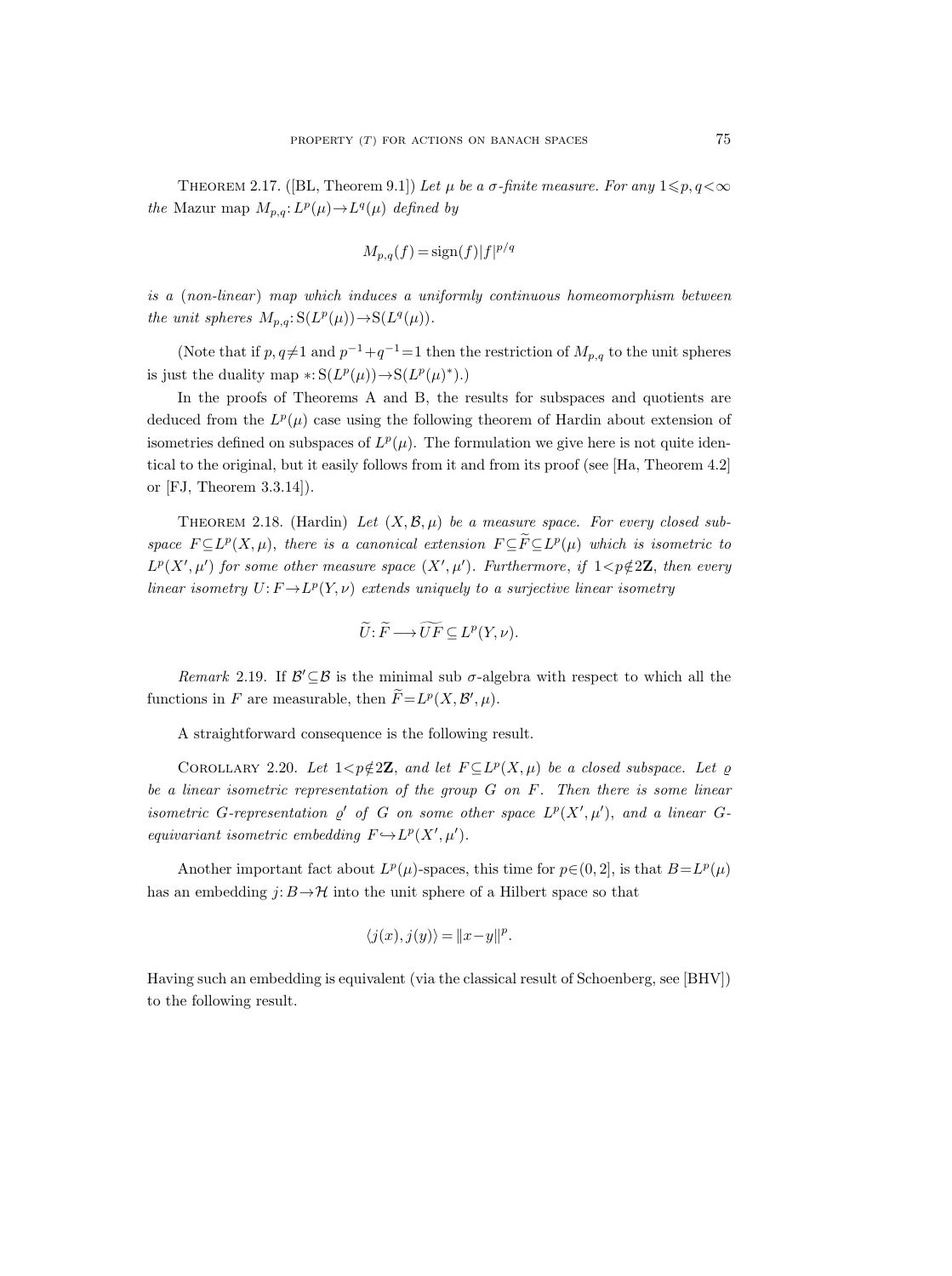Theorem 2.17. ([BL, Theorem 9.1]) *Let $\mu$ be a $\sigma$-finite measure. For any $1\leqslant p,q<\infty$ the* Mazur map $M_{p,q}: L^p(\mu)\to L^q(\mu)$ *defined by*

$$M_{p,q}(f)=\operatorname{sign}(f)|f|^{p/q}$$

*is a (non-linear) map which induces a uniformly continuous homeomorphism between the unit spheres $M_{p,q}: \mathrm{S}(L^p(\mu))\to \mathrm{S}(L^q(\mu))$.*

(Note that if $p,q\neq 1$ and $p^{-1}+q^{-1}=1$ then the restriction of $M_{p,q}$ to the unit spheres is just the duality map $*: \mathrm{S}(L^p(\mu))\to \mathrm{S}(L^p(\mu)^*)$.)

In the proofs of Theorems A and B, the results for subspaces and quotients are deduced from the $L^p(\mu)$ case using the following theorem of Hardin about extension of isometries defined on subspaces of $L^p(\mu)$. The formulation we give here is not quite identical to the original, but it easily follows from it and from its proof (see [Ha, Theorem 4.2] or [FJ, Theorem 3.3.14]).

Theorem 2.18. (Hardin) *Let $(X,\mathcal{B},\mu)$ be a measure space. For every closed subspace $F\subseteq L^p(X,\mu)$, there is a canonical extension $F\subseteq\widetilde{F}\subseteq L^p(\mu)$ which is isometric to $L^p(X',\mu')$ for some other measure space $(X',\mu')$. Furthermore, if $1<p\notin 2\mathbf{Z}$, then every linear isometry $U: F\to L^p(Y,\nu)$ extends uniquely to a surjective linear isometry*

$$\widetilde{U}: \widetilde{F}\longrightarrow \widetilde{UF}\subseteq L^p(Y,\nu).$$

*Remark* 2.19. If $\mathcal{B}'\subseteq\mathcal{B}$ is the minimal sub $\sigma$-algebra with respect to which all the functions in $F$ are measurable, then $\widetilde{F}=L^p(X,\mathcal{B}',\mu)$.

A straightforward consequence is the following result.

Corollary 2.20. *Let $1<p\notin 2\mathbf{Z}$, and let $F\subseteq L^p(X,\mu)$ be a closed subspace. Let $\varrho$ be a linear isometric representation of the group $G$ on $F$. Then there is some linear isometric $G$-representation $\varrho'$ of $G$ on some other space $L^p(X',\mu')$, and a linear $G$-equivariant isometric embedding $F\hookrightarrow L^p(X',\mu')$.*

Another important fact about $L^p(\mu)$-spaces, this time for $p\in(0,2]$, is that $B=L^p(\mu)$ has an embedding $j: B\to\mathcal{H}$ into the unit sphere of a Hilbert space so that

$$\langle j(x),j(y)\rangle=\|x-y\|^p.$$

Having such an embedding is equivalent (via the classical result of Schoenberg, see [BHV]) to the following result.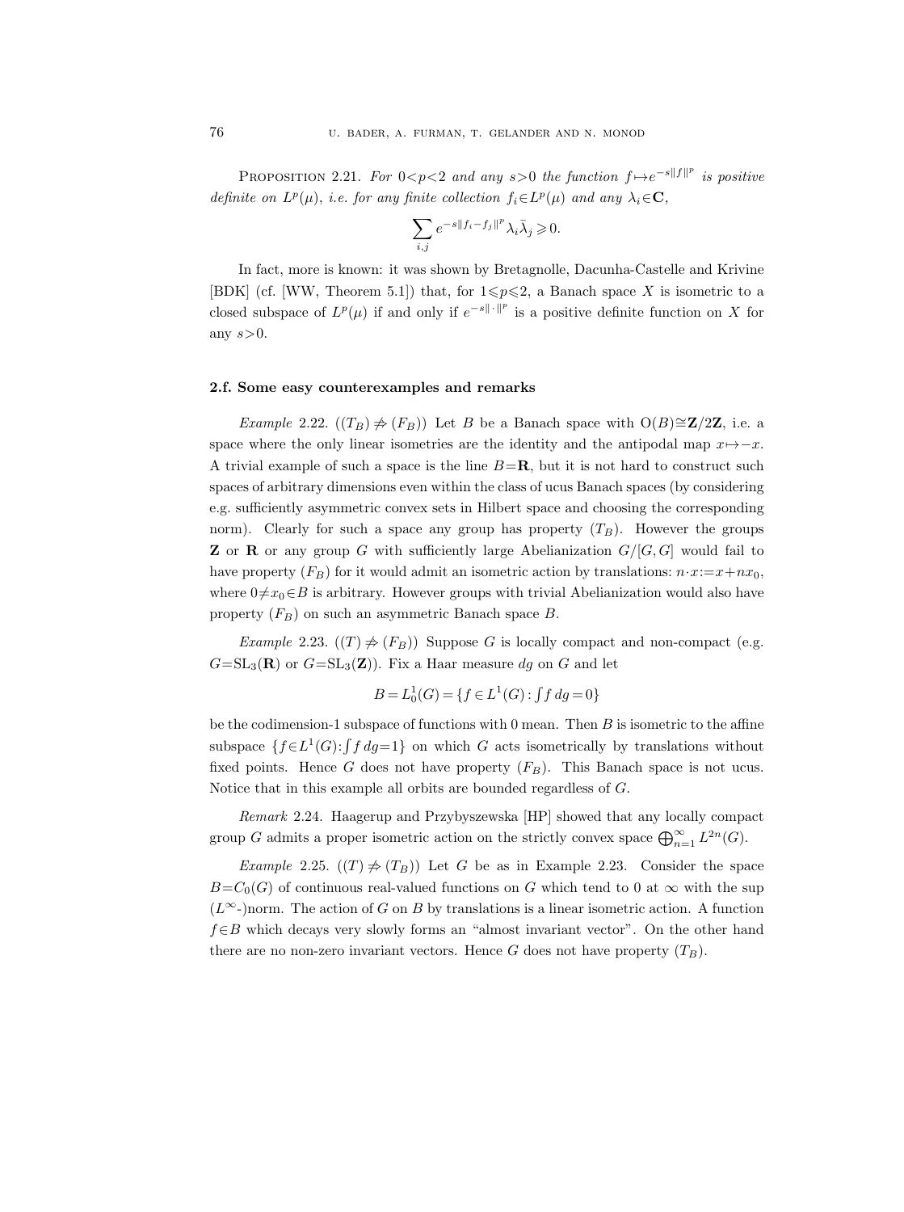PROPOSITION 2.21. *For $0<p<2$ and any $s>0$ the function $f \mapsto e^{-s\|f\|^p}$ is positive definite on $L^p(\mu)$, i.e. for any finite collection $f_i \in L^p(\mu)$ and any $\lambda_i \in \mathbf{C}$,*

$$\sum_{i,j} e^{-s\|f_i - f_j\|^p} \lambda_i \bar{\lambda}_j \geqslant 0.$$

In fact, more is known: it was shown by Bretagnolle, Dacunha-Castelle and Krivine [BDK] (cf. [WW, Theorem 5.1]) that, for $1 \leqslant p \leqslant 2$, a Banach space $X$ is isometric to a closed subspace of $L^p(\mu)$ if and only if $e^{-s\|\cdot\|^p}$ is a positive definite function on $X$ for any $s>0$.

### 2.f. Some easy counterexamples and remarks

*Example* 2.22. ($(T_B) \not\Rightarrow (F_B)$) Let $B$ be a Banach space with $\mathrm{O}(B) \cong \mathbf{Z}/2\mathbf{Z}$, i.e. a space where the only linear isometries are the identity and the antipodal map $x \mapsto -x$. A trivial example of such a space is the line $B=\mathbf{R}$, but it is not hard to construct such spaces of arbitrary dimensions even within the class of ucus Banach spaces (by considering e.g. sufficiently asymmetric convex sets in Hilbert space and choosing the corresponding norm). Clearly for such a space any group has property $(T_B)$. However the groups $\mathbf{Z}$ or $\mathbf{R}$ or any group $G$ with sufficiently large Abelianization $G/[G,G]$ would fail to have property $(F_B)$ for it would admit an isometric action by translations: $n \cdot x := x + nx_0$, where $0 \neq x_0 \in B$ is arbitrary. However groups with trivial Abelianization would also have property $(F_B)$ on such an asymmetric Banach space $B$.

*Example* 2.23. ($(T) \not\Rightarrow (F_B)$) Suppose $G$ is locally compact and non-compact (e.g. $G=\mathrm{SL}_3(\mathbf{R})$ or $G=\mathrm{SL}_3(\mathbf{Z})$). Fix a Haar measure $dg$ on $G$ and let

$$B = L^1_0(G) = \{f \in L^1(G) : \textstyle\int f\, dg = 0\}$$

be the codimension-1 subspace of functions with 0 mean. Then $B$ is isometric to the affine subspace $\{f \in L^1(G) : \int f\, dg = 1\}$ on which $G$ acts isometrically by translations without fixed points. Hence $G$ does not have property $(F_B)$. This Banach space is not ucus. Notice that in this example all orbits are bounded regardless of $G$.

*Remark* 2.24. Haagerup and Przybyszewska [HP] showed that any locally compact group $G$ admits a proper isometric action on the strictly convex space $\bigoplus_{n=1}^{\infty} L^{2n}(G)$.

*Example* 2.25. ($(T) \not\Rightarrow (T_B)$) Let $G$ be as in Example 2.23. Consider the space $B=C_0(G)$ of continuous real-valued functions on $G$ which tend to 0 at $\infty$ with the sup ($L^\infty$-)norm. The action of $G$ on $B$ by translations is a linear isometric action. A function $f \in B$ which decays very slowly forms an "almost invariant vector". On the other hand there are no non-zero invariant vectors. Hence $G$ does not have property $(T_B)$.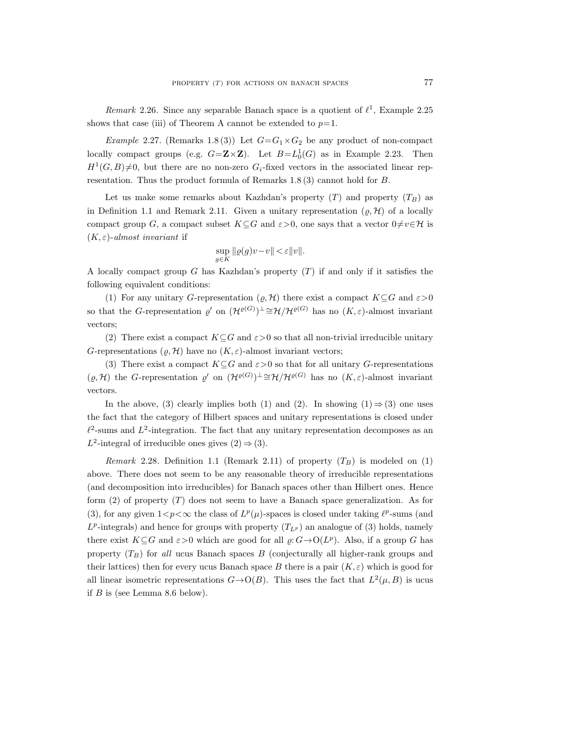*Remark* 2.26. Since any separable Banach space is a quotient of $\ell^1$, Example 2.25 shows that case (iii) of Theorem A cannot be extended to $p=1$.

*Example* 2.27. (Remarks 1.8 (3)) Let $G=G_1\times G_2$ be any product of non-compact locally compact groups (e.g. $G=\mathbf{Z}\times\mathbf{Z}$). Let $B=L^1_0(G)$ as in Example 2.23. Then $H^1(G,B)\neq 0$, but there are no non-zero $G_i$-fixed vectors in the associated linear representation. Thus the product formula of Remarks 1.8 (3) cannot hold for $B$.

Let us make some remarks about Kazhdan's property $(T)$ and property $(T_B)$ as in Definition 1.1 and Remark 2.11. Given a unitary representation $(\varrho,\mathcal{H})$ of a locally compact group $G$, a compact subset $K\subseteq G$ and $\varepsilon>0$, one says that a vector $0\neq v\in\mathcal{H}$ is $(K,\varepsilon)$-*almost invariant* if

$$\sup_{g\in K}\|\varrho(g)v-v\|<\varepsilon\|v\|.$$

A locally compact group $G$ has Kazhdan's property $(T)$ if and only if it satisfies the following equivalent conditions:

(1) For any unitary $G$-representation $(\varrho,\mathcal{H})$ there exist a compact $K\subseteq G$ and $\varepsilon>0$ so that the $G$-representation $\varrho'$ on $(\mathcal{H}^{\varrho(G)})^\perp\cong\mathcal{H}/\mathcal{H}^{\varrho(G)}$ has no $(K,\varepsilon)$-almost invariant vectors;

(2) There exist a compact $K\subseteq G$ and $\varepsilon>0$ so that all non-trivial irreducible unitary $G$-representations $(\varrho,\mathcal{H})$ have no $(K,\varepsilon)$-almost invariant vectors;

(3) There exist a compact $K\subseteq G$ and $\varepsilon>0$ so that for all unitary $G$-representations $(\varrho,\mathcal{H})$ the $G$-representation $\varrho'$ on $(\mathcal{H}^{\varrho(G)})^\perp\cong\mathcal{H}/\mathcal{H}^{\varrho(G)}$ has no $(K,\varepsilon)$-almost invariant vectors.

In the above, (3) clearly implies both (1) and (2). In showing (1) $\Rightarrow$ (3) one uses the fact that the category of Hilbert spaces and unitary representations is closed under $\ell^2$-sums and $L^2$-integration. The fact that any unitary representation decomposes as an $L^2$-integral of irreducible ones gives (2) $\Rightarrow$ (3).

*Remark* 2.28. Definition 1.1 (Remark 2.11) of property $(T_B)$ is modeled on (1) above. There does not seem to be any reasonable theory of irreducible representations (and decomposition into irreducibles) for Banach spaces other than Hilbert ones. Hence form (2) of property $(T)$ does not seem to have a Banach space generalization. As for (3), for any given $1<p<\infty$ the class of $L^p(\mu)$-spaces is closed under taking $\ell^p$-sums (and $L^p$-integrals) and hence for groups with property $(T_{L^p})$ an analogue of (3) holds, namely there exist $K\subseteq G$ and $\varepsilon>0$ which are good for all $\varrho: G\to \mathrm{O}(L^p)$. Also, if a group $G$ has property $(T_B)$ for *all* ucus Banach spaces $B$ (conjecturally all higher-rank groups and their lattices) then for every ucus Banach space $B$ there is a pair $(K,\varepsilon)$ which is good for all linear isometric representations $G\to\mathrm{O}(B)$. This uses the fact that $L^2(\mu,B)$ is ucus if $B$ is (see Lemma 8.6 below).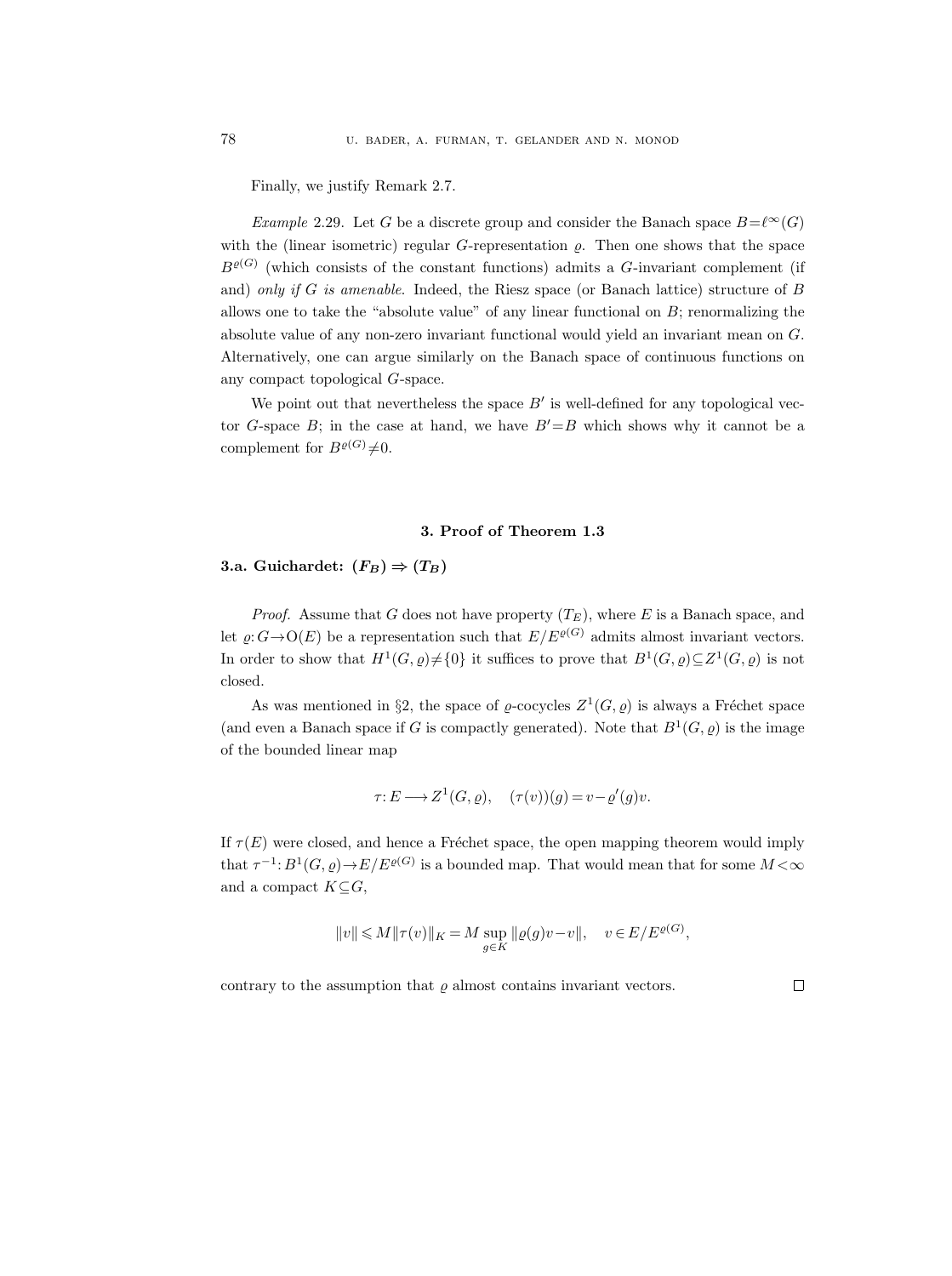Finally, we justify Remark 2.7.

*Example* 2.29. Let $G$ be a discrete group and consider the Banach space $B=\ell^\infty(G)$ with the (linear isometric) regular $G$-representation $\varrho$. Then one shows that the space $B^{\varrho(G)}$ (which consists of the constant functions) admits a $G$-invariant complement (if and) *only if $G$ is amenable*. Indeed, the Riesz space (or Banach lattice) structure of $B$ allows one to take the "absolute value" of any linear functional on $B$; renormalizing the absolute value of any non-zero invariant functional would yield an invariant mean on $G$. Alternatively, one can argue similarly on the Banach space of continuous functions on any compact topological $G$-space.

We point out that nevertheless the space $B'$ is well-defined for any topological vector $G$-space $B$; in the case at hand, we have $B'=B$ which shows why it cannot be a complement for $B^{\varrho(G)}\neq 0$.

## 3. Proof of Theorem 1.3

### 3.a. Guichardet: $(F_B) \Rightarrow (T_B)$

*Proof.* Assume that $G$ does not have property $(T_E)$, where $E$ is a Banach space, and let $\varrho: G\to \mathrm{O}(E)$ be a representation such that $E/E^{\varrho(G)}$ admits almost invariant vectors. In order to show that $H^1(G,\varrho)\neq\{0\}$ it suffices to prove that $B^1(G,\varrho)\subseteq Z^1(G,\varrho)$ is not closed.

As was mentioned in §2, the space of $\varrho$-cocycles $Z^1(G,\varrho)$ is always a Fréchet space (and even a Banach space if $G$ is compactly generated). Note that $B^1(G,\varrho)$ is the image of the bounded linear map

$$\tau: E \longrightarrow Z^1(G,\varrho), \quad (\tau(v))(g)=v-\varrho'(g)v.$$

If $\tau(E)$ were closed, and hence a Fréchet space, the open mapping theorem would imply that $\tau^{-1}: B^1(G,\varrho)\to E/E^{\varrho(G)}$ is a bounded map. That would mean that for some $M<\infty$ and a compact $K\subseteq G$,

$$\|v\| \leqslant M\|\tau(v)\|_K = M\sup_{g\in K}\|\varrho(g)v-v\|, \quad v\in E/E^{\varrho(G)},$$

contrary to the assumption that $\varrho$ almost contains invariant vectors. $\square$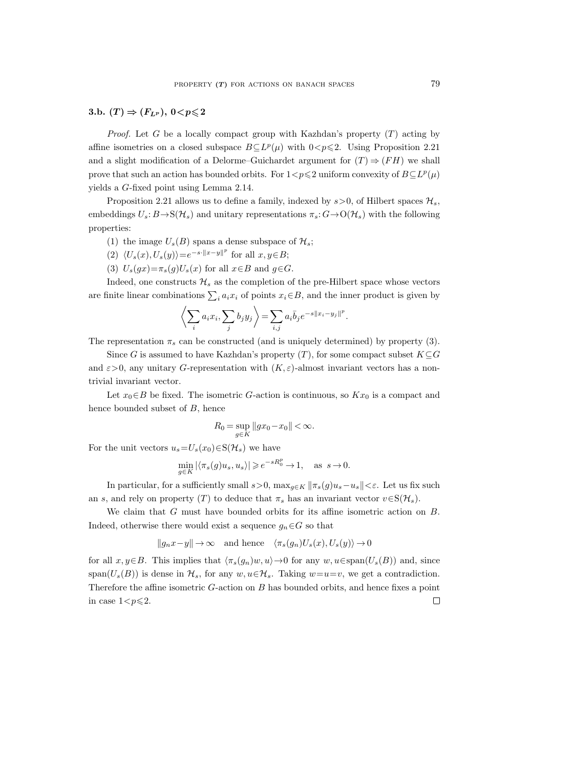### 3.b. $(T) \Rightarrow (F_{L^p})$, $0<p\leqslant 2$

*Proof.* Let $G$ be a locally compact group with Kazhdan's property $(T)$ acting by affine isometries on a closed subspace $B\subseteq L^p(\mu)$ with $0<p\leqslant 2$. Using Proposition 2.21 and a slight modification of a Delorme–Guichardet argument for $(T)\Rightarrow(FH)$ we shall prove that such an action has bounded orbits. For $1<p\leqslant 2$ uniform convexity of $B\subseteq L^p(\mu)$ yields a $G$-fixed point using Lemma 2.14.

Proposition 2.21 allows us to define a family, indexed by $s>0$, of Hilbert spaces $\mathcal{H}_s$, embeddings $U_s: B\to \mathrm{S}(\mathcal{H}_s)$ and unitary representations $\pi_s: G\to \mathrm{O}(\mathcal{H}_s)$ with the following properties:

(1) the image $U_s(B)$ spans a dense subspace of $\mathcal{H}_s$;

(2) $\langle U_s(x), U_s(y)\rangle = e^{-s\cdot\|x-y\|^p}$ for all $x,y\in B$;

(3) $U_s(gx)=\pi_s(g)U_s(x)$ for all $x\in B$ and $g\in G$.

Indeed, one constructs $\mathcal{H}_s$ as the completion of the pre-Hilbert space whose vectors are finite linear combinations $\sum_i a_i x_i$ of points $x_i\in B$, and the inner product is given by

$$\left\langle \sum_i a_i x_i, \sum_j b_j y_j \right\rangle = \sum_{i,j} a_i \bar{b}_j e^{-s\|x_i-y_j\|^p}.$$

The representation $\pi_s$ can be constructed (and is uniquely determined) by property (3).

Since $G$ is assumed to have Kazhdan's property $(T)$, for some compact subset $K\subseteq G$ and $\varepsilon>0$, any unitary $G$-representation with $(K,\varepsilon)$-almost invariant vectors has a non-trivial invariant vector.

Let $x_0\in B$ be fixed. The isometric $G$-action is continuous, so $Kx_0$ is a compact and hence bounded subset of $B$, hence

$$R_0 = \sup_{g\in K} \|gx_0 - x_0\| < \infty.$$

For the unit vectors $u_s = U_s(x_0)\in \mathrm{S}(\mathcal{H}_s)$ we have

$$\min_{g\in K} |\langle \pi_s(g)u_s, u_s\rangle| \geqslant e^{-sR_0^p} \to 1, \quad \text{as } s\to 0.$$

In particular, for a sufficiently small $s>0$, $\max_{g\in K}\|\pi_s(g)u_s - u_s\|<\varepsilon$. Let us fix such an $s$, and rely on property $(T)$ to deduce that $\pi_s$ has an invariant vector $v\in \mathrm{S}(\mathcal{H}_s)$.

We claim that $G$ must have bounded orbits for its affine isometric action on $B$. Indeed, otherwise there would exist a sequence $g_n\in G$ so that

$$\|g_n x - y\|\to\infty \quad \text{and hence} \quad \langle \pi_s(g_n)U_s(x), U_s(y)\rangle \to 0$$

for all $x,y\in B$. This implies that $\langle \pi_s(g_n)w,u\rangle\to 0$ for any $w,u\in \mathrm{span}(U_s(B))$ and, since $\mathrm{span}(U_s(B))$ is dense in $\mathcal{H}_s$, for any $w,u\in\mathcal{H}_s$. Taking $w=u=v$, we get a contradiction. Therefore the affine isometric $G$-action on $B$ has bounded orbits, and hence fixes a point in case $1<p\leqslant 2$. □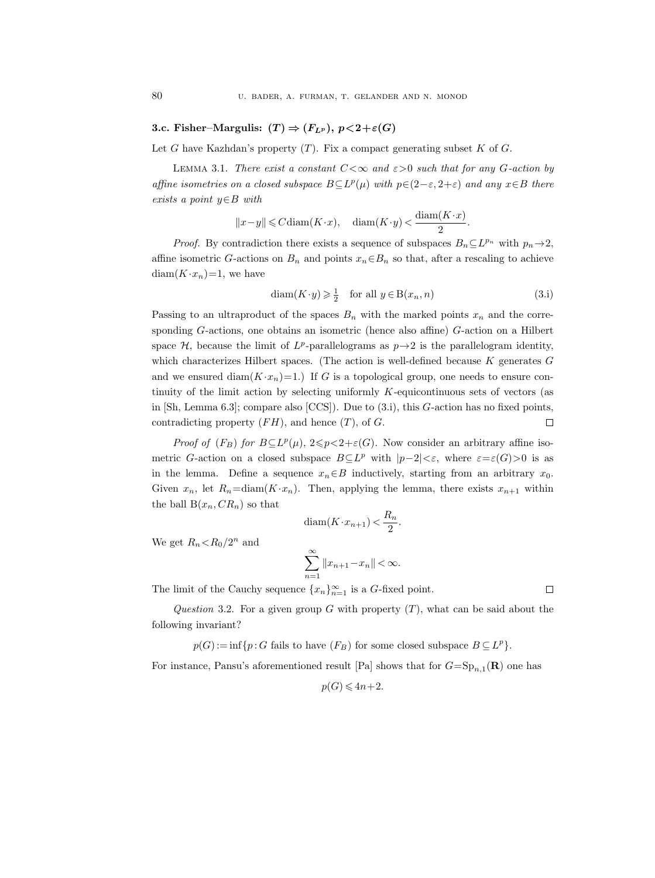### 3.c. Fisher–Margulis: $(T) \Rightarrow (F_{L^p})$, $p<2+\varepsilon(G)$

Let $G$ have Kazhdan's property $(T)$. Fix a compact generating subset $K$ of $G$.

LEMMA 3.1. *There exist a constant $C<\infty$ and $\varepsilon>0$ such that for any $G$-action by affine isometries on a closed subspace $B \subseteq L^p(\mu)$ with $p \in (2-\varepsilon, 2+\varepsilon)$ and any $x \in B$ there exists a point $y \in B$ with*

$$\|x-y\| \leqslant C \operatorname{diam}(K \cdot x), \quad \operatorname{diam}(K \cdot y) < \frac{\operatorname{diam}(K \cdot x)}{2}.$$

*Proof.* By contradiction there exists a sequence of subspaces $B_n \subseteq L^{p_n}$ with $p_n \to 2$, affine isometric $G$-actions on $B_n$ and points $x_n \in B_n$ so that, after a rescaling to achieve $\operatorname{diam}(K \cdot x_n)=1$, we have

$$\operatorname{diam}(K \cdot y) \geqslant \tfrac{1}{2} \quad \text{for all } y \in \mathrm{B}(x_n, n) \tag{3.i}$$

Passing to an ultraproduct of the spaces $B_n$ with the marked points $x_n$ and the corresponding $G$-actions, one obtains an isometric (hence also affine) $G$-action on a Hilbert space $\mathcal{H}$, because the limit of $L^p$-parallelograms as $p \to 2$ is the parallelogram identity, which characterizes Hilbert spaces. (The action is well-defined because $K$ generates $G$ and we ensured $\operatorname{diam}(K \cdot x_n)=1$.) If $G$ is a topological group, one needs to ensure continuity of the limit action by selecting uniformly $K$-equicontinuous sets of vectors (as in [Sh, Lemma 6.3]; compare also [CCS]). Due to (3.i), this $G$-action has no fixed points, contradicting property $(FH)$, and hence $(T)$, of $G$. $\square$

*Proof of $(F_B)$ for $B \subseteq L^p(\mu)$, $2 \leqslant p < 2+\varepsilon(G)$.* Now consider an arbitrary affine isometric $G$-action on a closed subspace $B \subseteq L^p$ with $|p-2|<\varepsilon$, where $\varepsilon=\varepsilon(G)>0$ is as in the lemma. Define a sequence $x_n \in B$ inductively, starting from an arbitrary $x_0$. Given $x_n$, let $R_n = \operatorname{diam}(K \cdot x_n)$. Then, applying the lemma, there exists $x_{n+1}$ within the ball $\mathrm{B}(x_n, CR_n)$ so that

$$\operatorname{diam}(K \cdot x_{n+1}) < \frac{R_n}{2}.$$

We get $R_n < R_0/2^n$ and

$$\sum_{n=1}^{\infty} \|x_{n+1}-x_n\| < \infty.$$

The limit of the Cauchy sequence $\{x_n\}_{n=1}^{\infty}$ is a $G$-fixed point. $\square$

*Question* 3.2. For a given group $G$ with property $(T)$, what can be said about the following invariant?

$$p(G) := \inf\{p : G \text{ fails to have } (F_B) \text{ for some closed subspace } B \subseteq L^p\}.$$

For instance, Pansu's aforementioned result [Pa] shows that for $G=\mathrm{Sp}_{n,1}(\mathbf{R})$ one has

$$p(G) \leqslant 4n+2.$$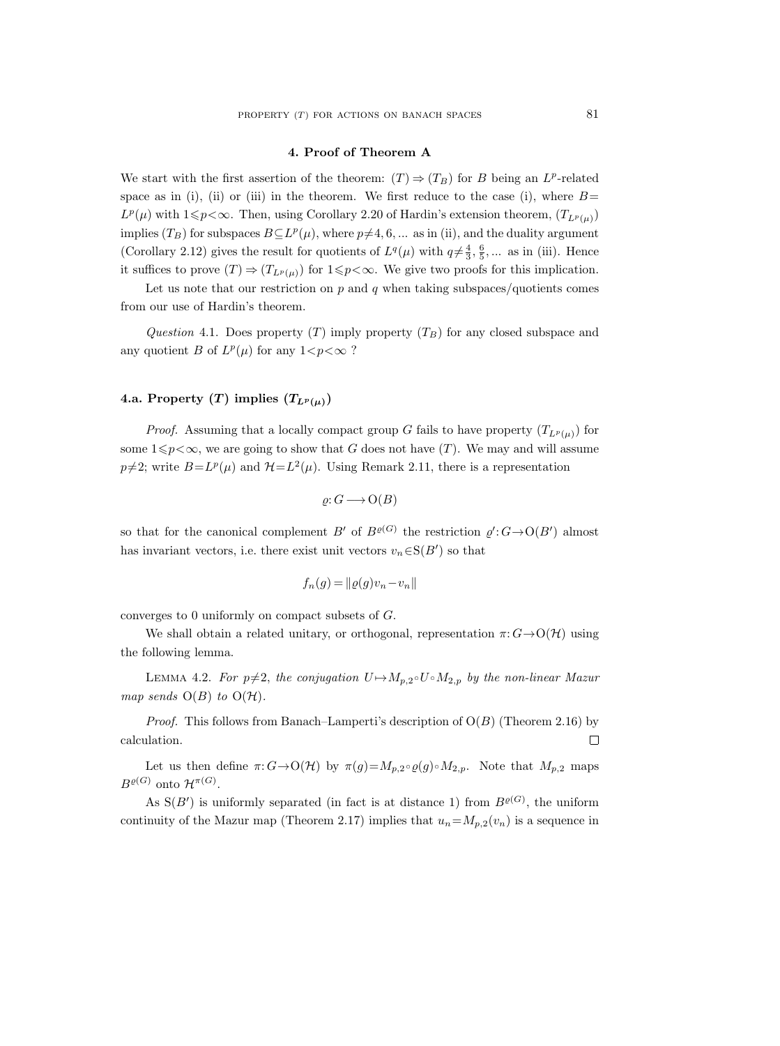## 4. Proof of Theorem A

We start with the first assertion of the theorem: $(T) \Rightarrow (T_B)$ for $B$ being an $L^p$-related space as in (i), (ii) or (iii) in the theorem. We first reduce to the case (i), where $B = L^p(\mu)$ with $1 \leqslant p < \infty$. Then, using Corollary 2.20 of Hardin's extension theorem, $(T_{L^p(\mu)})$ implies $(T_B)$ for subspaces $B \subseteq L^p(\mu)$, where $p \neq 4, 6, \ldots$ as in (ii), and the duality argument (Corollary 2.12) gives the result for quotients of $L^q(\mu)$ with $q \neq \frac{4}{3}, \frac{6}{5}, \ldots$ as in (iii). Hence it suffices to prove $(T) \Rightarrow (T_{L^p(\mu)})$ for $1 \leqslant p < \infty$. We give two proofs for this implication.

Let us note that our restriction on $p$ and $q$ when taking subspaces/quotients comes from our use of Hardin's theorem.

*Question* 4.1. Does property $(T)$ imply property $(T_B)$ for any closed subspace and any quotient $B$ of $L^p(\mu)$ for any $1 < p < \infty$ ?

### 4.a. Property $(T)$ implies $(T_{L^p(\mu)})$

*Proof.* Assuming that a locally compact group $G$ fails to have property $(T_{L^p(\mu)})$ for some $1 \leqslant p < \infty$, we are going to show that $G$ does not have $(T)$. We may and will assume $p \neq 2$; write $B = L^p(\mu)$ and $\mathcal{H} = L^2(\mu)$. Using Remark 2.11, there is a representation

$$\varrho: G \longrightarrow \mathrm{O}(B)$$

so that for the canonical complement $B'$ of $B^{\varrho(G)}$ the restriction $\varrho': G \to \mathrm{O}(B')$ almost has invariant vectors, i.e. there exist unit vectors $v_n \in \mathrm{S}(B')$ so that

$$f_n(g) = \|\varrho(g)v_n - v_n\|$$

converges to 0 uniformly on compact subsets of $G$.

We shall obtain a related unitary, or orthogonal, representation $\pi: G \to \mathrm{O}(\mathcal{H})$ using the following lemma.

Lemma 4.2. *For $p \neq 2$, the conjugation $U \mapsto M_{p,2} \circ U \circ M_{2,p}$ by the non-linear Mazur map sends $\mathrm{O}(B)$ to $\mathrm{O}(\mathcal{H})$.*

*Proof.* This follows from Banach–Lamperti's description of $\mathrm{O}(B)$ (Theorem 2.16) by calculation. □

Let us then define $\pi: G \to \mathrm{O}(\mathcal{H})$ by $\pi(g) = M_{p,2} \circ \varrho(g) \circ M_{2,p}$. Note that $M_{p,2}$ maps $B^{\varrho(G)}$ onto $\mathcal{H}^{\pi(G)}$.

As $\mathrm{S}(B')$ is uniformly separated (in fact is at distance 1) from $B^{\varrho(G)}$, the uniform continuity of the Mazur map (Theorem 2.17) implies that $u_n = M_{p,2}(v_n)$ is a sequence in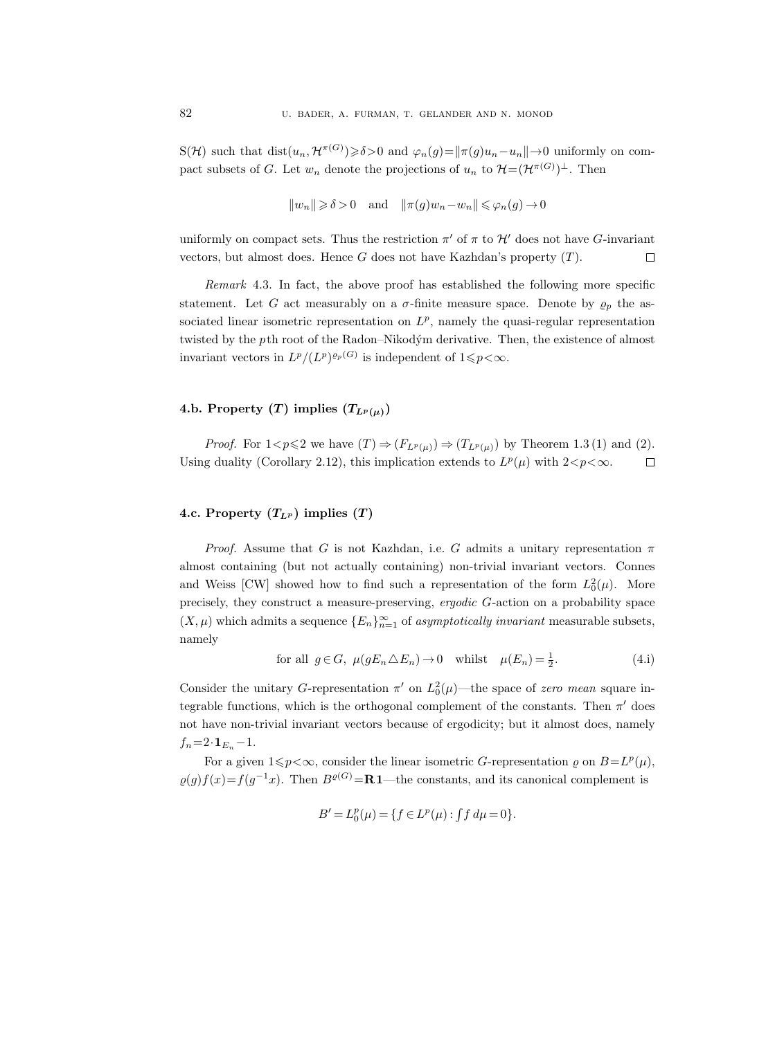$S(\mathcal{H})$ such that $\operatorname{dist}(u_n, \mathcal{H}^{\pi(G)}) \geqslant \delta > 0$ and $\varphi_n(g) = \|\pi(g)u_n - u_n\| \to 0$ uniformly on compact subsets of $G$. Let $w_n$ denote the projections of $u_n$ to $\mathcal{H} = (\mathcal{H}^{\pi(G)})^{\perp}$. Then

$$\|w_n\| \geqslant \delta > 0 \quad \text{and} \quad \|\pi(g)w_n - w_n\| \leqslant \varphi_n(g) \to 0$$

uniformly on compact sets. Thus the restriction $\pi'$ of $\pi$ to $\mathcal{H}'$ does not have $G$-invariant vectors, but almost does. Hence $G$ does not have Kazhdan's property $(T)$. $\square$

*Remark* 4.3. In fact, the above proof has established the following more specific statement. Let $G$ act measurably on a $\sigma$-finite measure space. Denote by $\varrho_p$ the associated linear isometric representation on $L^p$, namely the quasi-regular representation twisted by the $p$th root of the Radon–Nikodým derivative. Then, the existence of almost invariant vectors in $L^p/(L^p)^{\varrho_p(G)}$ is independent of $1 \leqslant p < \infty$.

### 4.b. Property $(T)$ implies $(T_{L^p(\mu)})$

*Proof.* For $1 < p \leqslant 2$ we have $(T) \Rightarrow (F_{L^p(\mu)}) \Rightarrow (T_{L^p(\mu)})$ by Theorem 1.3 (1) and (2). Using duality (Corollary 2.12), this implication extends to $L^p(\mu)$ with $2 < p < \infty$. $\square$

### 4.c. Property $(T_{L^p})$ implies $(T)$

*Proof.* Assume that $G$ is not Kazhdan, i.e. $G$ admits a unitary representation $\pi$ almost containing (but not actually containing) non-trivial invariant vectors. Connes and Weiss [CW] showed how to find such a representation of the form $L^2_0(\mu)$. More precisely, they construct a measure-preserving, *ergodic* $G$-action on a probability space $(X, \mu)$ which admits a sequence $\{E_n\}_{n=1}^{\infty}$ of *asymptotically invariant* measurable subsets, namely

$$\text{for all } g \in G, \ \mu(gE_n \triangle E_n) \to 0 \quad \text{whilst} \quad \mu(E_n) = \tfrac{1}{2}. \tag{4.i}$$

Consider the unitary $G$-representation $\pi'$ on $L^2_0(\mu)$—the space of *zero mean* square integrable functions, which is the orthogonal complement of the constants. Then $\pi'$ does not have non-trivial invariant vectors because of ergodicity; but it almost does, namely $f_n = 2 \cdot \mathbf{1}_{E_n} - 1$.

For a given $1 \leqslant p < \infty$, consider the linear isometric $G$-representation $\varrho$ on $B = L^p(\mu)$, $\varrho(g)f(x) = f(g^{-1}x)$. Then $B^{\varrho(G)} = \mathbf{R}\mathbf{1}$—the constants, and its canonical complement is

$$B' = L^p_0(\mu) = \{f \in L^p(\mu) : \textstyle\int f \, d\mu = 0\}.$$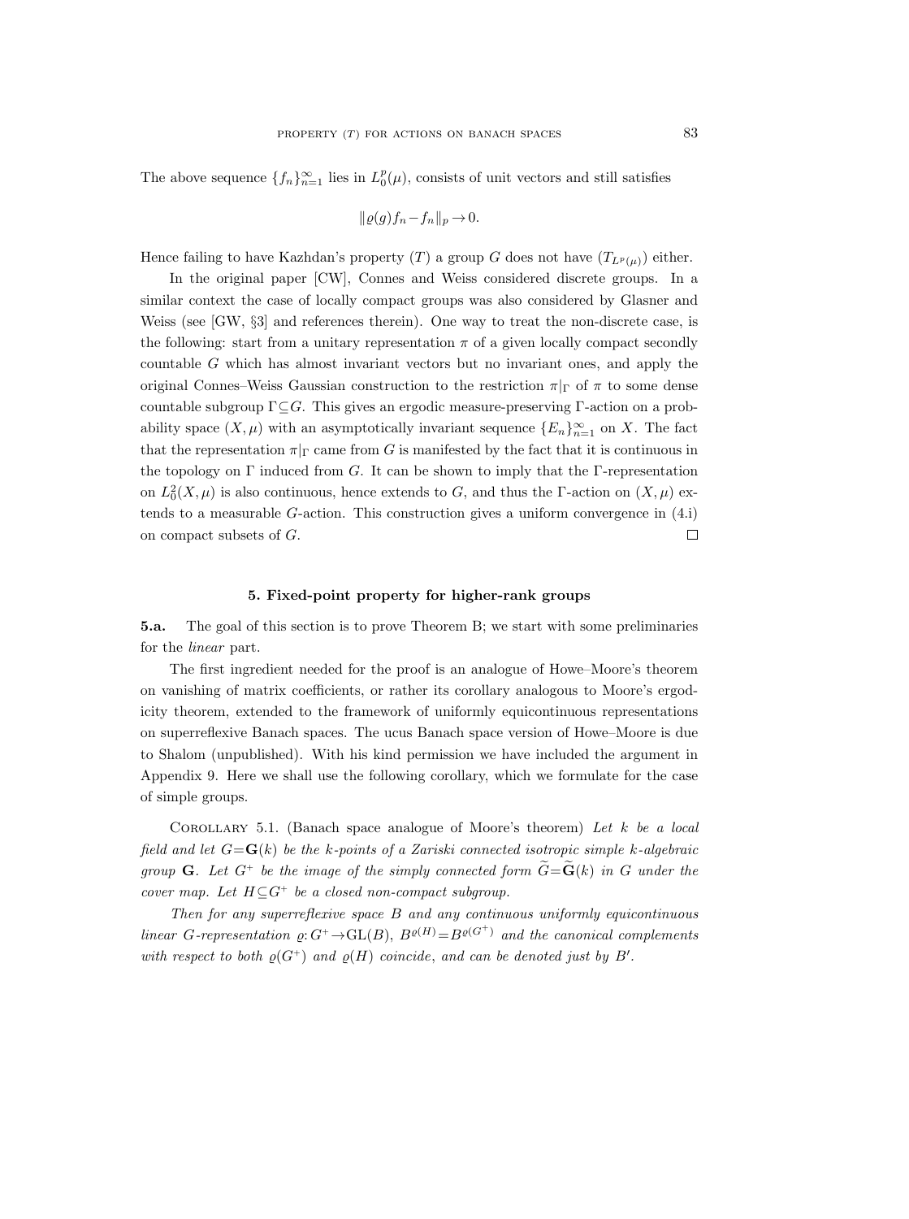The above sequence $\{f_n\}_{n=1}^\infty$ lies in $L_0^p(\mu)$, consists of unit vectors and still satisfies

$$\|\varrho(g)f_n - f_n\|_p \to 0.$$

Hence failing to have Kazhdan's property $(T)$ a group $G$ does not have $(T_{L^p(\mu)})$ either.

In the original paper [CW], Connes and Weiss considered discrete groups. In a similar context the case of locally compact groups was also considered by Glasner and Weiss (see [GW, §3] and references therein). One way to treat the non-discrete case, is the following: start from a unitary representation $\pi$ of a given locally compact secondly countable $G$ which has almost invariant vectors but no invariant ones, and apply the original Connes–Weiss Gaussian construction to the restriction $\pi|_\Gamma$ of $\pi$ to some dense countable subgroup $\Gamma \subseteq G$. This gives an ergodic measure-preserving $\Gamma$-action on a probability space $(X, \mu)$ with an asymptotically invariant sequence $\{E_n\}_{n=1}^\infty$ on $X$. The fact that the representation $\pi|_\Gamma$ came from $G$ is manifested by the fact that it is continuous in the topology on $\Gamma$ induced from $G$. It can be shown to imply that the $\Gamma$-representation on $L_0^2(X, \mu)$ is also continuous, hence extends to $G$, and thus the $\Gamma$-action on $(X, \mu)$ extends to a measurable $G$-action. This construction gives a uniform convergence in (4.i) on compact subsets of $G$. □

## 5. Fixed-point property for higher-rank groups

**5.a.** The goal of this section is to prove Theorem B; we start with some preliminaries for the *linear* part.

The first ingredient needed for the proof is an analogue of Howe–Moore's theorem on vanishing of matrix coefficients, or rather its corollary analogous to Moore's ergodicity theorem, extended to the framework of uniformly equicontinuous representations on superreflexive Banach spaces. The ucus Banach space version of Howe–Moore is due to Shalom (unpublished). With his kind permission we have included the argument in Appendix 9. Here we shall use the following corollary, which we formulate for the case of simple groups.

Corollary 5.1. (Banach space analogue of Moore's theorem) *Let $k$ be a local field and let $G = \mathbf{G}(k)$ be the $k$-points of a Zariski connected isotropic simple $k$-algebraic group $\mathbf{G}$. Let $G^+$ be the image of the simply connected form $\widetilde{G} = \widetilde{\mathbf{G}}(k)$ in $G$ under the cover map. Let $H \subseteq G^+$ be a closed non-compact subgroup.*

*Then for any superreflexive space $B$ and any continuous uniformly equicontinuous linear $G$-representation $\varrho: G^+ \to \mathrm{GL}(B)$, $B^{\varrho(H)} = B^{\varrho(G^+)}$ and the canonical complements with respect to both $\varrho(G^+)$ and $\varrho(H)$ coincide, and can be denoted just by $B'$.*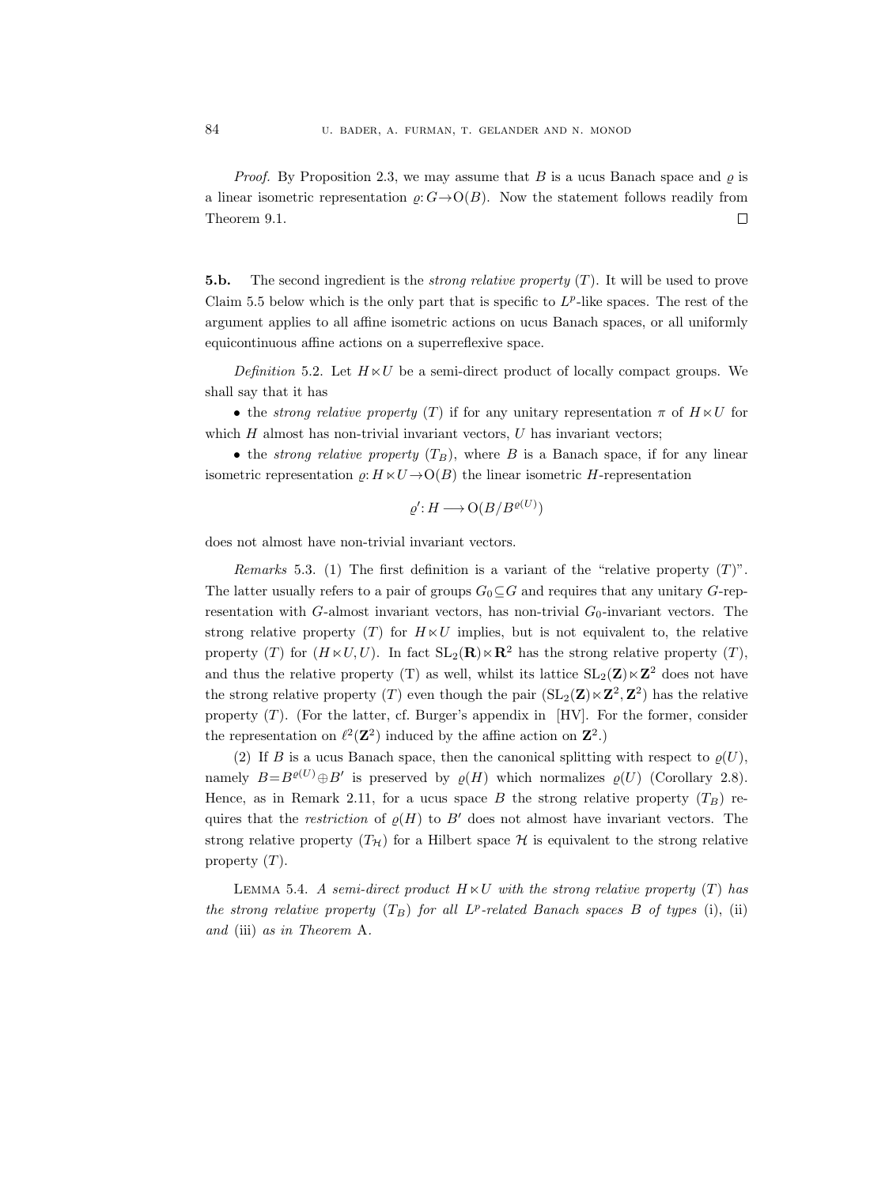*Proof.* By Proposition 2.3, we may assume that $B$ is a ucus Banach space and $\varrho$ is a linear isometric representation $\varrho: G\to \mathrm{O}(B)$. Now the statement follows readily from Theorem 9.1. ∎

**5.b.** The second ingredient is the *strong relative property* $(T)$. It will be used to prove Claim 5.5 below which is the only part that is specific to $L^p$-like spaces. The rest of the argument applies to all affine isometric actions on ucus Banach spaces, or all uniformly equicontinuous affine actions on a superreflexive space.

*Definition* 5.2. Let $H\ltimes U$ be a semi-direct product of locally compact groups. We shall say that it has

- the *strong relative property* $(T)$ if for any unitary representation $\pi$ of $H\ltimes U$ for which $H$ almost has non-trivial invariant vectors, $U$ has invariant vectors;
- the *strong relative property* $(T_B)$, where $B$ is a Banach space, if for any linear isometric representation $\varrho: H\ltimes U\to \mathrm{O}(B)$ the linear isometric $H$-representation

$$\varrho': H \longrightarrow \mathrm{O}(B/B^{\varrho(U)})$$

does not almost have non-trivial invariant vectors.

*Remarks* 5.3. (1) The first definition is a variant of the "relative property $(T)$". The latter usually refers to a pair of groups $G_0\subseteq G$ and requires that any unitary $G$-representation with $G$-almost invariant vectors, has non-trivial $G_0$-invariant vectors. The strong relative property $(T)$ for $H\ltimes U$ implies, but is not equivalent to, the relative property $(T)$ for $(H\ltimes U, U)$. In fact $\mathrm{SL}_2(\mathbf{R})\ltimes \mathbf{R}^2$ has the strong relative property $(T)$, and thus the relative property (T) as well, whilst its lattice $\mathrm{SL}_2(\mathbf{Z})\ltimes \mathbf{Z}^2$ does not have the strong relative property $(T)$ even though the pair $(\mathrm{SL}_2(\mathbf{Z})\ltimes \mathbf{Z}^2, \mathbf{Z}^2)$ has the relative property $(T)$. (For the latter, cf. Burger's appendix in [HV]. For the former, consider the representation on $\ell^2(\mathbf{Z}^2)$ induced by the affine action on $\mathbf{Z}^2$.)

(2) If $B$ is a ucus Banach space, then the canonical splitting with respect to $\varrho(U)$, namely $B=B^{\varrho(U)}\oplus B'$ is preserved by $\varrho(H)$ which normalizes $\varrho(U)$ (Corollary 2.8). Hence, as in Remark 2.11, for a ucus space $B$ the strong relative property $(T_B)$ requires that the *restriction* of $\varrho(H)$ to $B'$ does not almost have invariant vectors. The strong relative property $(T_{\mathcal{H}})$ for a Hilbert space $\mathcal{H}$ is equivalent to the strong relative property $(T)$.

LEMMA 5.4. *A semi-direct product $H\ltimes U$ with the strong relative property $(T)$ has the strong relative property $(T_B)$ for all $L^p$-related Banach spaces $B$ of types* (i), (ii) *and* (iii) *as in Theorem* A.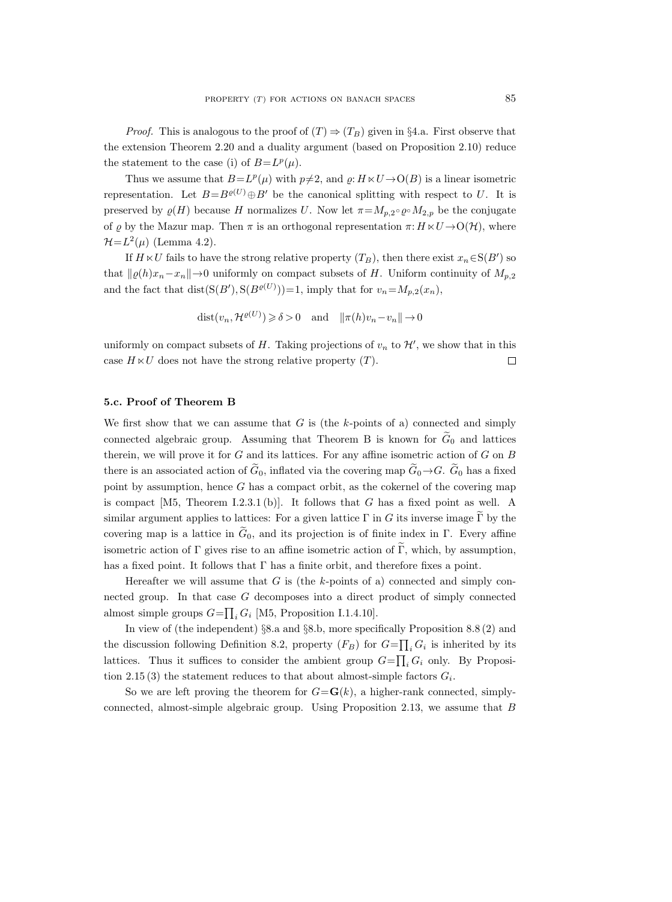*Proof.* This is analogous to the proof of $(T) \Rightarrow (T_B)$ given in §4.a. First observe that the extension Theorem 2.20 and a duality argument (based on Proposition 2.10) reduce the statement to the case (i) of $B = L^p(\mu)$.

Thus we assume that $B = L^p(\mu)$ with $p \neq 2$, and $\varrho: H \ltimes U \to \mathrm{O}(B)$ is a linear isometric representation. Let $B = B^{\varrho(U)} \oplus B'$ be the canonical splitting with respect to $U$. It is preserved by $\varrho(H)$ because $H$ normalizes $U$. Now let $\pi = M_{p,2} \circ \varrho \circ M_{2,p}$ be the conjugate of $\varrho$ by the Mazur map. Then $\pi$ is an orthogonal representation $\pi: H \ltimes U \to \mathrm{O}(\mathcal{H})$, where $\mathcal{H} = L^2(\mu)$ (Lemma 4.2).

If $H \ltimes U$ fails to have the strong relative property $(T_B)$, then there exist $x_n \in \mathrm{S}(B')$ so that $\|\varrho(h)x_n - x_n\| \to 0$ uniformly on compact subsets of $H$. Uniform continuity of $M_{p,2}$ and the fact that $\mathrm{dist}(\mathrm{S}(B'), \mathrm{S}(B^{\varrho(U)})) = 1$, imply that for $v_n = M_{p,2}(x_n)$,

$$\mathrm{dist}(v_n, \mathcal{H}^{\varrho(U)}) \geqslant \delta > 0 \quad \text{and} \quad \|\pi(h)v_n - v_n\| \to 0$$

uniformly on compact subsets of $H$. Taking projections of $v_n$ to $\mathcal{H}'$, we show that in this case $H \ltimes U$ does not have the strong relative property $(T)$. $\square$

### 5.c. Proof of Theorem B

We first show that we can assume that $G$ is (the $k$-points of a) connected and simply connected algebraic group. Assuming that Theorem B is known for $\widetilde{G}_0$ and lattices therein, we will prove it for $G$ and its lattices. For any affine isometric action of $G$ on $B$ there is an associated action of $\widetilde{G}_0$, inflated via the covering map $\widetilde{G}_0 \to G$. $\widetilde{G}_0$ has a fixed point by assumption, hence $G$ has a compact orbit, as the cokernel of the covering map is compact [M5, Theorem I.2.3.1 (b)]. It follows that $G$ has a fixed point as well. A similar argument applies to lattices: For a given lattice $\Gamma$ in $G$ its inverse image $\widetilde{\Gamma}$ by the covering map is a lattice in $\widetilde{G}_0$, and its projection is of finite index in $\Gamma$. Every affine isometric action of $\Gamma$ gives rise to an affine isometric action of $\widetilde{\Gamma}$, which, by assumption, has a fixed point. It follows that $\Gamma$ has a finite orbit, and therefore fixes a point.

Hereafter we will assume that $G$ is (the $k$-points of a) connected and simply connected group. In that case $G$ decomposes into a direct product of simply connected almost simple groups $G = \prod_i G_i$ [M5, Proposition I.1.4.10].

In view of (the independent) §8.a and §8.b, more specifically Proposition 8.8 (2) and the discussion following Definition 8.2, property $(F_B)$ for $G = \prod_i G_i$ is inherited by its lattices. Thus it suffices to consider the ambient group $G = \prod_i G_i$ only. By Proposition 2.15 (3) the statement reduces to that about almost-simple factors $G_i$.

So we are left proving the theorem for $G = \mathbf{G}(k)$, a higher-rank connected, simply-connected, almost-simple algebraic group. Using Proposition 2.13, we assume that $B$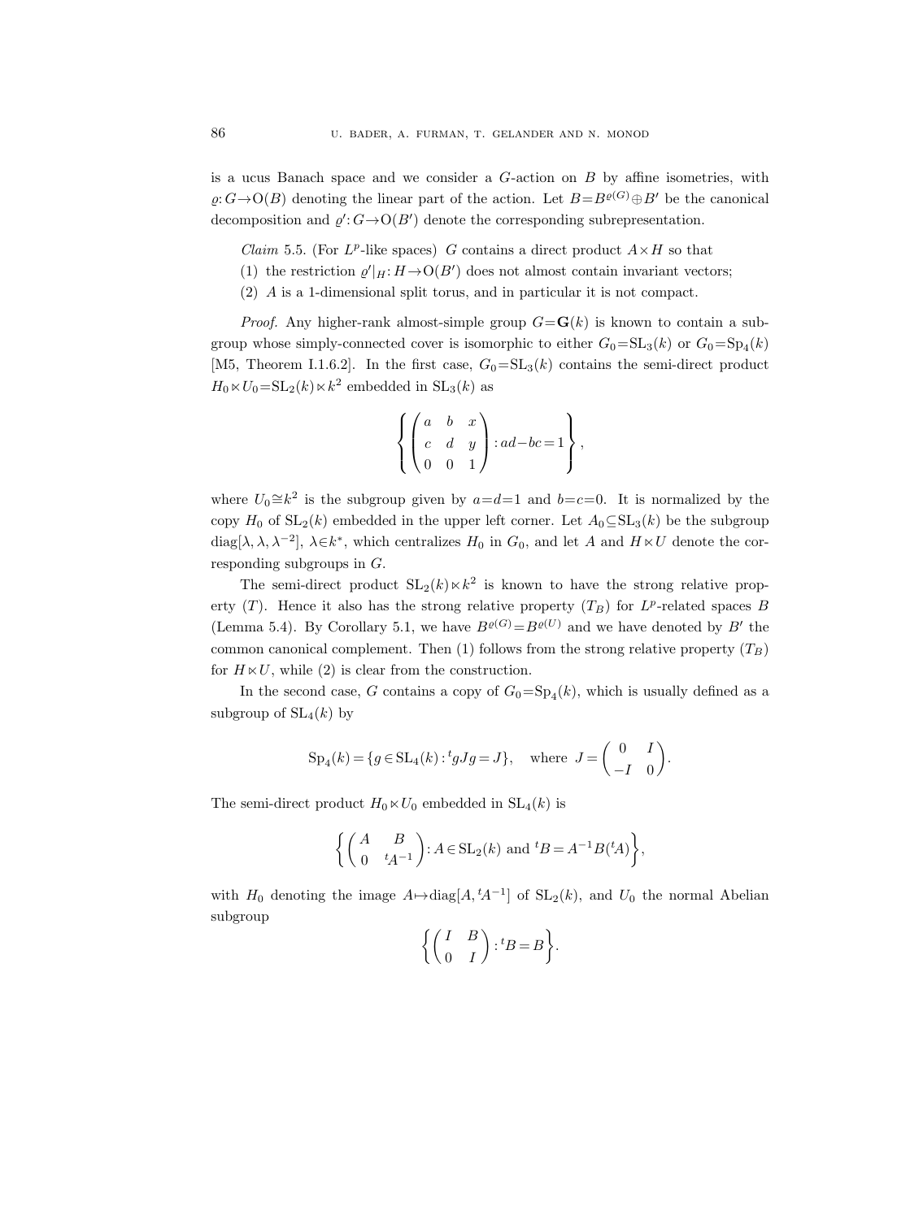is a ucus Banach space and we consider a $G$-action on $B$ by affine isometries, with $\varrho: G\to \mathrm{O}(B)$ denoting the linear part of the action. Let $B=B^{\varrho(G)}\oplus B'$ be the canonical decomposition and $\varrho': G\to \mathrm{O}(B')$ denote the corresponding subrepresentation.

*Claim* 5.5. (For $L^p$-like spaces) $G$ contains a direct product $A\times H$ so that

(1) the restriction $\varrho'|_H: H\to \mathrm{O}(B')$ does not almost contain invariant vectors;

(2) $A$ is a 1-dimensional split torus, and in particular it is not compact.

*Proof.* Any higher-rank almost-simple group $G=\mathbf{G}(k)$ is known to contain a subgroup whose simply-connected cover is isomorphic to either $G_0=\mathrm{SL}_3(k)$ or $G_0=\mathrm{Sp}_4(k)$ [M5, Theorem I.1.6.2]. In the first case, $G_0=\mathrm{SL}_3(k)$ contains the semi-direct product $H_0\ltimes U_0=\mathrm{SL}_2(k)\ltimes k^2$ embedded in $\mathrm{SL}_3(k)$ as

$$\left\{\begin{pmatrix} a & b & x\\ c & d & y\\ 0 & 0 & 1\end{pmatrix} : ad-bc=1\right\},$$

where $U_0\cong k^2$ is the subgroup given by $a=d=1$ and $b=c=0$. It is normalized by the copy $H_0$ of $\mathrm{SL}_2(k)$ embedded in the upper left corner. Let $A_0\subseteq \mathrm{SL}_3(k)$ be the subgroup $\mathrm{diag}[\lambda,\lambda,\lambda^{-2}]$, $\lambda\in k^*$, which centralizes $H_0$ in $G_0$, and let $A$ and $H\ltimes U$ denote the corresponding subgroups in $G$.

The semi-direct product $\mathrm{SL}_2(k)\ltimes k^2$ is known to have the strong relative property $(T)$. Hence it also has the strong relative property $(T_B)$ for $L^p$-related spaces $B$ (Lemma 5.4). By Corollary 5.1, we have $B^{\varrho(G)}=B^{\varrho(U)}$ and we have denoted by $B'$ the common canonical complement. Then (1) follows from the strong relative property $(T_B)$ for $H\ltimes U$, while (2) is clear from the construction.

In the second case, $G$ contains a copy of $G_0=\mathrm{Sp}_4(k)$, which is usually defined as a subgroup of $\mathrm{SL}_4(k)$ by

$$\mathrm{Sp}_4(k)=\{g\in \mathrm{SL}_4(k): {}^t gJg=J\},\quad \text{where } J=\begin{pmatrix} 0 & I\\ -I & 0\end{pmatrix}.$$

The semi-direct product $H_0\ltimes U_0$ embedded in $\mathrm{SL}_4(k)$ is

$$\left\{\begin{pmatrix} A & B\\ 0 & {}^tA^{-1}\end{pmatrix} : A\in \mathrm{SL}_2(k) \text{ and } {}^tB=A^{-1}B({}^tA)\right\},$$

with $H_0$ denoting the image $A\mapsto \mathrm{diag}[A, {}^tA^{-1}]$ of $\mathrm{SL}_2(k)$, and $U_0$ the normal Abelian subgroup

$$\left\{\begin{pmatrix} I & B\\ 0 & I\end{pmatrix} : {}^tB=B\right\}.$$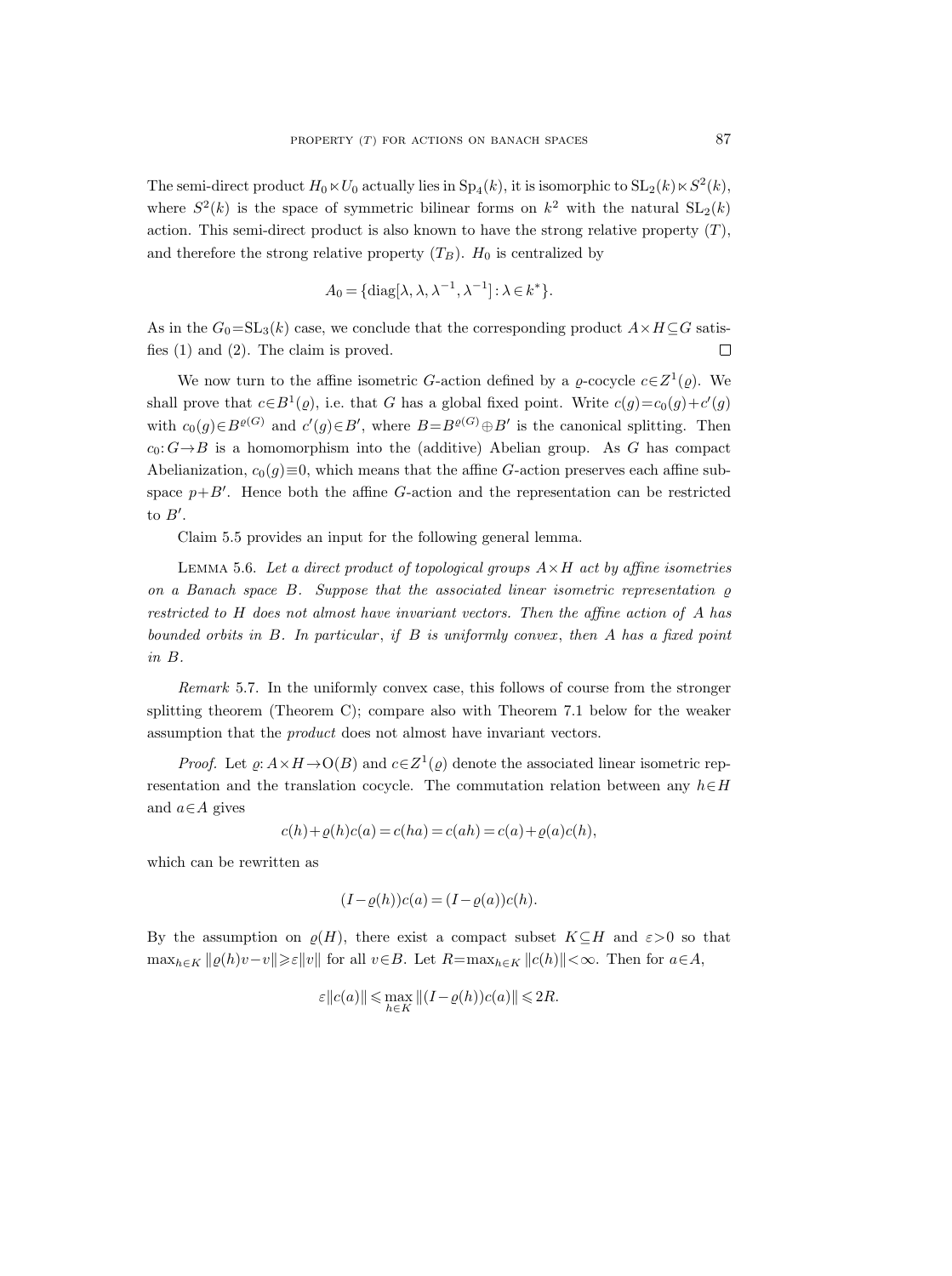The semi-direct product $H_0 \ltimes U_0$ actually lies in $\mathrm{Sp}_4(k)$, it is isomorphic to $\mathrm{SL}_2(k) \ltimes S^2(k)$, where $S^2(k)$ is the space of symmetric bilinear forms on $k^2$ with the natural $\mathrm{SL}_2(k)$ action. This semi-direct product is also known to have the strong relative property $(T)$, and therefore the strong relative property $(T_B)$. $H_0$ is centralized by

$$A_0 = \{\mathrm{diag}[\lambda, \lambda, \lambda^{-1}, \lambda^{-1}] : \lambda \in k^*\}.$$

As in the $G_0 = \mathrm{SL}_3(k)$ case, we conclude that the corresponding product $A \times H \subseteq G$ satisfies (1) and (2). The claim is proved. $\square$

We now turn to the affine isometric $G$-action defined by a $\varrho$-cocycle $c \in Z^1(\varrho)$. We shall prove that $c \in B^1(\varrho)$, i.e. that $G$ has a global fixed point. Write $c(g) = c_0(g) + c'(g)$ with $c_0(g) \in B^{\varrho(G)}$ and $c'(g) \in B'$, where $B = B^{\varrho(G)} \oplus B'$ is the canonical splitting. Then $c_0: G \to B$ is a homomorphism into the (additive) Abelian group. As $G$ has compact Abelianization, $c_0(g) \equiv 0$, which means that the affine $G$-action preserves each affine subspace $p + B'$. Hence both the affine $G$-action and the representation can be restricted to $B'$.

Claim 5.5 provides an input for the following general lemma.

Lemma 5.6. *Let a direct product of topological groups $A \times H$ act by affine isometries on a Banach space $B$. Suppose that the associated linear isometric representation $\varrho$ restricted to $H$ does not almost have invariant vectors. Then the affine action of $A$ has bounded orbits in $B$. In particular, if $B$ is uniformly convex, then $A$ has a fixed point in $B$.*

*Remark* 5.7. In the uniformly convex case, this follows of course from the stronger splitting theorem (Theorem C); compare also with Theorem 7.1 below for the weaker assumption that the *product* does not almost have invariant vectors.

*Proof.* Let $\varrho: A \times H \to \mathrm{O}(B)$ and $c \in Z^1(\varrho)$ denote the associated linear isometric representation and the translation cocycle. The commutation relation between any $h \in H$ and $a \in A$ gives

$$c(h) + \varrho(h)c(a) = c(ha) = c(ah) = c(a) + \varrho(a)c(h),$$

which can be rewritten as

$$(I - \varrho(h))c(a) = (I - \varrho(a))c(h).$$

By the assumption on $\varrho(H)$, there exist a compact subset $K \subseteq H$ and $\varepsilon > 0$ so that $\max_{h \in K} \|\varrho(h)v - v\| \geqslant \varepsilon \|v\|$ for all $v \in B$. Let $R = \max_{h \in K} \|c(h)\| < \infty$. Then for $a \in A$,

$$\varepsilon \|c(a)\| \leqslant \max_{h \in K} \|(I - \varrho(h))c(a)\| \leqslant 2R.$$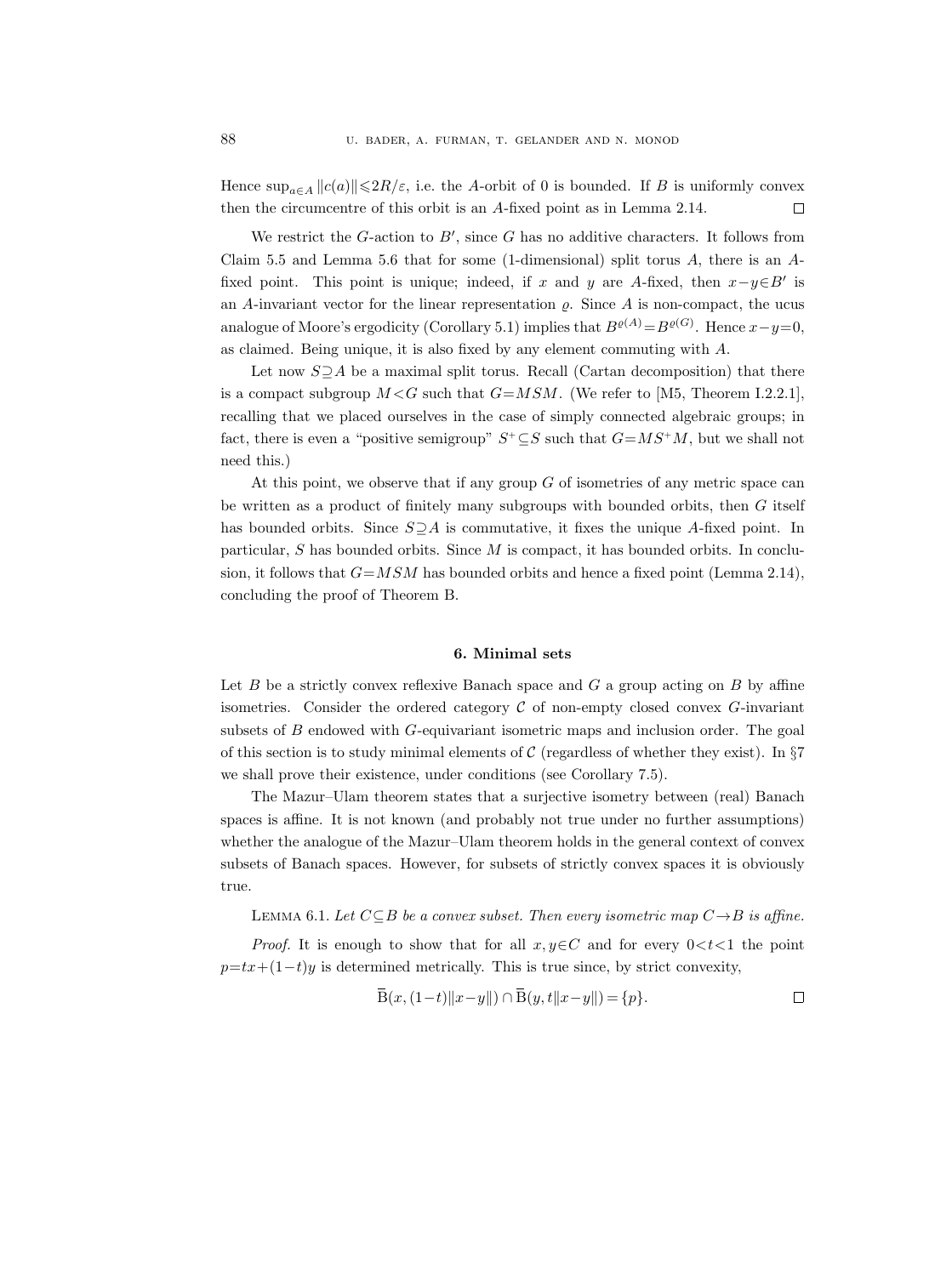Hence $\sup_{a\in A}\|c(a)\|\leqslant 2R/\varepsilon$, i.e. the $A$-orbit of 0 is bounded. If $B$ is uniformly convex then the circumcentre of this orbit is an $A$-fixed point as in Lemma 2.14. $\square$

We restrict the $G$-action to $B'$, since $G$ has no additive characters. It follows from Claim 5.5 and Lemma 5.6 that for some (1-dimensional) split torus $A$, there is an $A$-fixed point. This point is unique; indeed, if $x$ and $y$ are $A$-fixed, then $x-y\in B'$ is an $A$-invariant vector for the linear representation $\varrho$. Since $A$ is non-compact, the ucus analogue of Moore's ergodicity (Corollary 5.1) implies that $B^{\varrho(A)}=B^{\varrho(G)}$. Hence $x-y=0$, as claimed. Being unique, it is also fixed by any element commuting with $A$.

Let now $S\supseteq A$ be a maximal split torus. Recall (Cartan decomposition) that there is a compact subgroup $M<G$ such that $G=MSM$. (We refer to [M5, Theorem I.2.2.1], recalling that we placed ourselves in the case of simply connected algebraic groups; in fact, there is even a "positive semigroup" $S^+\subseteq S$ such that $G=MS^+M$, but we shall not need this.)

At this point, we observe that if any group $G$ of isometries of any metric space can be written as a product of finitely many subgroups with bounded orbits, then $G$ itself has bounded orbits. Since $S\supseteq A$ is commutative, it fixes the unique $A$-fixed point. In particular, $S$ has bounded orbits. Since $M$ is compact, it has bounded orbits. In conclusion, it follows that $G=MSM$ has bounded orbits and hence a fixed point (Lemma 2.14), concluding the proof of Theorem B.

## 6. Minimal sets

Let $B$ be a strictly convex reflexive Banach space and $G$ a group acting on $B$ by affine isometries. Consider the ordered category $\mathcal{C}$ of non-empty closed convex $G$-invariant subsets of $B$ endowed with $G$-equivariant isometric maps and inclusion order. The goal of this section is to study minimal elements of $\mathcal{C}$ (regardless of whether they exist). In §7 we shall prove their existence, under conditions (see Corollary 7.5).

The Mazur–Ulam theorem states that a surjective isometry between (real) Banach spaces is affine. It is not known (and probably not true under no further assumptions) whether the analogue of the Mazur–Ulam theorem holds in the general context of convex subsets of Banach spaces. However, for subsets of strictly convex spaces it is obviously true.

Lemma 6.1. *Let $C\subseteq B$ be a convex subset. Then every isometric map $C\to B$ is affine.*

*Proof.* It is enough to show that for all $x,y\in C$ and for every $0<t<1$ the point $p=tx+(1-t)y$ is determined metrically. This is true since, by strict convexity,

$$\overline{\mathrm{B}}(x,(1-t)\|x-y\|)\cap\overline{\mathrm{B}}(y,t\|x-y\|)=\{p\}.$$

$\square$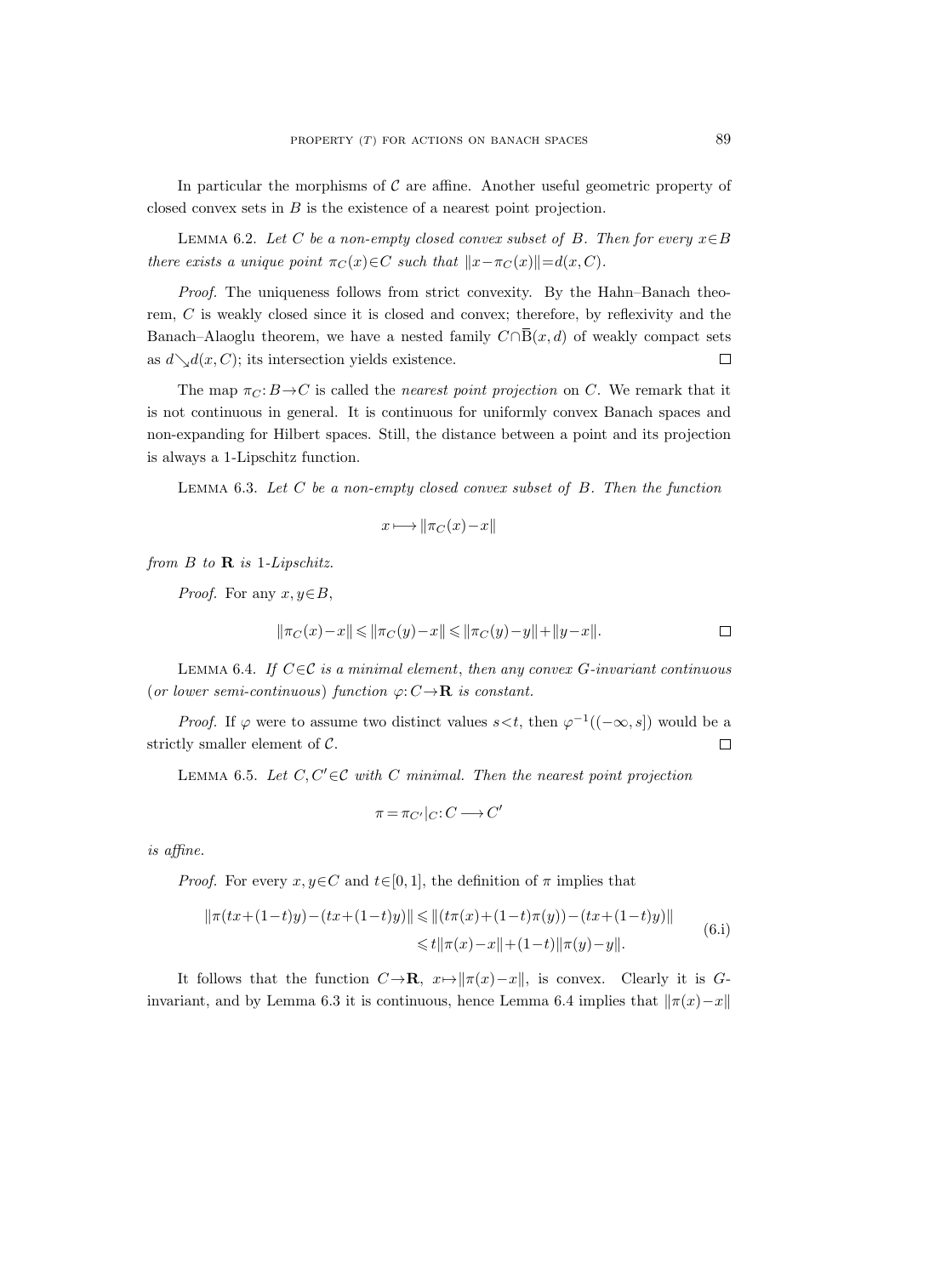In particular the morphisms of $\mathcal{C}$ are affine. Another useful geometric property of closed convex sets in $B$ is the existence of a nearest point projection.

LEMMA 6.2. *Let $C$ be a non-empty closed convex subset of $B$. Then for every $x \in B$ there exists a unique point $\pi_C(x) \in C$ such that $\|x - \pi_C(x)\| = d(x, C)$.*

*Proof.* The uniqueness follows from strict convexity. By the Hahn–Banach theorem, $C$ is weakly closed since it is closed and convex; therefore, by reflexivity and the Banach–Alaoglu theorem, we have a nested family $C \cap \overline{\mathrm{B}}(x, d)$ of weakly compact sets as $d \searrow d(x, C)$; its intersection yields existence. $\square$

The map $\pi_C: B \to C$ is called the *nearest point projection* on $C$. We remark that it is not continuous in general. It is continuous for uniformly convex Banach spaces and non-expanding for Hilbert spaces. Still, the distance between a point and its projection is always a 1-Lipschitz function.

LEMMA 6.3. *Let $C$ be a non-empty closed convex subset of $B$. Then the function*

$$x \longmapsto \|\pi_C(x) - x\|$$

*from $B$ to $\mathbf{R}$ is 1-Lipschitz.*

*Proof.* For any $x, y \in B$,

$$\|\pi_C(x) - x\| \leqslant \|\pi_C(y) - x\| \leqslant \|\pi_C(y) - y\| + \|y - x\|. \qquad \square$$

LEMMA 6.4. *If $C \in \mathcal{C}$ is a minimal element, then any convex $G$-invariant continuous (or lower semi-continuous) function $\varphi: C \to \mathbf{R}$ is constant.*

*Proof.* If $\varphi$ were to assume two distinct values $s < t$, then $\varphi^{-1}((-\infty, s])$ would be a strictly smaller element of $\mathcal{C}$. $\square$

LEMMA 6.5. *Let $C, C' \in \mathcal{C}$ with $C$ minimal. Then the nearest point projection*

$$\pi = \pi_{C'}|_C: C \longrightarrow C'$$

*is affine.*

*Proof.* For every $x, y \in C$ and $t \in [0, 1]$, the definition of $\pi$ implies that

$$\begin{aligned} \|\pi(tx + (1-t)y) - (tx + (1-t)y)\| &\leqslant \|(t\pi(x) + (1-t)\pi(y)) - (tx + (1-t)y)\| \\ &\leqslant t\|\pi(x) - x\| + (1-t)\|\pi(y) - y\|. \end{aligned} \tag{6.i}$$

It follows that the function $C \to \mathbf{R}$, $x \mapsto \|\pi(x) - x\|$, is convex. Clearly it is $G$-invariant, and by Lemma 6.3 it is continuous, hence Lemma 6.4 implies that $\|\pi(x) - x\|$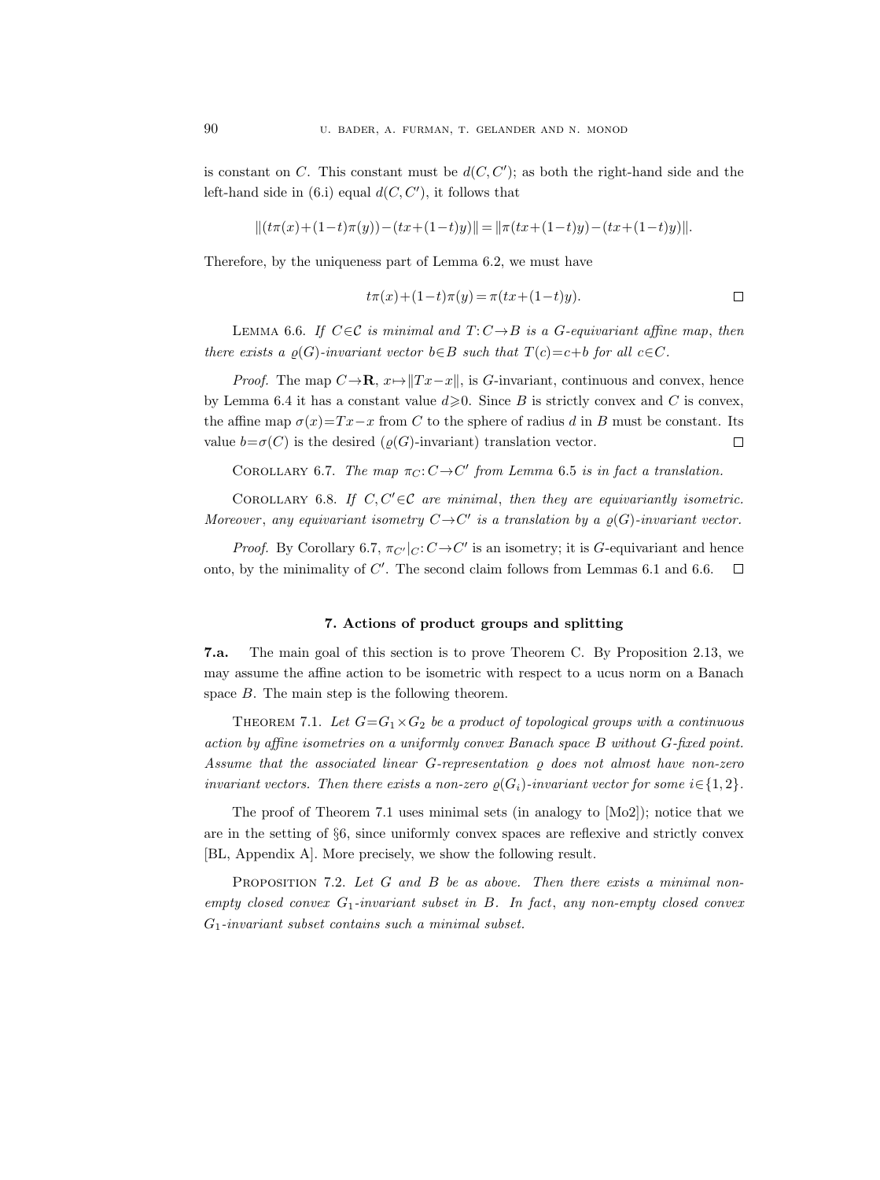is constant on $C$. This constant must be $d(C, C')$; as both the right-hand side and the left-hand side in (6.i) equal $d(C, C')$, it follows that

$$\|(t\pi(x)+(1-t)\pi(y))-(tx+(1-t)y)\| = \|\pi(tx+(1-t)y)-(tx+(1-t)y)\|.$$

Therefore, by the uniqueness part of Lemma 6.2, we must have

$$t\pi(x)+(1-t)\pi(y) = \pi(tx+(1-t)y). \qquad \square$$

LEMMA 6.6. *If $C \in \mathcal{C}$ is minimal and $T: C \to B$ is a $G$-equivariant affine map, then there exists a $\varrho(G)$-invariant vector $b \in B$ such that $T(c) = c + b$ for all $c \in C$.*

*Proof.* The map $C \to \mathbf{R}$, $x \mapsto \|Tx - x\|$, is $G$-invariant, continuous and convex, hence by Lemma 6.4 it has a constant value $d \geqslant 0$. Since $B$ is strictly convex and $C$ is convex, the affine map $\sigma(x) = Tx - x$ from $C$ to the sphere of radius $d$ in $B$ must be constant. Its value $b = \sigma(C)$ is the desired ($\varrho(G)$-invariant) translation vector. $\square$

COROLLARY 6.7. *The map $\pi_C: C \to C'$ from Lemma 6.5 is in fact a translation.*

COROLLARY 6.8. *If $C, C' \in \mathcal{C}$ are minimal, then they are equivariantly isometric. Moreover, any equivariant isometry $C \to C'$ is a translation by a $\varrho(G)$-invariant vector.*

*Proof.* By Corollary 6.7, $\pi_{C'}|_C: C \to C'$ is an isometry; it is $G$-equivariant and hence onto, by the minimality of $C'$. The second claim follows from Lemmas 6.1 and 6.6. $\square$

## 7. Actions of product groups and splitting

**7.a.** The main goal of this section is to prove Theorem C. By Proposition 2.13, we may assume the affine action to be isometric with respect to a ucus norm on a Banach space $B$. The main step is the following theorem.

THEOREM 7.1. *Let $G = G_1 \times G_2$ be a product of topological groups with a continuous action by affine isometries on a uniformly convex Banach space $B$ without $G$-fixed point. Assume that the associated linear $G$-representation $\varrho$ does not almost have non-zero invariant vectors. Then there exists a non-zero $\varrho(G_i)$-invariant vector for some $i \in \{1, 2\}$.*

The proof of Theorem 7.1 uses minimal sets (in analogy to [Mo2]); notice that we are in the setting of §6, since uniformly convex spaces are reflexive and strictly convex [BL, Appendix A]. More precisely, we show the following result.

PROPOSITION 7.2. *Let $G$ and $B$ be as above. Then there exists a minimal non-empty closed convex $G_1$-invariant subset in $B$. In fact, any non-empty closed convex $G_1$-invariant subset contains such a minimal subset.*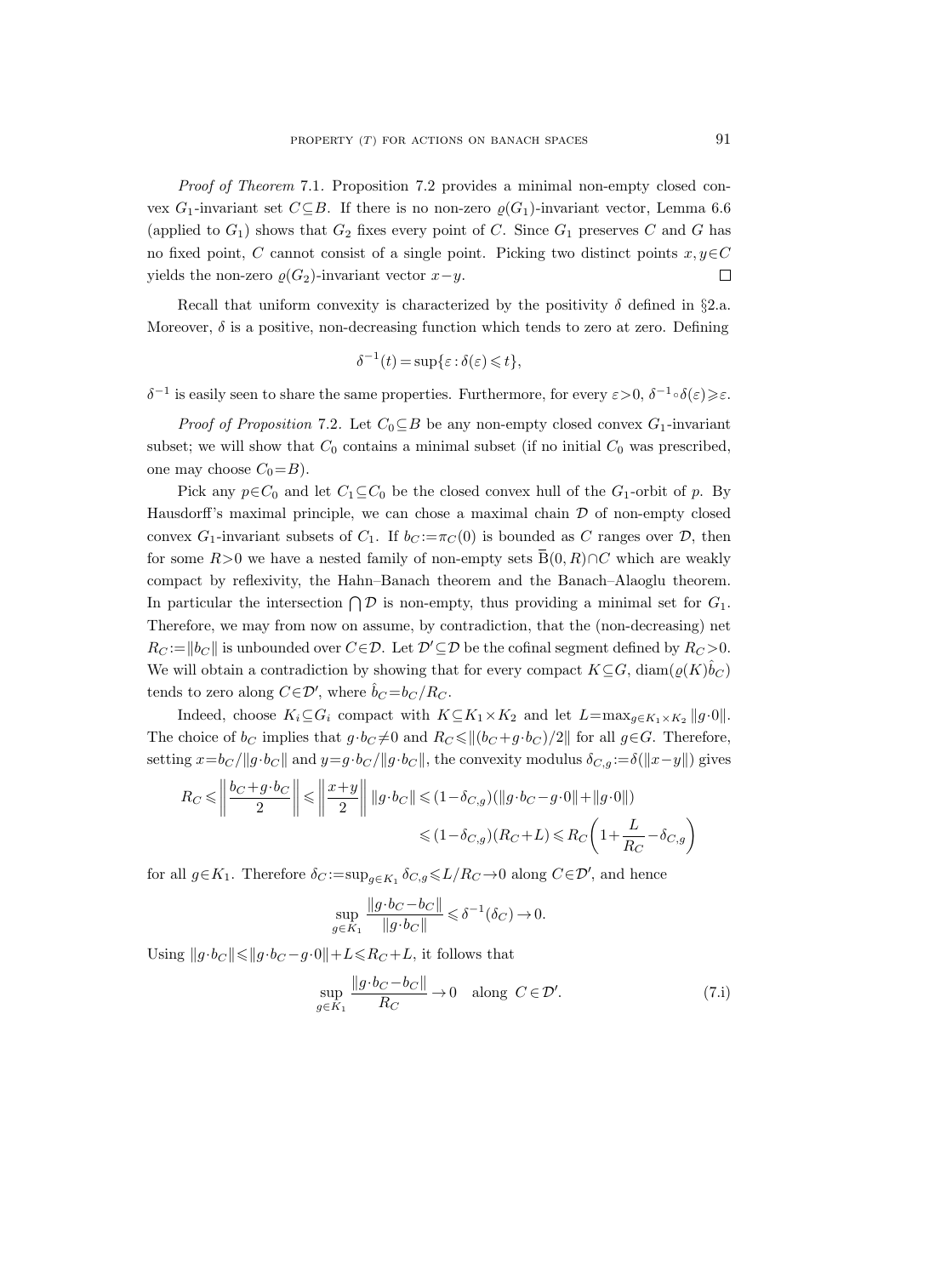*Proof of Theorem* 7.1. Proposition 7.2 provides a minimal non-empty closed convex $G_1$-invariant set $C \subseteq B$. If there is no non-zero $\varrho(G_1)$-invariant vector, Lemma 6.6 (applied to $G_1$) shows that $G_2$ fixes every point of $C$. Since $G_1$ preserves $C$ and $G$ has no fixed point, $C$ cannot consist of a single point. Picking two distinct points $x, y \in C$ yields the non-zero $\varrho(G_2)$-invariant vector $x - y$. $\square$

Recall that uniform convexity is characterized by the positivity $\delta$ defined in §2.a. Moreover, $\delta$ is a positive, non-decreasing function which tends to zero at zero. Defining

$$\delta^{-1}(t) = \sup\{\varepsilon : \delta(\varepsilon) \leqslant t\},$$

$\delta^{-1}$ is easily seen to share the same properties. Furthermore, for every $\varepsilon > 0$, $\delta^{-1} \circ \delta(\varepsilon) \geqslant \varepsilon$.

*Proof of Proposition* 7.2. Let $C_0 \subseteq B$ be any non-empty closed convex $G_1$-invariant subset; we will show that $C_0$ contains a minimal subset (if no initial $C_0$ was prescribed, one may choose $C_0 = B$).

Pick any $p \in C_0$ and let $C_1 \subseteq C_0$ be the closed convex hull of the $G_1$-orbit of $p$. By Hausdorff's maximal principle, we can chose a maximal chain $\mathcal{D}$ of non-empty closed convex $G_1$-invariant subsets of $C_1$. If $b_C := \pi_C(0)$ is bounded as $C$ ranges over $\mathcal{D}$, then for some $R > 0$ we have a nested family of non-empty sets $\overline{\mathrm{B}}(0, R) \cap C$ which are weakly compact by reflexivity, the Hahn–Banach theorem and the Banach–Alaoglu theorem. In particular the intersection $\bigcap \mathcal{D}$ is non-empty, thus providing a minimal set for $G_1$. Therefore, we may from now on assume, by contradiction, that the (non-decreasing) net $R_C := \|b_C\|$ is unbounded over $C \in \mathcal{D}$. Let $\mathcal{D}' \subseteq \mathcal{D}$ be the cofinal segment defined by $R_C > 0$. We will obtain a contradiction by showing that for every compact $K \subseteq G$, $\operatorname{diam}(\varrho(K)\hat{b}_C)$ tends to zero along $C \in \mathcal{D}'$, where $\hat{b}_C = b_C / R_C$.

Indeed, choose $K_i \subseteq G_i$ compact with $K \subseteq K_1 \times K_2$ and let $L = \max_{g \in K_1 \times K_2} \|g \cdot 0\|$. The choice of $b_C$ implies that $g \cdot b_C \neq 0$ and $R_C \leqslant \|(b_C + g \cdot b_C)/2\|$ for all $g \in G$. Therefore, setting $x = b_C / \|g \cdot b_C\|$ and $y = g \cdot b_C / \|g \cdot b_C\|$, the convexity modulus $\delta_{C,g} := \delta(\|x - y\|)$ gives

$$\begin{aligned} R_C \leqslant \left\| \frac{b_C + g \cdot b_C}{2} \right\| \leqslant \left\| \frac{x+y}{2} \right\| \|g \cdot b_C\| &\leqslant (1 - \delta_{C,g})(\|g \cdot b_C - g \cdot 0\| + \|g \cdot 0\|) \\ &\leqslant (1 - \delta_{C,g})(R_C + L) \leqslant R_C \left(1 + \frac{L}{R_C} - \delta_{C,g}\right) \end{aligned}$$

for all $g \in K_1$. Therefore $\delta_C := \sup_{g \in K_1} \delta_{C,g} \leqslant L / R_C \to 0$ along $C \in \mathcal{D}'$, and hence

$$\sup_{g \in K_1} \frac{\|g \cdot b_C - b_C\|}{\|g \cdot b_C\|} \leqslant \delta^{-1}(\delta_C) \to 0.$$

Using $\|g \cdot b_C\| \leqslant \|g \cdot b_C - g \cdot 0\| + L \leqslant R_C + L$, it follows that

$$\sup_{g \in K_1} \frac{\|g \cdot b_C - b_C\|}{R_C} \to 0 \quad \text{along } C \in \mathcal{D}'. \tag{7.i}$$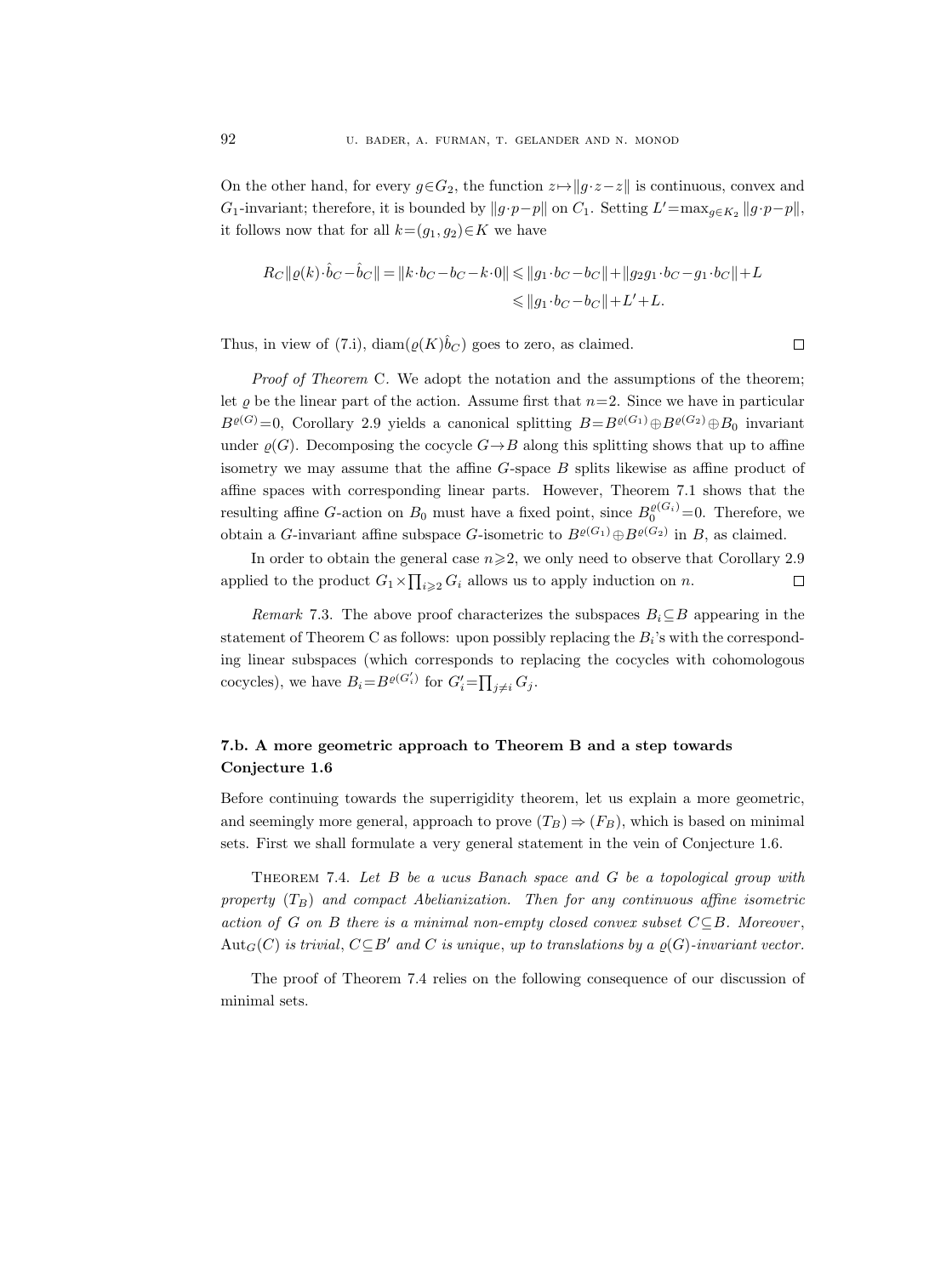On the other hand, for every $g\in G_2$, the function $z\mapsto\|g\cdot z-z\|$ is continuous, convex and $G_1$-invariant; therefore, it is bounded by $\|g\cdot p-p\|$ on $C_1$. Setting $L'=\max_{g\in K_2}\|g\cdot p-p\|$, it follows now that for all $k=(g_1,g_2)\in K$ we have

$$
\begin{aligned}
R_C\|\varrho(k)\cdot\hat{b}_C-\hat{b}_C\| = \|k\cdot b_C-b_C-k\cdot 0\| &\leqslant \|g_1\cdot b_C-b_C\|+\|g_2g_1\cdot b_C-g_1\cdot b_C\|+L\\
&\leqslant \|g_1\cdot b_C-b_C\|+L'+L.
\end{aligned}
$$

Thus, in view of (7.i), $\operatorname{diam}(\varrho(K)\hat{b}_C)$ goes to zero, as claimed. □

*Proof of Theorem* C. We adopt the notation and the assumptions of the theorem; let $\varrho$ be the linear part of the action. Assume first that $n=2$. Since we have in particular $B^{\varrho(G)}=0$, Corollary 2.9 yields a canonical splitting $B=B^{\varrho(G_1)}\oplus B^{\varrho(G_2)}\oplus B_0$ invariant under $\varrho(G)$. Decomposing the cocycle $G\to B$ along this splitting shows that up to affine isometry we may assume that the affine $G$-space $B$ splits likewise as affine product of affine spaces with corresponding linear parts. However, Theorem 7.1 shows that the resulting affine $G$-action on $B_0$ must have a fixed point, since $B_0^{\varrho(G_i)}=0$. Therefore, we obtain a $G$-invariant affine subspace $G$-isometric to $B^{\varrho(G_1)}\oplus B^{\varrho(G_2)}$ in $B$, as claimed.

In order to obtain the general case $n\geqslant 2$, we only need to observe that Corollary 2.9 applied to the product $G_1\times\prod_{i\geqslant 2}G_i$ allows us to apply induction on $n$. □

*Remark* 7.3. The above proof characterizes the subspaces $B_i\subseteq B$ appearing in the statement of Theorem C as follows: upon possibly replacing the $B_i$'s with the corresponding linear subspaces (which corresponds to replacing the cocycles with cohomologous cocycles), we have $B_i=B^{\varrho(G_i')}$ for $G_i'=\prod_{j\neq i}G_j$.

### 7.b. A more geometric approach to Theorem B and a step towards Conjecture 1.6

Before continuing towards the superrigidity theorem, let us explain a more geometric, and seemingly more general, approach to prove $(T_B)\Rightarrow(F_B)$, which is based on minimal sets. First we shall formulate a very general statement in the vein of Conjecture 1.6.

Theorem 7.4. *Let $B$ be a ucus Banach space and $G$ be a topological group with property $(T_B)$ and compact Abelianization. Then for any continuous affine isometric action of $G$ on $B$ there is a minimal non-empty closed convex subset $C\subseteq B$. Moreover, $\operatorname{Aut}_G(C)$ is trivial, $C\subseteq B'$ and $C$ is unique, up to translations by a $\varrho(G)$-invariant vector.*

The proof of Theorem 7.4 relies on the following consequence of our discussion of minimal sets.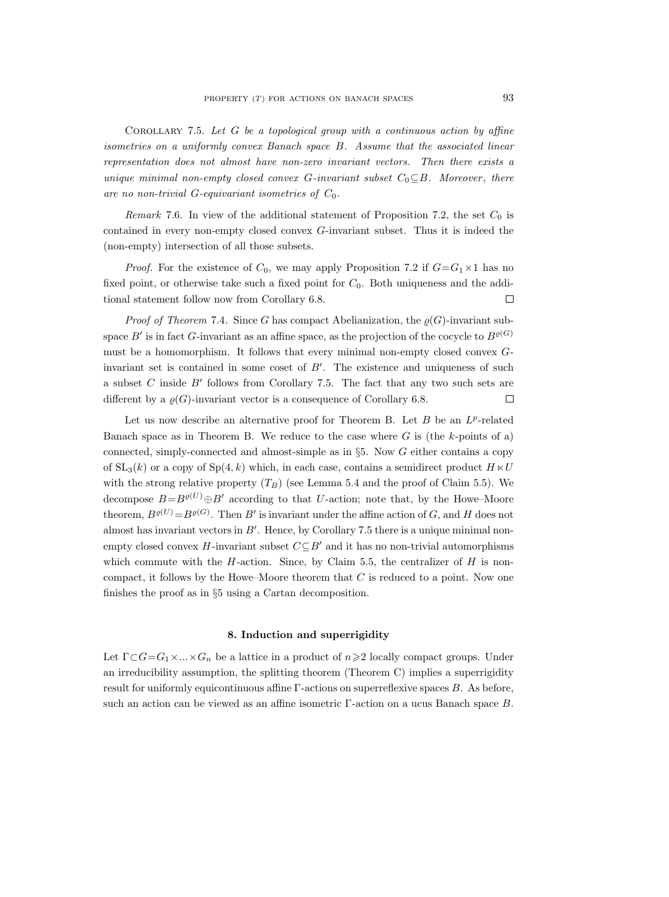Corollary 7.5. *Let $G$ be a topological group with a continuous action by affine isometries on a uniformly convex Banach space $B$. Assume that the associated linear representation does not almost have non-zero invariant vectors. Then there exists a unique minimal non-empty closed convex $G$-invariant subset $C_0 \subseteq B$. Moreover, there are no non-trivial $G$-equivariant isometries of $C_0$.*

*Remark* 7.6. In view of the additional statement of Proposition 7.2, the set $C_0$ is contained in every non-empty closed convex $G$-invariant subset. Thus it is indeed the (non-empty) intersection of all those subsets.

*Proof.* For the existence of $C_0$, we may apply Proposition 7.2 if $G = G_1 \times 1$ has no fixed point, or otherwise take such a fixed point for $C_0$. Both uniqueness and the additional statement follow now from Corollary 6.8. □

*Proof of Theorem* 7.4. Since $G$ has compact Abelianization, the $\varrho(G)$-invariant subspace $B'$ is in fact $G$-invariant as an affine space, as the projection of the cocycle to $B^{\varrho(G)}$ must be a homomorphism. It follows that every minimal non-empty closed convex $G$-invariant set is contained in some coset of $B'$. The existence and uniqueness of such a subset $C$ inside $B'$ follows from Corollary 7.5. The fact that any two such sets are different by a $\varrho(G)$-invariant vector is a consequence of Corollary 6.8. □

Let us now describe an alternative proof for Theorem B. Let $B$ be an $L^p$-related Banach space as in Theorem B. We reduce to the case where $G$ is (the $k$-points of a) connected, simply-connected and almost-simple as in §5. Now $G$ either contains a copy of $\mathrm{SL}_3(k)$ or a copy of $\mathrm{Sp}(4,k)$ which, in each case, contains a semidirect product $H \ltimes U$ with the strong relative property $(T_B)$ (see Lemma 5.4 and the proof of Claim 5.5). We decompose $B = B^{\varrho(U)} \oplus B'$ according to that $U$-action; note that, by the Howe–Moore theorem, $B^{\varrho(U)} = B^{\varrho(G)}$. Then $B'$ is invariant under the affine action of $G$, and $H$ does not almost has invariant vectors in $B'$. Hence, by Corollary 7.5 there is a unique minimal non-empty closed convex $H$-invariant subset $C \subseteq B'$ and it has no non-trivial automorphisms which commute with the $H$-action. Since, by Claim 5.5, the centralizer of $H$ is non-compact, it follows by the Howe–Moore theorem that $C$ is reduced to a point. Now one finishes the proof as in §5 using a Cartan decomposition.

## 8. Induction and superrigidity

Let $\Gamma \subset G = G_1 \times ... \times G_n$ be a lattice in a product of $n \geqslant 2$ locally compact groups. Under an irreducibility assumption, the splitting theorem (Theorem C) implies a superrigidity result for uniformly equicontinuous affine $\Gamma$-actions on superreflexive spaces $B$. As before, such an action can be viewed as an affine isometric $\Gamma$-action on a ucus Banach space $B$.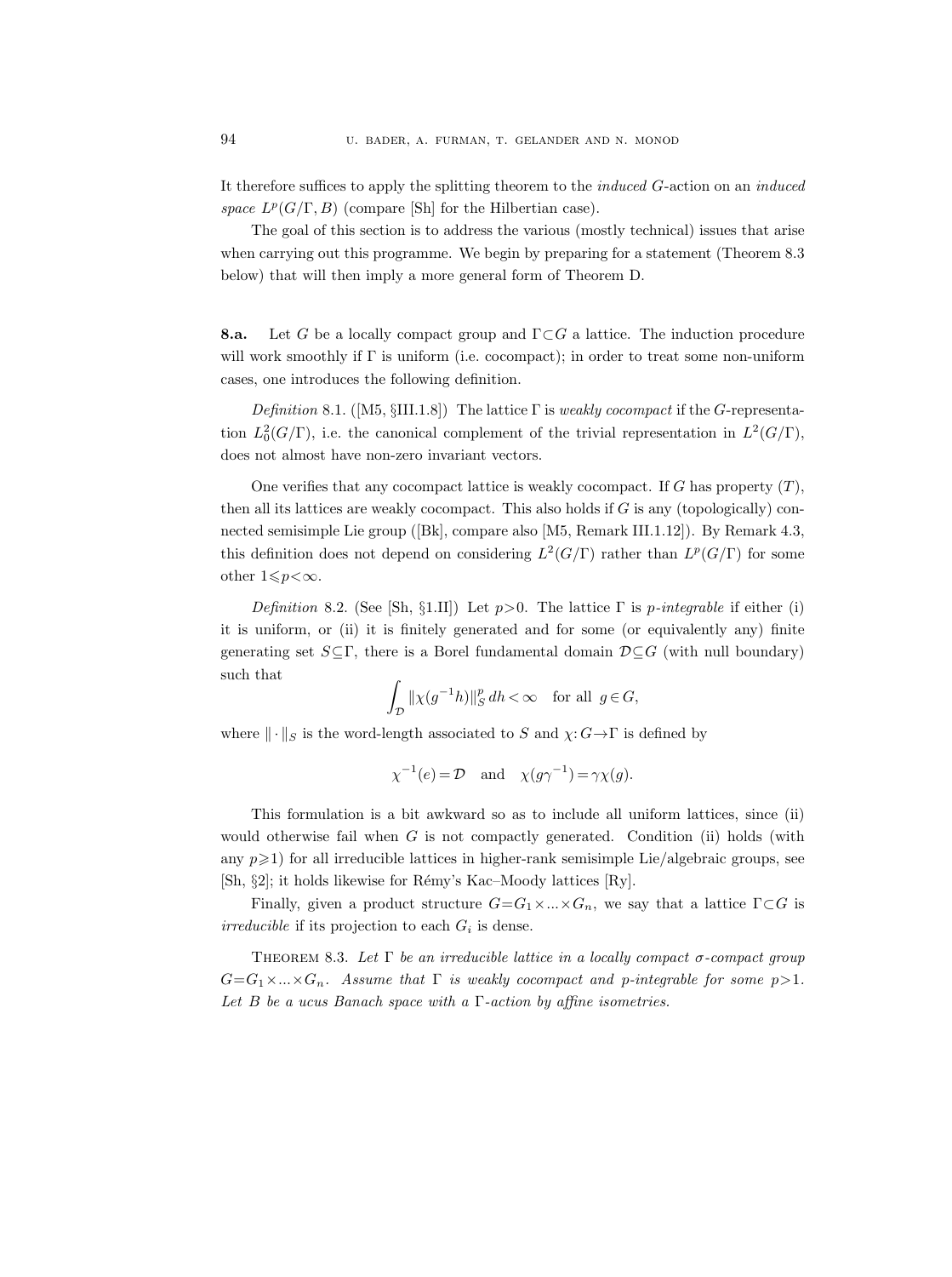It therefore suffices to apply the splitting theorem to the *induced* $G$-action on an *induced space* $L^p(G/\Gamma, B)$ (compare [Sh] for the Hilbertian case).

The goal of this section is to address the various (mostly technical) issues that arise when carrying out this programme. We begin by preparing for a statement (Theorem 8.3 below) that will then imply a more general form of Theorem D.

**8.a.** Let $G$ be a locally compact group and $\Gamma \subset G$ a lattice. The induction procedure will work smoothly if $\Gamma$ is uniform (i.e. cocompact); in order to treat some non-uniform cases, one introduces the following definition.

*Definition* 8.1. ([M5, §III.1.8]) The lattice $\Gamma$ is *weakly cocompact* if the $G$-representation $L^2_0(G/\Gamma)$, i.e. the canonical complement of the trivial representation in $L^2(G/\Gamma)$, does not almost have non-zero invariant vectors.

One verifies that any cocompact lattice is weakly cocompact. If $G$ has property $(T)$, then all its lattices are weakly cocompact. This also holds if $G$ is any (topologically) connected semisimple Lie group ([Bk], compare also [M5, Remark III.1.12]). By Remark 4.3, this definition does not depend on considering $L^2(G/\Gamma)$ rather than $L^p(G/\Gamma)$ for some other $1 \leqslant p < \infty$.

*Definition* 8.2. (See [Sh, §1.II]) Let $p > 0$. The lattice $\Gamma$ is *p-integrable* if either (i) it is uniform, or (ii) it is finitely generated and for some (or equivalently any) finite generating set $S \subseteq \Gamma$, there is a Borel fundamental domain $\mathcal{D} \subseteq G$ (with null boundary) such that

$$\int_{\mathcal{D}} \|\chi(g^{-1}h)\|_S^p \, dh < \infty \quad \text{for all } g \in G,$$

where $\|\cdot\|_S$ is the word-length associated to $S$ and $\chi: G \to \Gamma$ is defined by

$$\chi^{-1}(e) = \mathcal{D} \quad \text{and} \quad \chi(g\gamma^{-1}) = \gamma\chi(g).$$

This formulation is a bit awkward so as to include all uniform lattices, since (ii) would otherwise fail when $G$ is not compactly generated. Condition (ii) holds (with any $p \geqslant 1$) for all irreducible lattices in higher-rank semisimple Lie/algebraic groups, see [Sh, §2]; it holds likewise for Rémy's Kac–Moody lattices [Ry].

Finally, given a product structure $G = G_1 \times \ldots \times G_n$, we say that a lattice $\Gamma \subset G$ is *irreducible* if its projection to each $G_i$ is dense.

THEOREM 8.3. *Let $\Gamma$ be an irreducible lattice in a locally compact $\sigma$-compact group $G = G_1 \times \ldots \times G_n$. Assume that $\Gamma$ is weakly cocompact and $p$-integrable for some $p > 1$. Let $B$ be a ucus Banach space with a $\Gamma$-action by affine isometries.*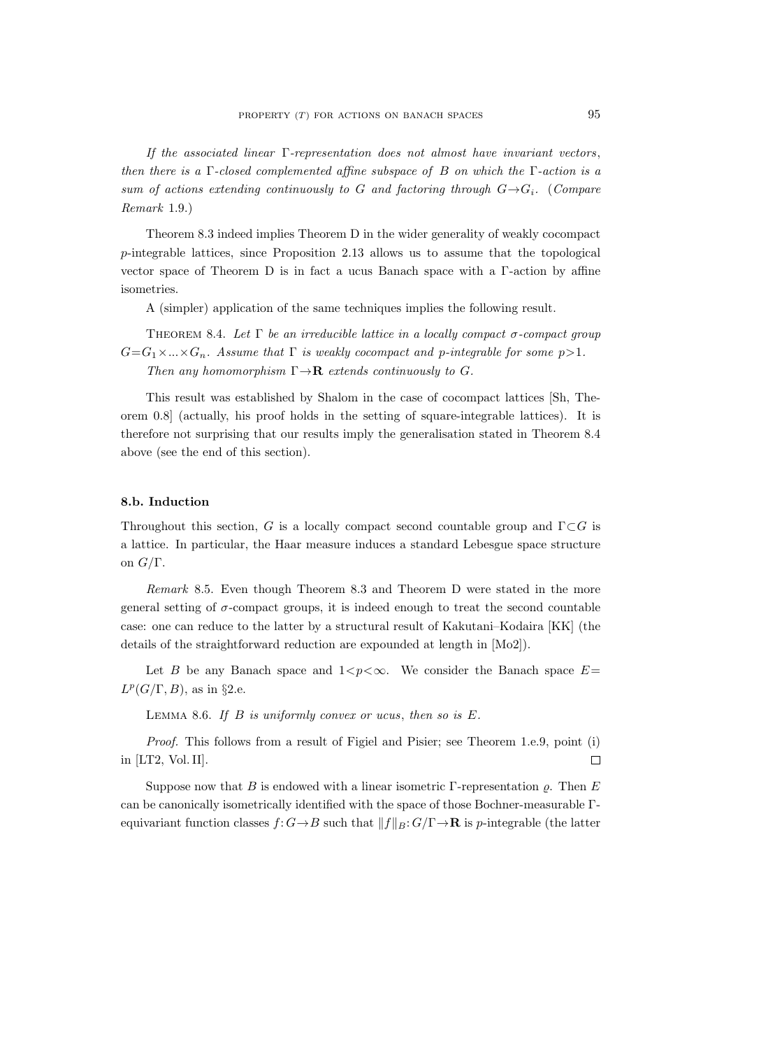*If the associated linear Γ-representation does not almost have invariant vectors, then there is a Γ-closed complemented affine subspace of B on which the Γ-action is a sum of actions extending continuously to G and factoring through $G \to G_i$.* (*Compare Remark* 1.9.)

Theorem 8.3 indeed implies Theorem D in the wider generality of weakly cocompact $p$-integrable lattices, since Proposition 2.13 allows us to assume that the topological vector space of Theorem D is in fact a ucus Banach space with a Γ-action by affine isometries.

A (simpler) application of the same techniques implies the following result.

THEOREM 8.4. *Let Γ be an irreducible lattice in a locally compact σ-compact group $G = G_1 \times \ldots \times G_n$. Assume that Γ is weakly cocompact and p-integrable for some $p > 1$.*

*Then any homomorphism $\Gamma \to \mathbf{R}$ extends continuously to G.*

This result was established by Shalom in the case of cocompact lattices [Sh, Theorem 0.8] (actually, his proof holds in the setting of square-integrable lattices). It is therefore not surprising that our results imply the generalisation stated in Theorem 8.4 above (see the end of this section).

### 8.b. Induction

Throughout this section, $G$ is a locally compact second countable group and $\Gamma \subset G$ is a lattice. In particular, the Haar measure induces a standard Lebesgue space structure on $G/\Gamma$.

*Remark* 8.5. Even though Theorem 8.3 and Theorem D were stated in the more general setting of σ-compact groups, it is indeed enough to treat the second countable case: one can reduce to the latter by a structural result of Kakutani–Kodaira [KK] (the details of the straightforward reduction are expounded at length in [Mo2]).

Let $B$ be any Banach space and $1 < p < \infty$. We consider the Banach space $E = L^p(G/\Gamma, B)$, as in §2.e.

LEMMA 8.6. *If B is uniformly convex or ucus, then so is E.*

*Proof.* This follows from a result of Figiel and Pisier; see Theorem 1.e.9, point (i) in [LT2, Vol. II]. □

Suppose now that $B$ is endowed with a linear isometric Γ-representation $\varrho$. Then $E$ can be canonically isometrically identified with the space of those Bochner-measurable Γ-equivariant function classes $f: G \to B$ such that $\|f\|_B: G/\Gamma \to \mathbf{R}$ is $p$-integrable (the latter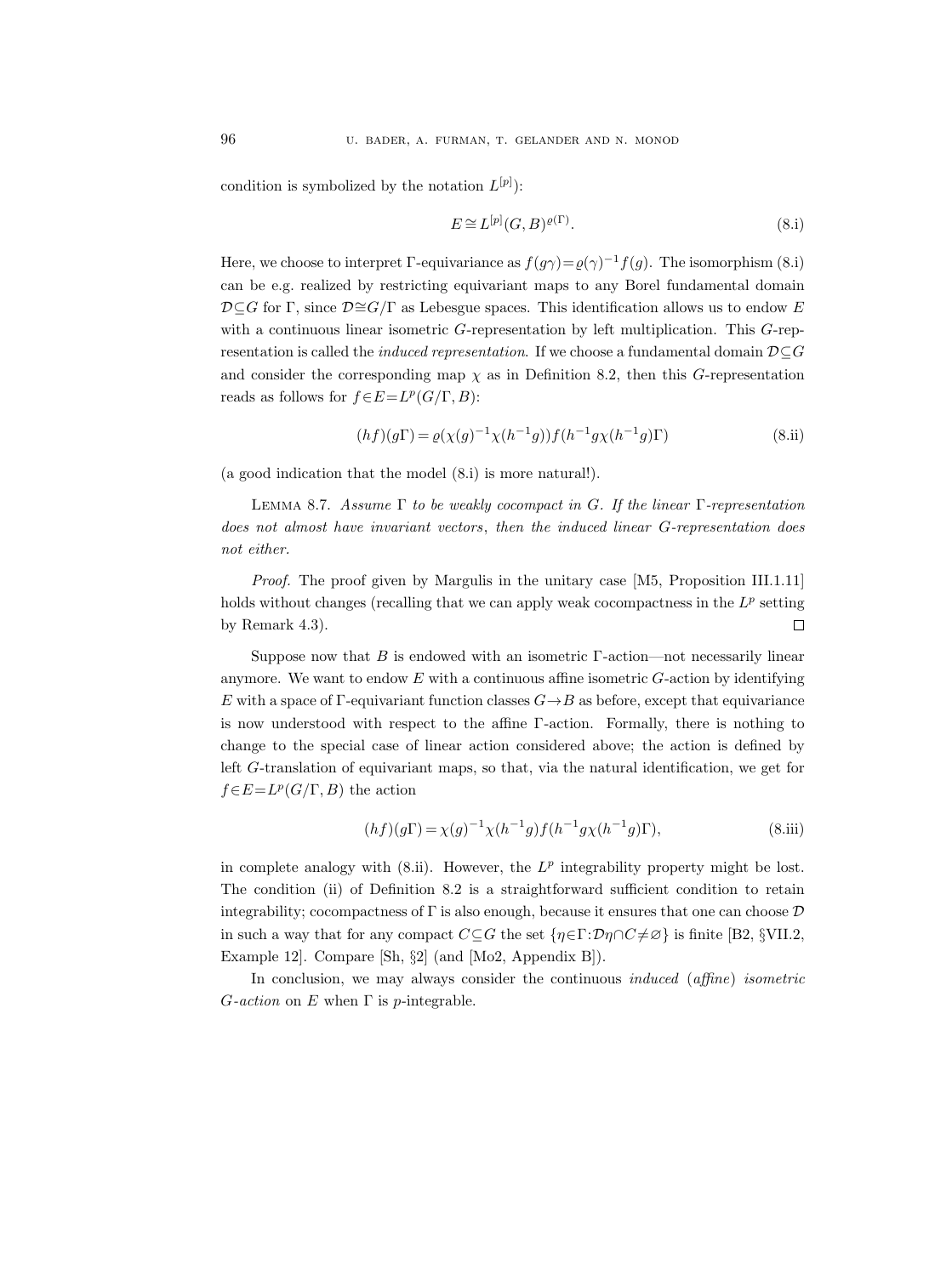condition is symbolized by the notation $L^{[p]}$):

$$E \cong L^{[p]}(G,B)^{\varrho(\Gamma)}. \tag{8.i}$$

Here, we choose to interpret Γ-equivariance as $f(g\gamma)=\varrho(\gamma)^{-1}f(g)$. The isomorphism (8.i) can be e.g. realized by restricting equivariant maps to any Borel fundamental domain $\mathcal{D}\subseteq G$ for Γ, since $\mathcal{D}\cong G/\Gamma$ as Lebesgue spaces. This identification allows us to endow $E$ with a continuous linear isometric $G$-representation by left multiplication. This $G$-representation is called the *induced representation*. If we choose a fundamental domain $\mathcal{D}\subseteq G$ and consider the corresponding map $\chi$ as in Definition 8.2, then this $G$-representation reads as follows for $f\in E=L^p(G/\Gamma,B)$:

$$(hf)(g\Gamma)=\varrho(\chi(g)^{-1}\chi(h^{-1}g))f(h^{-1}g\chi(h^{-1}g)\Gamma) \tag{8.ii}$$

(a good indication that the model (8.i) is more natural!).

Lemma 8.7. *Assume Γ to be weakly cocompact in $G$. If the linear Γ-representation does not almost have invariant vectors, then the induced linear $G$-representation does not either.*

*Proof.* The proof given by Margulis in the unitary case [M5, Proposition III.1.11] holds without changes (recalling that we can apply weak cocompactness in the $L^p$ setting by Remark 4.3). □

Suppose now that $B$ is endowed with an isometric Γ-action—not necessarily linear anymore. We want to endow $E$ with a continuous affine isometric $G$-action by identifying $E$ with a space of Γ-equivariant function classes $G\to B$ as before, except that equivariance is now understood with respect to the affine Γ-action. Formally, there is nothing to change to the special case of linear action considered above; the action is defined by left $G$-translation of equivariant maps, so that, via the natural identification, we get for $f\in E=L^p(G/\Gamma,B)$ the action

$$(hf)(g\Gamma)=\chi(g)^{-1}\chi(h^{-1}g)f(h^{-1}g\chi(h^{-1}g)\Gamma), \tag{8.iii}$$

in complete analogy with (8.ii). However, the $L^p$ integrability property might be lost. The condition (ii) of Definition 8.2 is a straightforward sufficient condition to retain integrability; cocompactness of Γ is also enough, because it ensures that one can choose $\mathcal{D}$ in such a way that for any compact $C\subseteq G$ the set $\{\eta\in\Gamma:\mathcal{D}\eta\cap C\neq\varnothing\}$ is finite [B2, §VII.2, Example 12]. Compare [Sh, §2] (and [Mo2, Appendix B]).

In conclusion, we may always consider the continuous *induced* (*affine*) *isometric $G$-action* on $E$ when Γ is $p$-integrable.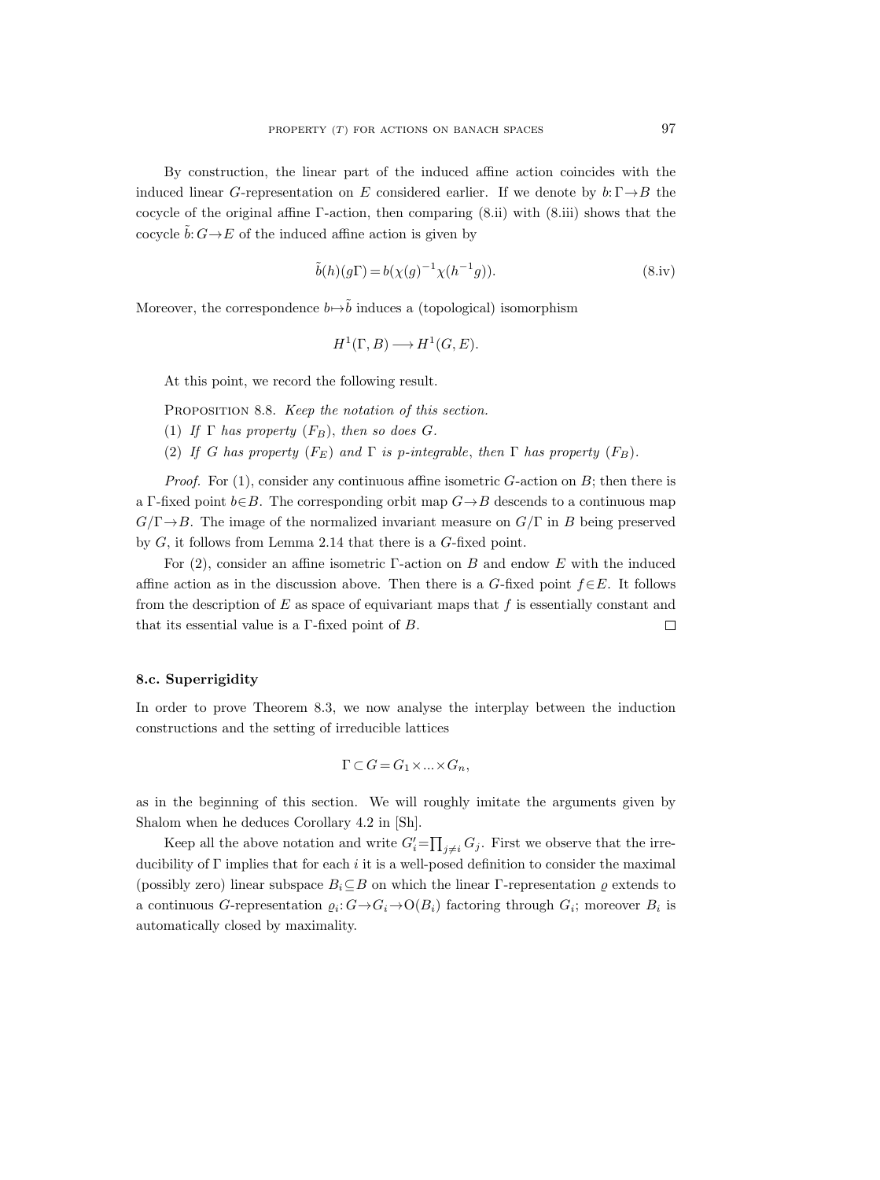By construction, the linear part of the induced affine action coincides with the induced linear $G$-representation on $E$ considered earlier. If we denote by $b: \Gamma \to B$ the cocycle of the original affine $\Gamma$-action, then comparing (8.ii) with (8.iii) shows that the cocycle $\tilde{b}: G \to E$ of the induced affine action is given by

$$\tilde{b}(h)(g\Gamma) = b(\chi(g)^{-1}\chi(h^{-1}g)). \tag{8.iv}$$

Moreover, the correspondence $b \mapsto \tilde{b}$ induces a (topological) isomorphism

$$H^1(\Gamma, B) \longrightarrow H^1(G, E).$$

At this point, we record the following result.

Proposition 8.8. *Keep the notation of this section.*

(1) *If $\Gamma$ has property $(F_B)$, then so does $G$.*

(2) *If $G$ has property $(F_E)$ and $\Gamma$ is $p$-integrable, then $\Gamma$ has property $(F_B)$.*

*Proof.* For (1), consider any continuous affine isometric $G$-action on $B$; then there is a $\Gamma$-fixed point $b \in B$. The corresponding orbit map $G \to B$ descends to a continuous map $G/\Gamma \to B$. The image of the normalized invariant measure on $G/\Gamma$ in $B$ being preserved by $G$, it follows from Lemma 2.14 that there is a $G$-fixed point.

For (2), consider an affine isometric $\Gamma$-action on $B$ and endow $E$ with the induced affine action as in the discussion above. Then there is a $G$-fixed point $f \in E$. It follows from the description of $E$ as space of equivariant maps that $f$ is essentially constant and that its essential value is a $\Gamma$-fixed point of $B$. $\square$

### 8.c. Superrigidity

In order to prove Theorem 8.3, we now analyse the interplay between the induction constructions and the setting of irreducible lattices

$$\Gamma \subset G = G_1 \times ... \times G_n,$$

as in the beginning of this section. We will roughly imitate the arguments given by Shalom when he deduces Corollary 4.2 in [Sh].

Keep all the above notation and write $G_i' = \prod_{j \neq i} G_j$. First we observe that the irreducibility of $\Gamma$ implies that for each $i$ it is a well-posed definition to consider the maximal (possibly zero) linear subspace $B_i \subseteq B$ on which the linear $\Gamma$-representation $\varrho$ extends to a continuous $G$-representation $\varrho_i: G \to G_i \to \mathrm{O}(B_i)$ factoring through $G_i$; moreover $B_i$ is automatically closed by maximality.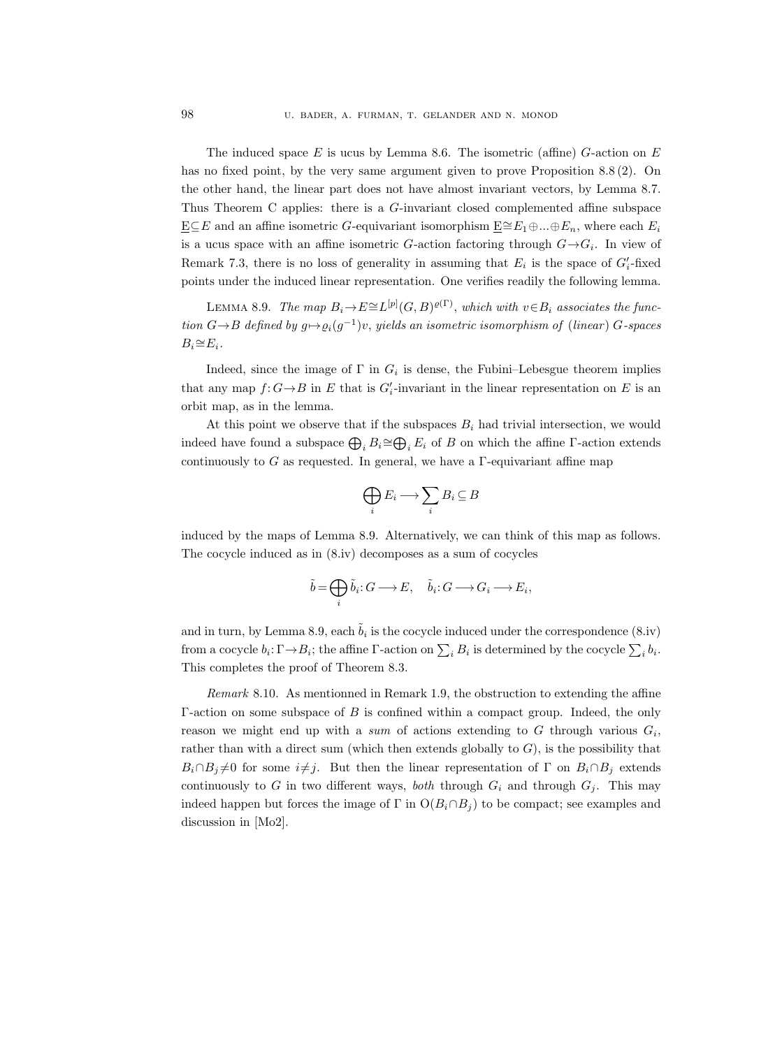The induced space $E$ is ucus by Lemma 8.6. The isometric (affine) $G$-action on $E$ has no fixed point, by the very same argument given to prove Proposition 8.8 (2). On the other hand, the linear part does not have almost invariant vectors, by Lemma 7. Thus Theorem C applies: there is a $G$-invariant closed complemented affine subspace $\underline{E} \subseteq E$ and an affine isometric $G$-equivariant isomorphism $\underline{E} \cong E_1 \oplus ... \oplus E_n$, where each $E_i$ is a ucus space with an affine isometric $G$-action factoring through $G \to G_i$. In view of Remark 7.3, there is no loss of generality in assuming that $E_i$ is the space of $G_i'$-fixed points under the induced linear representation. One verifies readily the following lemma.

LEMMA 8.9. *The map $B_i \to E \cong L^{[p]}(G, B)^{\varrho(\Gamma)}$, which with $v \in B_i$ associates the function $G \to B$ defined by $g \mapsto \varrho_i(g^{-1})v$, yields an isometric isomorphism of (linear) $G$-spaces $B_i \cong E_i$.*

Indeed, since the image of $\Gamma$ in $G_i$ is dense, the Fubini–Lebesgue theorem implies that any map $f: G \to B$ in $E$ that is $G_i'$-invariant in the linear representation on $E$ is an orbit map, as in the lemma.

At this point we observe that if the subspaces $B_i$ had trivial intersection, we would indeed have found a subspace $\bigoplus_i B_i \cong \bigoplus_i E_i$ of $B$ on which the affine $\Gamma$-action extends continuously to $G$ as requested. In general, we have a $\Gamma$-equivariant affine map

$$\bigoplus_i E_i \longrightarrow \sum_i B_i \subseteq B$$

induced by the maps of Lemma 8.9. Alternatively, we can think of this map as follows. The cocycle induced as in (8.iv) decomposes as a sum of cocycles

$$\tilde{b} = \bigoplus_i \tilde{b}_i : G \longrightarrow E, \quad \tilde{b}_i : G \longrightarrow G_i \longrightarrow E_i,$$

and in turn, by Lemma 8.9, each $\tilde{b}_i$ is the cocycle induced under the correspondence (8.iv) from a cocycle $b_i: \Gamma \to B_i$; the affine $\Gamma$-action on $\sum_i B_i$ is determined by the cocycle $\sum_i b_i$. This completes the proof of Theorem 8.3.

*Remark* 8.10. As mentionned in Remark 1.9, the obstruction to extending the affine $\Gamma$-action on some subspace of $B$ is confined within a compact group. Indeed, the only reason we might end up with a *sum* of actions extending to $G$ through various $G_i$, rather than with a direct sum (which then extends globally to $G$), is the possibility that $B_i \cap B_j \neq 0$ for some $i \neq j$. But then the linear representation of $\Gamma$ on $B_i \cap B_j$ extends continuously to $G$ in two different ways, *both* through $G_i$ and through $G_j$. This may indeed happen but forces the image of $\Gamma$ in $\mathrm{O}(B_i \cap B_j)$ to be compact; see examples and discussion in [Mo2].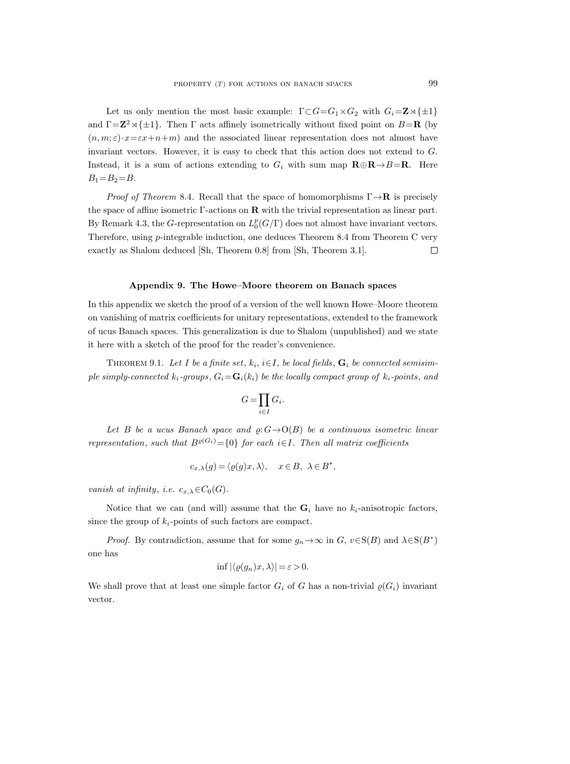Let us only mention the most basic example: $\Gamma \subset G = G_1 \times G_2$ with $G_i = \mathbf{Z} \rtimes \{\pm 1\}$ and $\Gamma = \mathbf{Z}^2 \rtimes \{\pm 1\}$. Then $\Gamma$ acts affinely isometrically without fixed point on $B = \mathbf{R}$ (by $(n, m; \varepsilon) \cdot x = \varepsilon x + n + m$) and the associated linear representation does not almost have invariant vectors. However, it is easy to check that this action does not extend to $G$. Instead, it is a sum of actions extending to $G_i$ with sum map $\mathbf{R} \oplus \mathbf{R} \to B = \mathbf{R}$. Here $B_1 = B_2 = B$.

*Proof of Theorem* 8.4. Recall that the space of homomorphisms $\Gamma \to \mathbf{R}$ is precisely the space of affine isometric $\Gamma$-actions on $\mathbf{R}$ with the trivial representation as linear part. By Remark 4.3, the $G$-representation on $L_0^p(G/\Gamma)$ does not almost have invariant vectors. Therefore, using $p$-integrable induction, one deduces Theorem 8.4 from Theorem C very exactly as Shalom deduced [Sh, Theorem 0.8] from [Sh, Theorem 3.1]. $\square$

## Appendix 9. The Howe–Moore theorem on Banach spaces

In this appendix we sketch the proof of a version of the well known Howe–Moore theorem on vanishing of matrix coefficients for unitary representations, extended to the framework of ucus Banach spaces. This generalization is due to Shalom (unpublished) and we state it here with a sketch of the proof for the reader's convenience.

THEOREM 9.1. *Let $I$ be a finite set, $k_i$, $i \in I$, be local fields, $\mathbf{G}_i$ be connected semisimple simply-connected $k_i$-groups, $G_i = \mathbf{G}_i(k_i)$ be the locally compact group of $k_i$-points, and*

$$G = \prod_{i \in I} G_i.$$

*Let $B$ be a ucus Banach space and $\varrho: G \to \mathrm{O}(B)$ be a continuous isometric linear representation, such that $B^{\varrho(G_i)} = \{0\}$ for each $i \in I$. Then all matrix coefficients*

$$c_{x,\lambda}(g) = \langle \varrho(g)x, \lambda \rangle, \quad x \in B, \ \lambda \in B^*,$$

*vanish at infinity, i.e. $c_{x,\lambda} \in C_0(G)$.*

Notice that we can (and will) assume that the $\mathbf{G}_i$ have no $k_i$-anisotropic factors, since the group of $k_i$-points of such factors are compact.

*Proof.* By contradiction, assume that for some $g_n \to \infty$ in $G$, $v \in \mathrm{S}(B)$ and $\lambda \in \mathrm{S}(B^*)$ one has

$$\inf |\langle \varrho(g_n)x, \lambda \rangle| = \varepsilon > 0.$$

We shall prove that at least one simple factor $G_i$ of $G$ has a non-trivial $\varrho(G_i)$ invariant vector.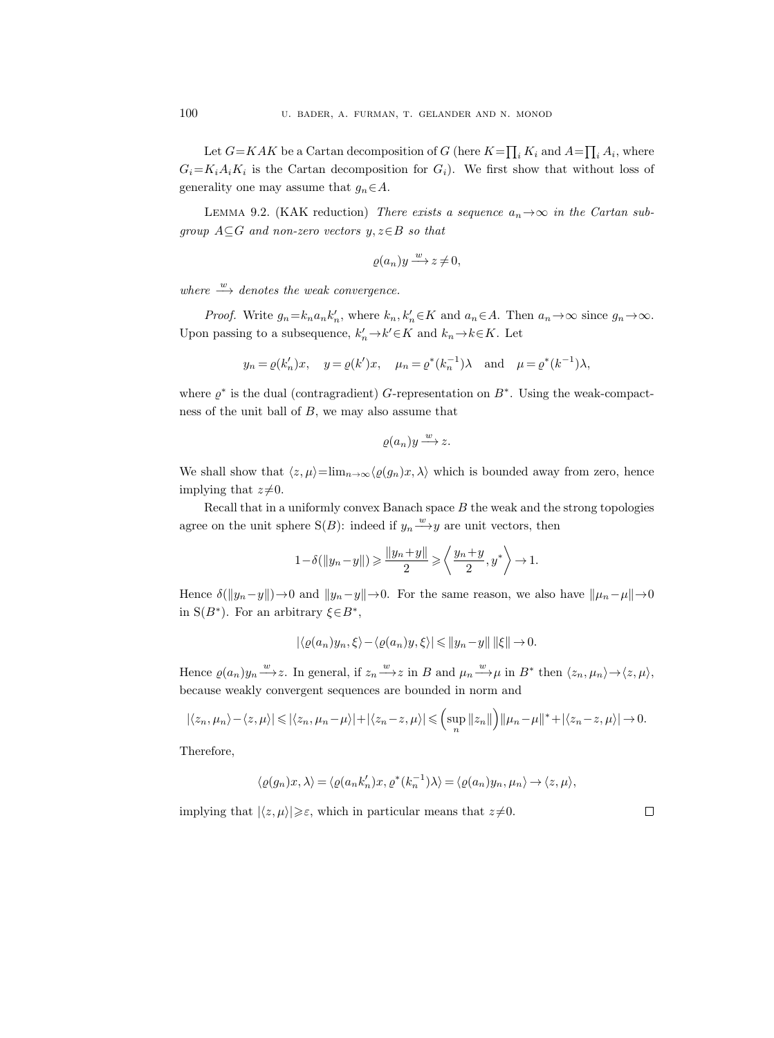Let $G=KAK$ be a Cartan decomposition of $G$ (here $K=\prod_i K_i$ and $A=\prod_i A_i$, where $G_i=K_iA_iK_i$ is the Cartan decomposition for $G_i$). We first show that without loss of generality one may assume that $g_n \in A$.

Lemma 9.2. (KAK reduction) *There exists a sequence $a_n \to \infty$ in the Cartan subgroup $A \subseteq G$ and non-zero vectors $y, z \in B$ so that*

$$\varrho(a_n)y \xrightarrow{w} z \neq 0,$$

*where $\xrightarrow{w}$ denotes the weak convergence.*

*Proof.* Write $g_n = k_n a_n k_n'$, where $k_n, k_n' \in K$ and $a_n \in A$. Then $a_n \to \infty$ since $g_n \to \infty$. Upon passing to a subsequence, $k_n' \to k' \in K$ and $k_n \to k \in K$. Let

$$y_n = \varrho(k_n')x, \quad y = \varrho(k')x, \quad \mu_n = \varrho^*(k_n^{-1})\lambda \quad \text{and} \quad \mu = \varrho^*(k^{-1})\lambda,$$

where $\varrho^*$ is the dual (contragradient) $G$-representation on $B^*$. Using the weak-compactness of the unit ball of $B$, we may also assume that

$$\varrho(a_n)y \xrightarrow{w} z.$$

We shall show that $\langle z, \mu \rangle = \lim_{n\to\infty} \langle \varrho(g_n)x, \lambda \rangle$ which is bounded away from zero, hence implying that $z \neq 0$.

Recall that in a uniformly convex Banach space $B$ the weak and the strong topologies agree on the unit sphere $\mathrm{S}(B)$: indeed if $y_n \xrightarrow{w} y$ are unit vectors, then

$$1 - \delta(\|y_n - y\|) \geqslant \frac{\|y_n + y\|}{2} \geqslant \left\langle \frac{y_n + y}{2}, y^* \right\rangle \to 1.$$

Hence $\delta(\|y_n - y\|) \to 0$ and $\|y_n - y\| \to 0$. For the same reason, we also have $\|\mu_n - \mu\| \to 0$ in $\mathrm{S}(B^*)$. For an arbitrary $\xi \in B^*$,

$$|\langle \varrho(a_n)y_n, \xi \rangle - \langle \varrho(a_n)y, \xi \rangle| \leqslant \|y_n - y\| \, \|\xi\| \to 0.$$

Hence $\varrho(a_n)y_n \xrightarrow{w} z$. In general, if $z_n \xrightarrow{w} z$ in $B$ and $\mu_n \xrightarrow{w} \mu$ in $B^*$ then $\langle z_n, \mu_n \rangle \to \langle z, \mu \rangle$, because weakly convergent sequences are bounded in norm and

$$|\langle z_n, \mu_n \rangle - \langle z, \mu \rangle| \leqslant |\langle z_n, \mu_n - \mu \rangle| + |\langle z_n - z, \mu \rangle| \leqslant \Big( \sup_n \|z_n\| \Big) \|\mu_n - \mu\|^* + |\langle z_n - z, \mu \rangle| \to 0.$$

Therefore,

$$\langle \varrho(g_n)x, \lambda \rangle = \langle \varrho(a_n k_n')x, \varrho^*(k_n^{-1})\lambda \rangle = \langle \varrho(a_n)y_n, \mu_n \rangle \to \langle z, \mu \rangle,$$

implying that $|\langle z, \mu \rangle| \geqslant \varepsilon$, which in particular means that $z \neq 0$. □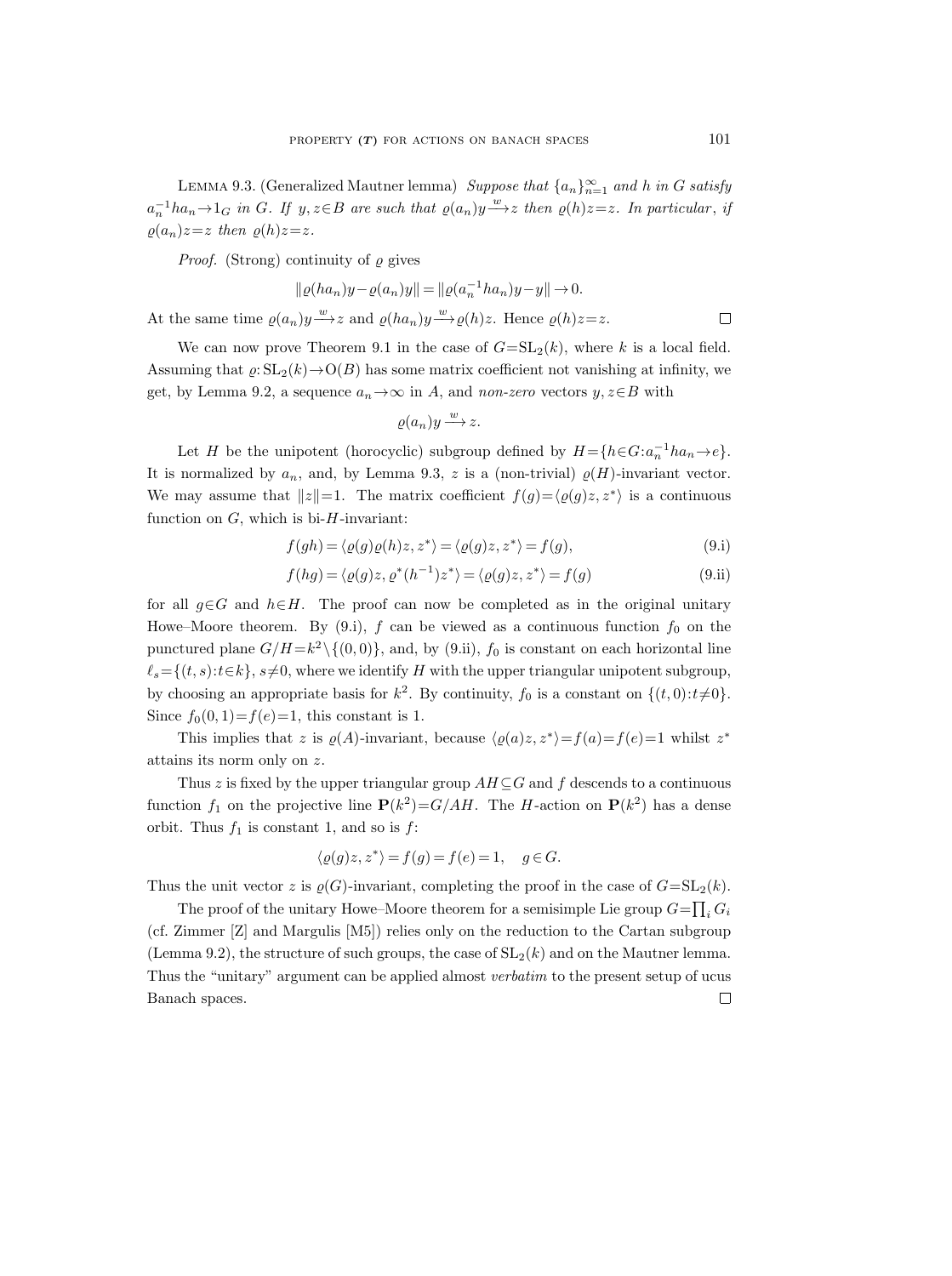LEMMA 9.3. (Generalized Mautner lemma) *Suppose that $\{a_n\}_{n=1}^{\infty}$ and $h$ in $G$ satisfy $a_n^{-1}ha_n \to 1_G$ in $G$. If $y, z \in B$ are such that $\varrho(a_n)y \xrightarrow{w} z$ then $\varrho(h)z = z$. In particular, if $\varrho(a_n)z = z$ then $\varrho(h)z = z$.*

*Proof.* (Strong) continuity of $\varrho$ gives

$$\|\varrho(ha_n)y - \varrho(a_n)y\| = \|\varrho(a_n^{-1}ha_n)y - y\| \to 0.$$

At the same time $\varrho(a_n)y \xrightarrow{w} z$ and $\varrho(ha_n)y \xrightarrow{w} \varrho(h)z$. Hence $\varrho(h)z = z$. □

We can now prove Theorem 9.1 in the case of $G = \mathrm{SL}_2(k)$, where $k$ is a local field. Assuming that $\varrho: \mathrm{SL}_2(k) \to \mathrm{O}(B)$ has some matrix coefficient not vanishing at infinity, we get, by Lemma 9.2, a sequence $a_n \to \infty$ in $A$, and *non-zero* vectors $y, z \in B$ with

$$\varrho(a_n)y \xrightarrow{w} z.$$

Let $H$ be the unipotent (horocyclic) subgroup defined by $H = \{h \in G : a_n^{-1}ha_n \to e\}$. It is normalized by $a_n$, and, by Lemma 9.3, $z$ is a (non-trivial) $\varrho(H)$-invariant vector. We may assume that $\|z\| = 1$. The matrix coefficient $f(g) = \langle \varrho(g)z, z^* \rangle$ is a continuous function on $G$, which is bi-$H$-invariant:

$$f(gh) = \langle \varrho(g)\varrho(h)z, z^* \rangle = \langle \varrho(g)z, z^* \rangle = f(g), \tag{9.i}$$

$$f(hg) = \langle \varrho(g)z, \varrho^*(h^{-1})z^* \rangle = \langle \varrho(g)z, z^* \rangle = f(g) \tag{9.ii}$$

for all $g \in G$ and $h \in H$. The proof can now be completed as in the original unitary Howe–Moore theorem. By (9.i), $f$ can be viewed as a continuous function $f_0$ on the punctured plane $G/H = k^2 \setminus \{(0,0)\}$, and, by (9.ii), $f_0$ is constant on each horizontal line $\ell_s = \{(t,s) : t \in k\}$, $s \neq 0$, where we identify $H$ with the upper triangular unipotent subgroup, by choosing an appropriate basis for $k^2$. By continuity, $f_0$ is a constant on $\{(t,0) : t \neq 0\}$. Since $f_0(0,1) = f(e) = 1$, this constant is 1.

This implies that $z$ is $\varrho(A)$-invariant, because $\langle \varrho(a)z, z^* \rangle = f(a) = f(e) = 1$ whilst $z^*$ attains its norm only on $z$.

Thus $z$ is fixed by the upper triangular group $AH \subseteq G$ and $f$ descends to a continuous function $f_1$ on the projective line $\mathbf{P}(k^2) = G/AH$. The $H$-action on $\mathbf{P}(k^2)$ has a dense orbit. Thus $f_1$ is constant 1, and so is $f$:

$$\langle \varrho(g)z, z^* \rangle = f(g) = f(e) = 1, \quad g \in G.$$

Thus the unit vector $z$ is $\varrho(G)$-invariant, completing the proof in the case of $G = \mathrm{SL}_2(k)$.

The proof of the unitary Howe–Moore theorem for a semisimple Lie group $G = \prod_i G_i$ (cf. Zimmer [Z] and Margulis [M5]) relies only on the reduction to the Cartan subgroup (Lemma 9.2), the structure of such groups, the case of $\mathrm{SL}_2(k)$ and on the Mautner lemma. Thus the "unitary" argument can be applied almost *verbatim* to the present setup of ucus Banach spaces. □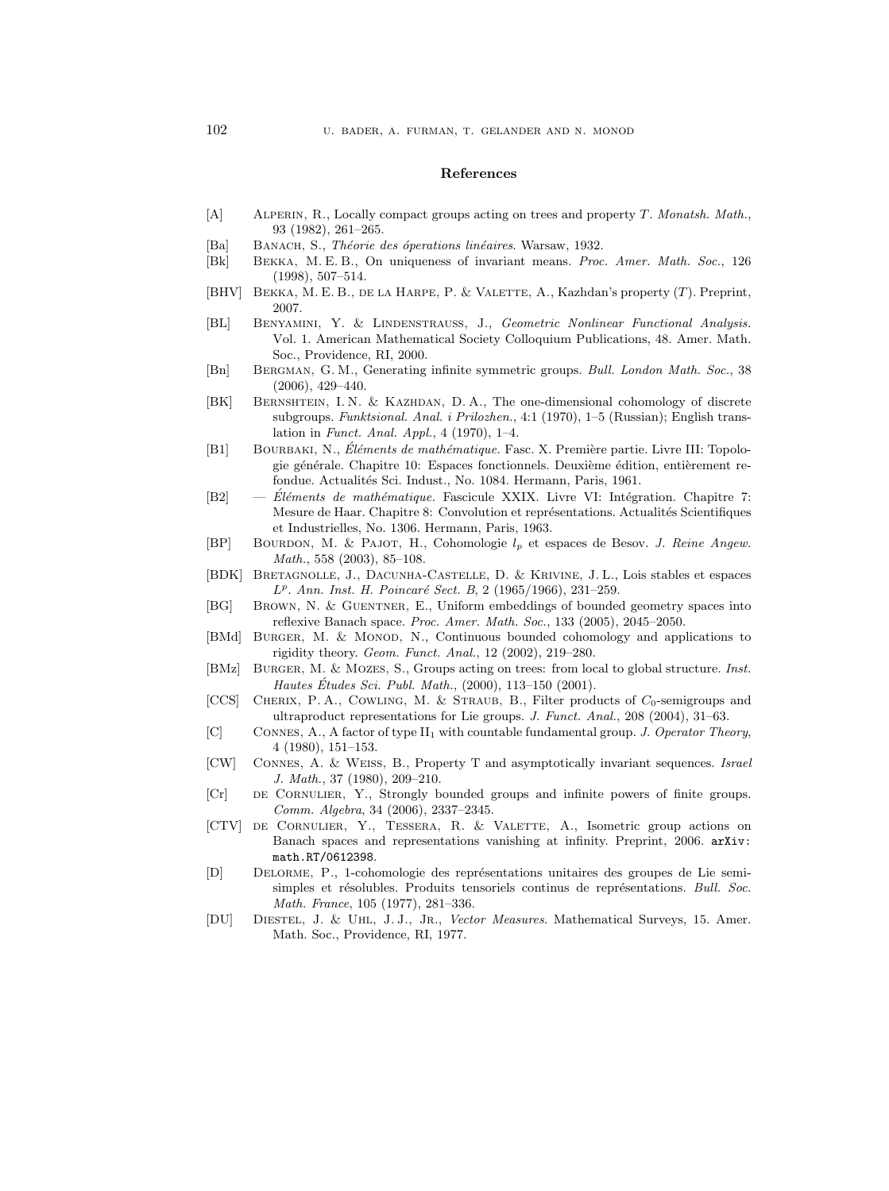## References

[A] Alperin, R., Locally compact groups acting on trees and property $T$. *Monatsh. Math.*, 93 (1982), 261–265.

[Ba] Banach, S., *Théorie des óperations linéaires*. Warsaw, 1932.

[Bk] Bekka, M. E. B., On uniqueness of invariant means. *Proc. Amer. Math. Soc.*, 126 (1998), 507–514.

[BHV] Bekka, M. E. B., de la Harpe, P. & Valette, A., Kazhdan's property ($T$). Preprint, 2007.

[BL] Benyamini, Y. & Lindenstrauss, J., *Geometric Nonlinear Functional Analysis*. Vol. 1. American Mathematical Society Colloquium Publications, 48. Amer. Math. Soc., Providence, RI, 2000.

[Bn] Bergman, G. M., Generating infinite symmetric groups. *Bull. London Math. Soc.*, 38 (2006), 429–440.

[BK] Bernshtein, I. N. & Kazhdan, D. A., The one-dimensional cohomology of discrete subgroups. *Funktsional. Anal. i Prilozhen.*, 4:1 (1970), 1–5 (Russian); English translation in *Funct. Anal. Appl.*, 4 (1970), 1–4.

[B1] Bourbaki, N., *Éléments de mathématique*. Fasc. X. Première partie. Livre III: Topologie générale. Chapitre 10: Espaces fonctionnels. Deuxième édition, entièrement refondue. Actualités Sci. Indust., No. 1084. Hermann, Paris, 1961.

[B2] — *Éléments de mathématique*. Fascicule XXIX. Livre VI: Intégration. Chapitre 7: Mesure de Haar. Chapitre 8: Convolution et représentations. Actualités Scientifiques et Industrielles, No. 1306. Hermann, Paris, 1963.

[BP] Bourdon, M. & Pajot, H., Cohomologie $l_p$ et espaces de Besov. *J. Reine Angew. Math.*, 558 (2003), 85–108.

[BDK] Bretagnolle, J., Dacunha-Castelle, D. & Krivine, J. L., Lois stables et espaces $L^p$. *Ann. Inst. H. Poincaré Sect. B*, 2 (1965/1966), 231–259.

[BG] Brown, N. & Guentner, E., Uniform embeddings of bounded geometry spaces into reflexive Banach space. *Proc. Amer. Math. Soc.*, 133 (2005), 2045–2050.

[BMd] Burger, M. & Monod, N., Continuous bounded cohomology and applications to rigidity theory. *Geom. Funct. Anal.*, 12 (2002), 219–280.

[BMz] Burger, M. & Mozes, S., Groups acting on trees: from local to global structure. *Inst. Hautes Études Sci. Publ. Math.*, (2000), 113–150 (2001).

[CCS] Cherix, P. A., Cowling, M. & Straub, B., Filter products of $C_0$-semigroups and ultraproduct representations for Lie groups. *J. Funct. Anal.*, 208 (2004), 31–63.

[C] Connes, A., A factor of type $\mathrm{II}_1$ with countable fundamental group. *J. Operator Theory*, 4 (1980), 151–153.

[CW] Connes, A. & Weiss, B., Property T and asymptotically invariant sequences. *Israel J. Math.*, 37 (1980), 209–210.

[Cr] de Cornulier, Y., Strongly bounded groups and infinite powers of finite groups. *Comm. Algebra*, 34 (2006), 2337–2345.

[CTV] de Cornulier, Y., Tessera, R. & Valette, A., Isometric group actions on Banach spaces and representations vanishing at infinity. Preprint, 2006. `arXiv:math.RT/0612398`.

[D] Delorme, P., 1-cohomologie des représentations unitaires des groupes de Lie semi-simples et résolubles. Produits tensoriels continus de représentations. *Bull. Soc. Math. France*, 105 (1977), 281–336.

[DU] Diestel, J. & Uhl, J. J., Jr., *Vector Measures*. Mathematical Surveys, 15. Amer. Math. Soc., Providence, RI, 1977.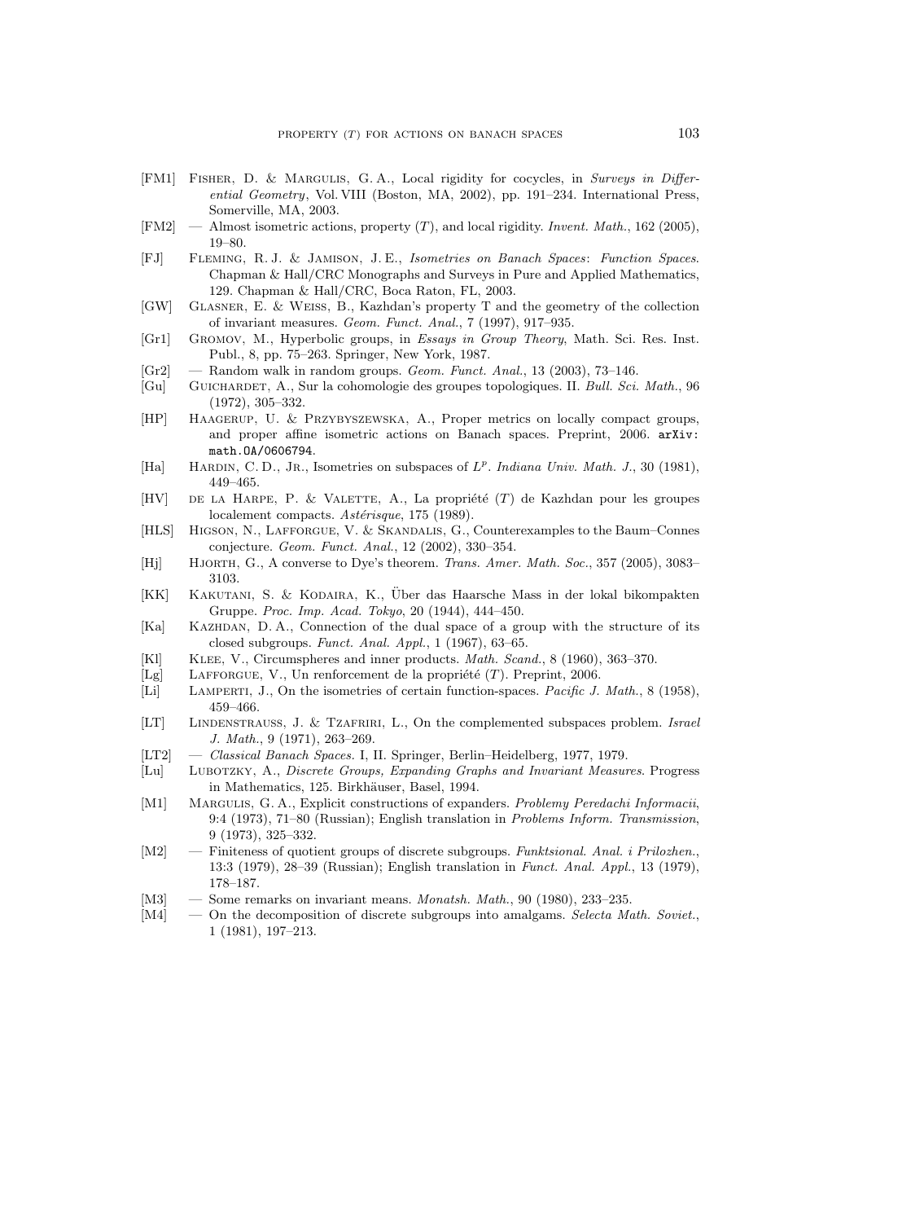[FM1] Fisher, D. & Margulis, G. A., Local rigidity for cocycles, in *Surveys in Differential Geometry*, Vol. VIII (Boston, MA, 2002), pp. 191–234. International Press, Somerville, MA, 2003.

[FM2] — Almost isometric actions, property $(T)$, and local rigidity. *Invent. Math.*, 162 (2005), 19–80.

[FJ] Fleming, R. J. & Jamison, J. E., *Isometries on Banach Spaces*: *Function Spaces*. Chapman & Hall/CRC Monographs and Surveys in Pure and Applied Mathematics, 129. Chapman & Hall/CRC, Boca Raton, FL, 2003.

[GW] Glasner, E. & Weiss, B., Kazhdan's property T and the geometry of the collection of invariant measures. *Geom. Funct. Anal.*, 7 (1997), 917–935.

[Gr1] Gromov, M., Hyperbolic groups, in *Essays in Group Theory*, Math. Sci. Res. Inst. Publ., 8, pp. 75–263. Springer, New York, 1987.

[Gr2] — Random walk in random groups. *Geom. Funct. Anal.*, 13 (2003), 73–146.

[Gu] Guichardet, A., Sur la cohomologie des groupes topologiques. II. *Bull. Sci. Math.*, 96 (1972), 305–332.

[HP] Haagerup, U. & Przybyszewska, A., Proper metrics on locally compact groups, and proper affine isometric actions on Banach spaces. Preprint, 2006. arXiv: math.OA/0606794.

[Ha] Hardin, C. D., Jr., Isometries on subspaces of $L^p$. *Indiana Univ. Math. J.*, 30 (1981), 449–465.

[HV] de la Harpe, P. & Valette, A., La propriété $(T)$ de Kazhdan pour les groupes localement compacts. *Astérisque*, 175 (1989).

[HLS] Higson, N., Lafforgue, V. & Skandalis, G., Counterexamples to the Baum–Connes conjecture. *Geom. Funct. Anal.*, 12 (2002), 330–354.

[Hj] Hjorth, G., A converse to Dye's theorem. *Trans. Amer. Math. Soc.*, 357 (2005), 3083–3103.

[KK] Kakutani, S. & Kodaira, K., Über das Haarsche Mass in der lokal bikompakten Gruppe. *Proc. Imp. Acad. Tokyo*, 20 (1944), 444–450.

[Ka] Kazhdan, D. A., Connection of the dual space of a group with the structure of its closed subgroups. *Funct. Anal. Appl.*, 1 (1967), 63–65.

[Kl] Klee, V., Circumspheres and inner products. *Math. Scand.*, 8 (1960), 363–370.

[Lg] Lafforgue, V., Un renforcement de la propriété $(T)$. Preprint, 2006.

[Li] Lamperti, J., On the isometries of certain function-spaces. *Pacific J. Math.*, 8 (1958), 459–466.

[LT] Lindenstrauss, J. & Tzafriri, L., On the complemented subspaces problem. *Israel J. Math.*, 9 (1971), 263–269.

[LT2] — *Classical Banach Spaces*. I, II. Springer, Berlin–Heidelberg, 1977, 1979.

[Lu] Lubotzky, A., *Discrete Groups, Expanding Graphs and Invariant Measures*. Progress in Mathematics, 125. Birkhäuser, Basel, 1994.

[M1] Margulis, G. A., Explicit constructions of expanders. *Problemy Peredachi Informacii*, 9:4 (1973), 71–80 (Russian); English translation in *Problems Inform. Transmission*, 9 (1973), 325–332.

[M2] — Finiteness of quotient groups of discrete subgroups. *Funktsional. Anal. i Prilozhen.*, 13:3 (1979), 28–39 (Russian); English translation in *Funct. Anal. Appl.*, 13 (1979), 178–187.

[M3] — Some remarks on invariant means. *Monatsh. Math.*, 90 (1980), 233–235.

[M4] — On the decomposition of discrete subgroups into amalgams. *Selecta Math. Soviet.*, 1 (1981), 197–213.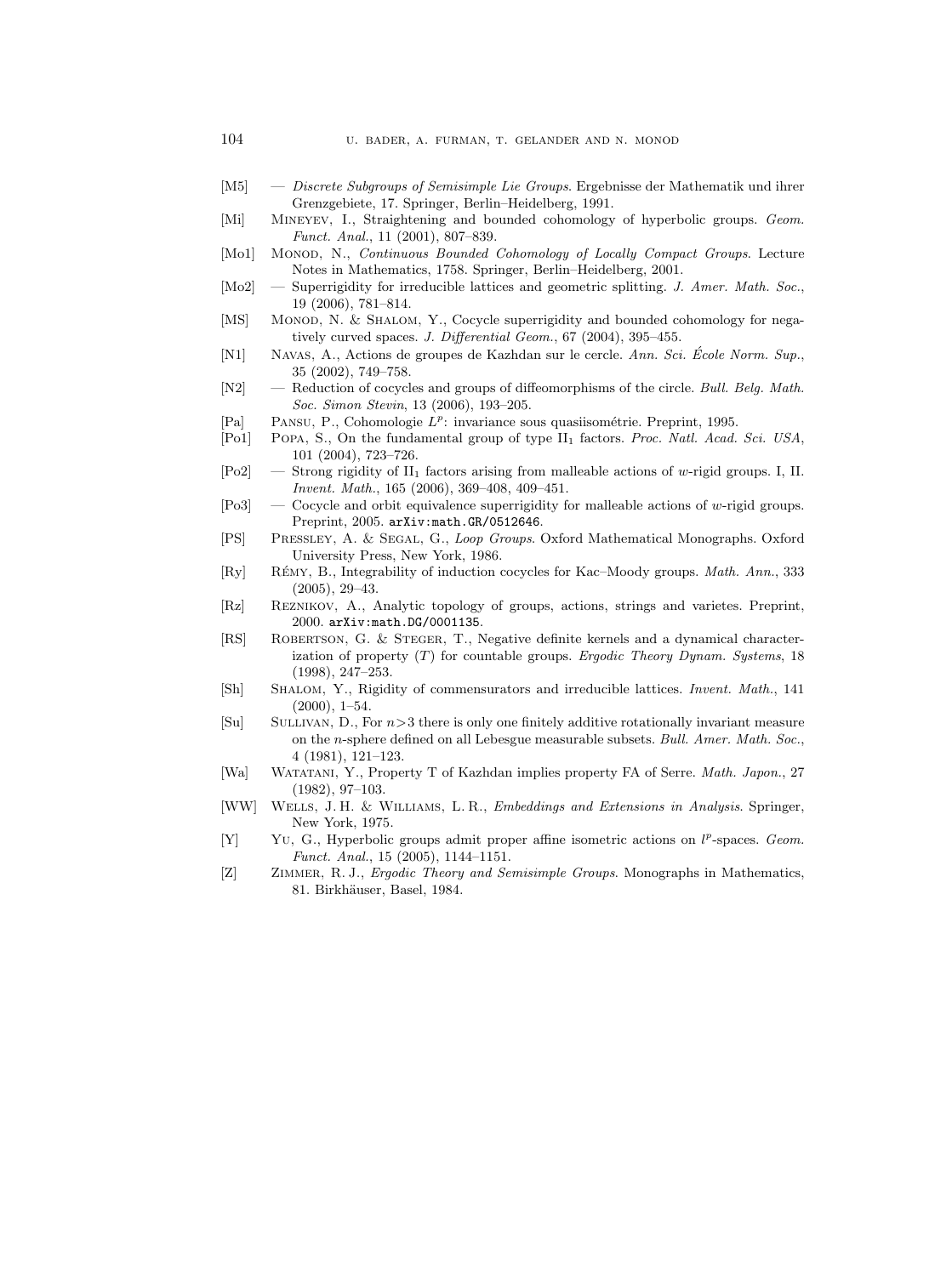[M5] — *Discrete Subgroups of Semisimple Lie Groups*. Ergebnisse der Mathematik und ihrer Grenzgebiete, 17. Springer, Berlin–Heidelberg, 1991.

[Mi] Mineyev, I., Straightening and bounded cohomology of hyperbolic groups. *Geom. Funct. Anal.*, 11 (2001), 807–839.

[Mo1] Monod, N., *Continuous Bounded Cohomology of Locally Compact Groups*. Lecture Notes in Mathematics, 1758. Springer, Berlin–Heidelberg, 2001.

[Mo2] — Superrigidity for irreducible lattices and geometric splitting. *J. Amer. Math. Soc.*, 19 (2006), 781–814.

[MS] Monod, N. & Shalom, Y., Cocycle superrigidity and bounded cohomology for negatively curved spaces. *J. Differential Geom.*, 67 (2004), 395–455.

[N1] Navas, A., Actions de groupes de Kazhdan sur le cercle. *Ann. Sci. École Norm. Sup.*, 35 (2002), 749–758.

[N2] — Reduction of cocycles and groups of diffeomorphisms of the circle. *Bull. Belg. Math. Soc. Simon Stevin*, 13 (2006), 193–205.

[Pa] Pansu, P., Cohomologie $L^p$: invariance sous quasiisométrie. Preprint, 1995.

[Po1] Popa, S., On the fundamental group of type $\mathrm{II}_1$ factors. *Proc. Natl. Acad. Sci. USA*, 101 (2004), 723–726.

[Po2] — Strong rigidity of $\mathrm{II}_1$ factors arising from malleable actions of $w$-rigid groups. I, II. *Invent. Math.*, 165 (2006), 369–408, 409–451.

[Po3] — Cocycle and orbit equivalence superrigidity for malleable actions of $w$-rigid groups. Preprint, 2005. `arXiv:math.GR/0512646`.

[PS] Pressley, A. & Segal, G., *Loop Groups*. Oxford Mathematical Monographs. Oxford University Press, New York, 1986.

[Ry] Rémy, B., Integrability of induction cocycles for Kac–Moody groups. *Math. Ann.*, 333 (2005), 29–43.

[Rz] Reznikov, A., Analytic topology of groups, actions, strings and varietes. Preprint, 2000. `arXiv:math.DG/0001135`.

[RS] Robertson, G. & Steger, T., Negative definite kernels and a dynamical characterization of property $(T)$ for countable groups. *Ergodic Theory Dynam. Systems*, 18 (1998), 247–253.

[Sh] Shalom, Y., Rigidity of commensurators and irreducible lattices. *Invent. Math.*, 141 (2000), 1–54.

[Su] Sullivan, D., For $n>3$ there is only one finitely additive rotationally invariant measure on the $n$-sphere defined on all Lebesgue measurable subsets. *Bull. Amer. Math. Soc.*, 4 (1981), 121–123.

[Wa] Watatani, Y., Property T of Kazhdan implies property FA of Serre. *Math. Japon.*, 27 (1982), 97–103.

[WW] Wells, J. H. & Williams, L. R., *Embeddings and Extensions in Analysis*. Springer, New York, 1975.

[Y] Yu, G., Hyperbolic groups admit proper affine isometric actions on $l^p$-spaces. *Geom. Funct. Anal.*, 15 (2005), 1144–1151.

[Z] Zimmer, R. J., *Ergodic Theory and Semisimple Groups*. Monographs in Mathematics, 81. Birkhäuser, Basel, 1984.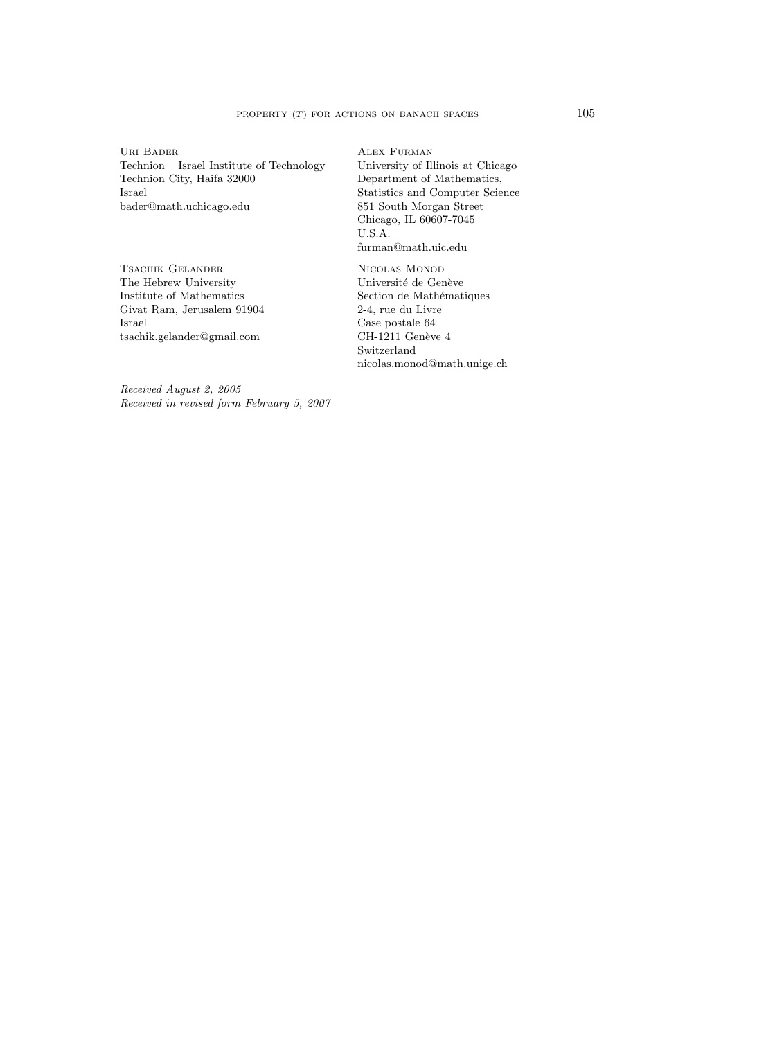Uri Bader
Technion – Israel Institute of Technology
Technion City, Haifa 32000
Israel
bader@math.uchicago.edu

Alex Furman
University of Illinois at Chicago
Department of Mathematics,
Statistics and Computer Science
851 South Morgan Street
Chicago, IL 60607-7045
U.S.A.
furman@math.uic.edu

Tsachik Gelander
The Hebrew University
Institute of Mathematics
Givat Ram, Jerusalem 91904
Israel
tsachik.gelander@gmail.com

Nicolas Monod
Université de Genève
Section de Mathématiques
2-4, rue du Livre
Case postale 64
CH-1211 Genève 4
Switzerland
nicolas.monod@math.unige.ch

*Received August 2, 2005*
*Received in revised form February 5, 2007*